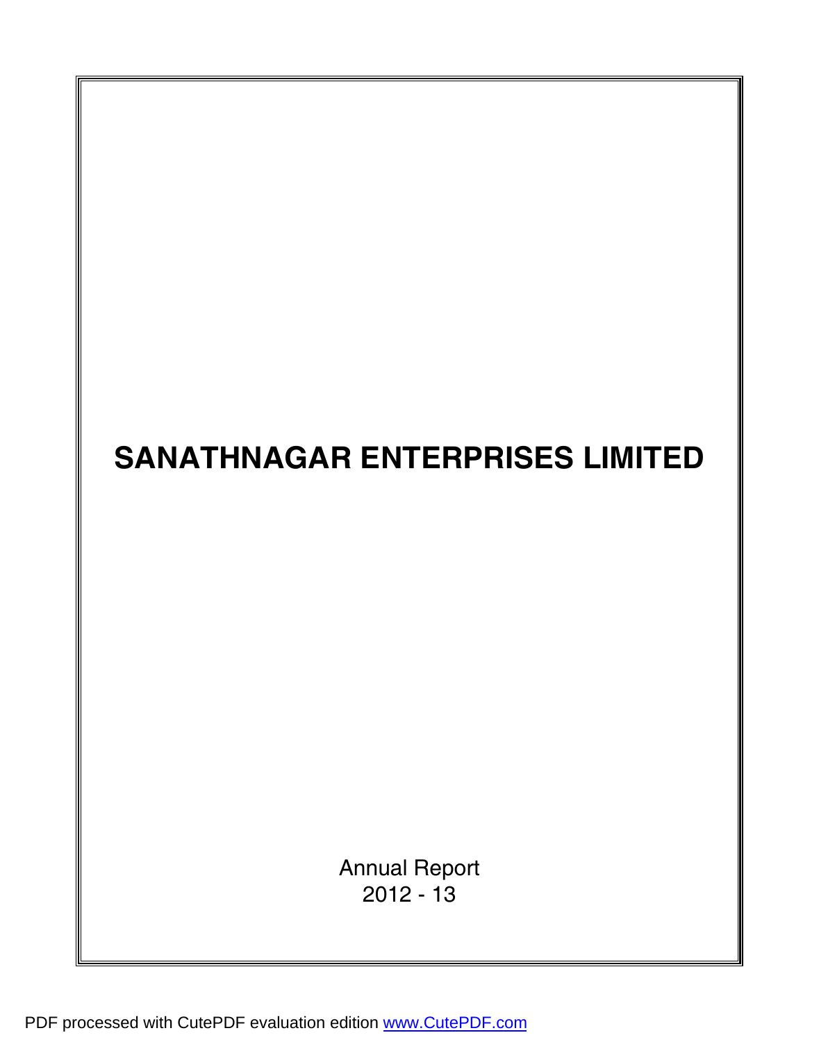# SANATHNAGAR ENTERPRISES LIMITED

Annual Report
2012 - 13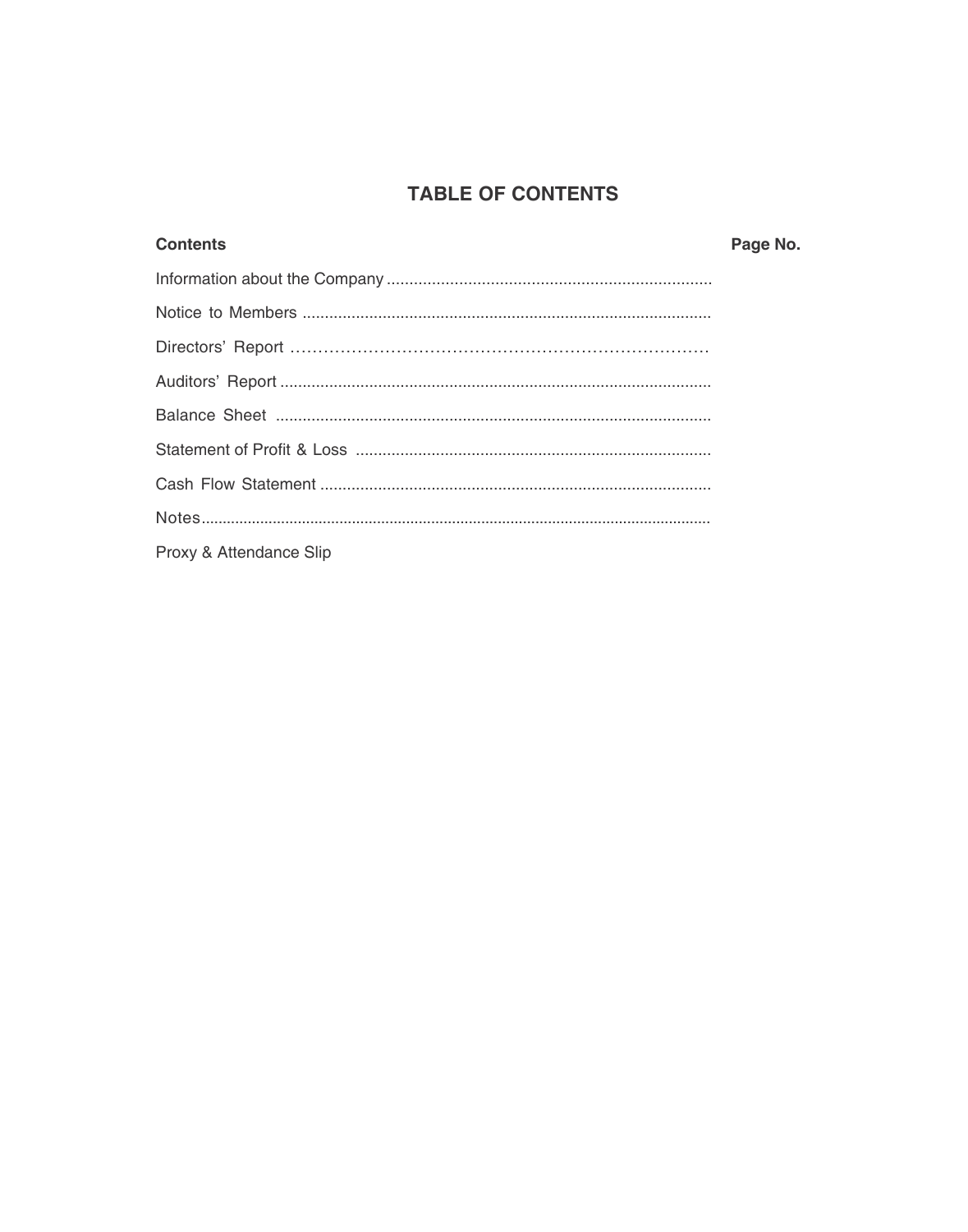# TABLE OF CONTENTS

| Contents | Page No. |
| --- | --- |
| Information about the Company | |
| Notice to Members | |
| Directors' Report | |
| Auditors' Report | |
| Balance Sheet | |
| Statement of Profit & Loss | |
| Cash Flow Statement | |
| Notes | |
| Proxy & Attendance Slip | |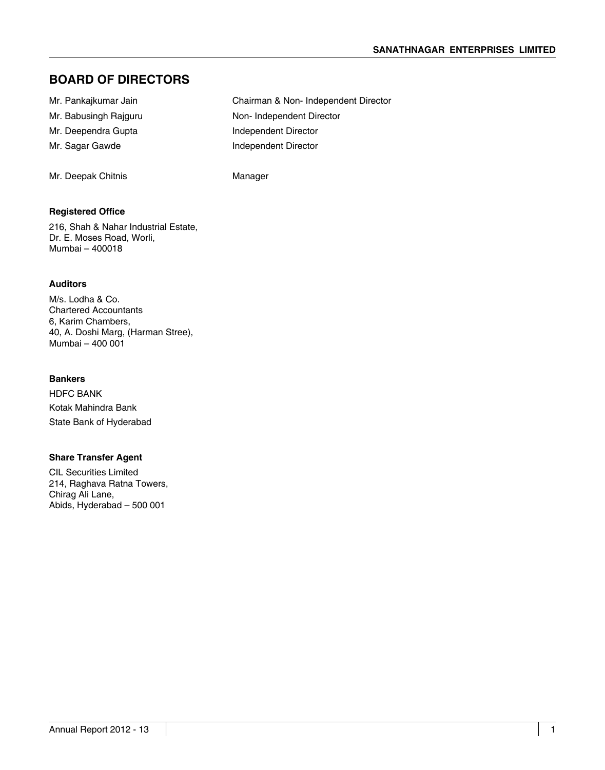# BOARD OF DIRECTORS

| | |
|---|---|
| Mr. Pankajkumar Jain | Chairman & Non- Independent Director |
| Mr. Babusingh Rajguru | Non- Independent Director |
| Mr. Deependra Gupta | Independent Director |
| Mr. Sagar Gawde | Independent Director |
| Mr. Deepak Chitnis | Manager |

**Registered Office**

216, Shah & Nahar Industrial Estate,
Dr. E. Moses Road, Worli,
Mumbai – 400018

**Auditors**

M/s. Lodha & Co.
Chartered Accountants
6, Karim Chambers,
40, A. Doshi Marg, (Harman Stree),
Mumbai – 400 001

**Bankers**

HDFC BANK

Kotak Mahindra Bank

State Bank of Hyderabad

**Share Transfer Agent**

CIL Securities Limited
214, Raghava Ratna Towers,
Chirag Ali Lane,
Abids, Hyderabad – 500 001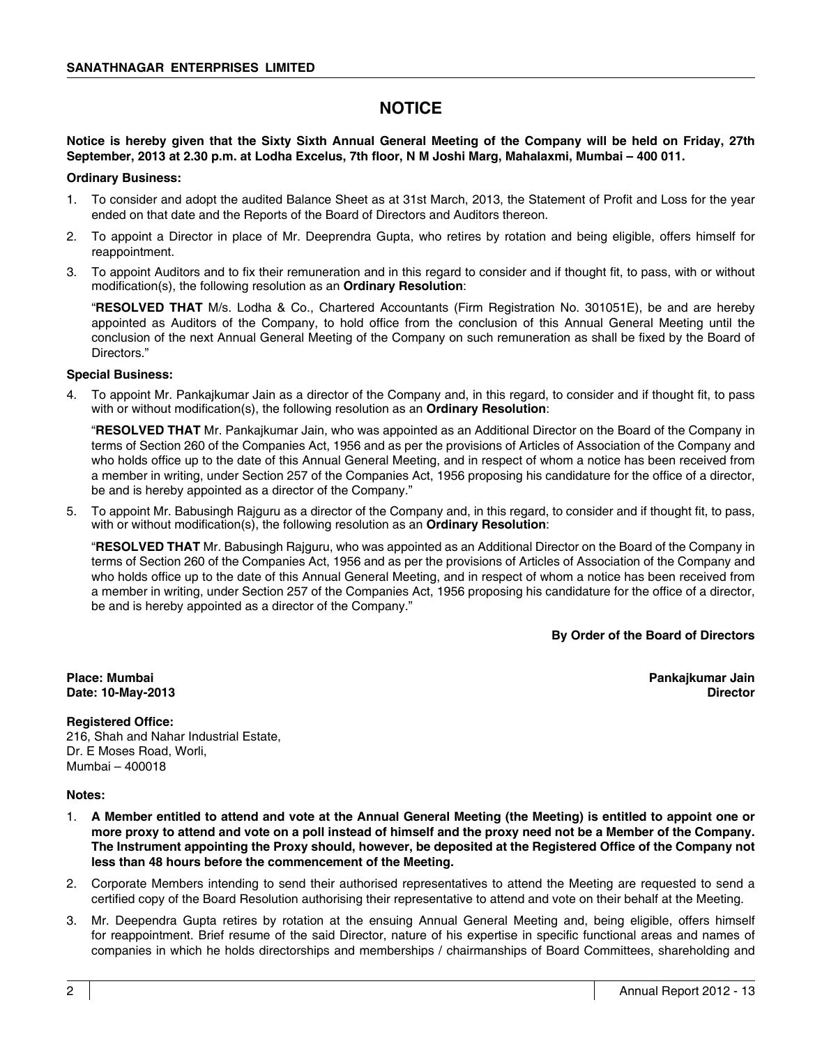# NOTICE

**Notice is hereby given that the Sixty Sixth Annual General Meeting of the Company will be held on Friday, 27th September, 2013 at 2.30 p.m. at Lodha Excelus, 7th floor, N M Joshi Marg, Mahalaxmi, Mumbai – 400 011.**

**Ordinary Business:**

1. To consider and adopt the audited Balance Sheet as at 31st March, 2013, the Statement of Profit and Loss for the year ended on that date and the Reports of the Board of Directors and Auditors thereon.
2. To appoint a Director in place of Mr. Deeprendra Gupta, who retires by rotation and being eligible, offers himself for reappointment.
3. To appoint Auditors and to fix their remuneration and in this regard to consider and if thought fit, to pass, with or without modification(s), the following resolution as an **Ordinary Resolution**:

   "**RESOLVED THAT** M/s. Lodha & Co., Chartered Accountants (Firm Registration No. 301051E), be and are hereby appointed as Auditors of the Company, to hold office from the conclusion of this Annual General Meeting until the conclusion of the next Annual General Meeting of the Company on such remuneration as shall be fixed by the Board of Directors."

**Special Business:**

4. To appoint Mr. Pankajkumar Jain as a director of the Company and, in this regard, to consider and if thought fit, to pass with or without modification(s), the following resolution as an **Ordinary Resolution**:

   "**RESOLVED THAT** Mr. Pankajkumar Jain, who was appointed as an Additional Director on the Board of the Company in terms of Section 260 of the Companies Act, 1956 and as per the provisions of Articles of Association of the Company and who holds office up to the date of this Annual General Meeting, and in respect of whom a notice has been received from a member in writing, under Section 257 of the Companies Act, 1956 proposing his candidature for the office of a director, be and is hereby appointed as a director of the Company."

5. To appoint Mr. Babusingh Rajguru as a director of the Company and, in this regard, to consider and if thought fit, to pass, with or without modification(s), the following resolution as an **Ordinary Resolution**:

   "**RESOLVED THAT** Mr. Babusingh Rajguru, who was appointed as an Additional Director on the Board of the Company in terms of Section 260 of the Companies Act, 1956 and as per the provisions of Articles of Association of the Company and who holds office up to the date of this Annual General Meeting, and in respect of whom a notice has been received from a member in writing, under Section 257 of the Companies Act, 1956 proposing his candidature for the office of a director, be and is hereby appointed as a director of the Company."

**By Order of the Board of Directors**

**Place: Mumbai**
**Date: 10-May-2013**

**Pankajkumar Jain**
**Director**

**Registered Office:**
216, Shah and Nahar Industrial Estate,
Dr. E Moses Road, Worli,
Mumbai – 400018

**Notes:**

1. **A Member entitled to attend and vote at the Annual General Meeting (the Meeting) is entitled to appoint one or more proxy to attend and vote on a poll instead of himself and the proxy need not be a Member of the Company. The Instrument appointing the Proxy should, however, be deposited at the Registered Office of the Company not less than 48 hours before the commencement of the Meeting.**
2. Corporate Members intending to send their authorised representatives to attend the Meeting are requested to send a certified copy of the Board Resolution authorising their representative to attend and vote on their behalf at the Meeting.
3. Mr. Deependra Gupta retires by rotation at the ensuing Annual General Meeting and, being eligible, offers himself for reappointment. Brief resume of the said Director, nature of his expertise in specific functional areas and names of companies in which he holds directorships and memberships / chairmanships of Board Committees, shareholding and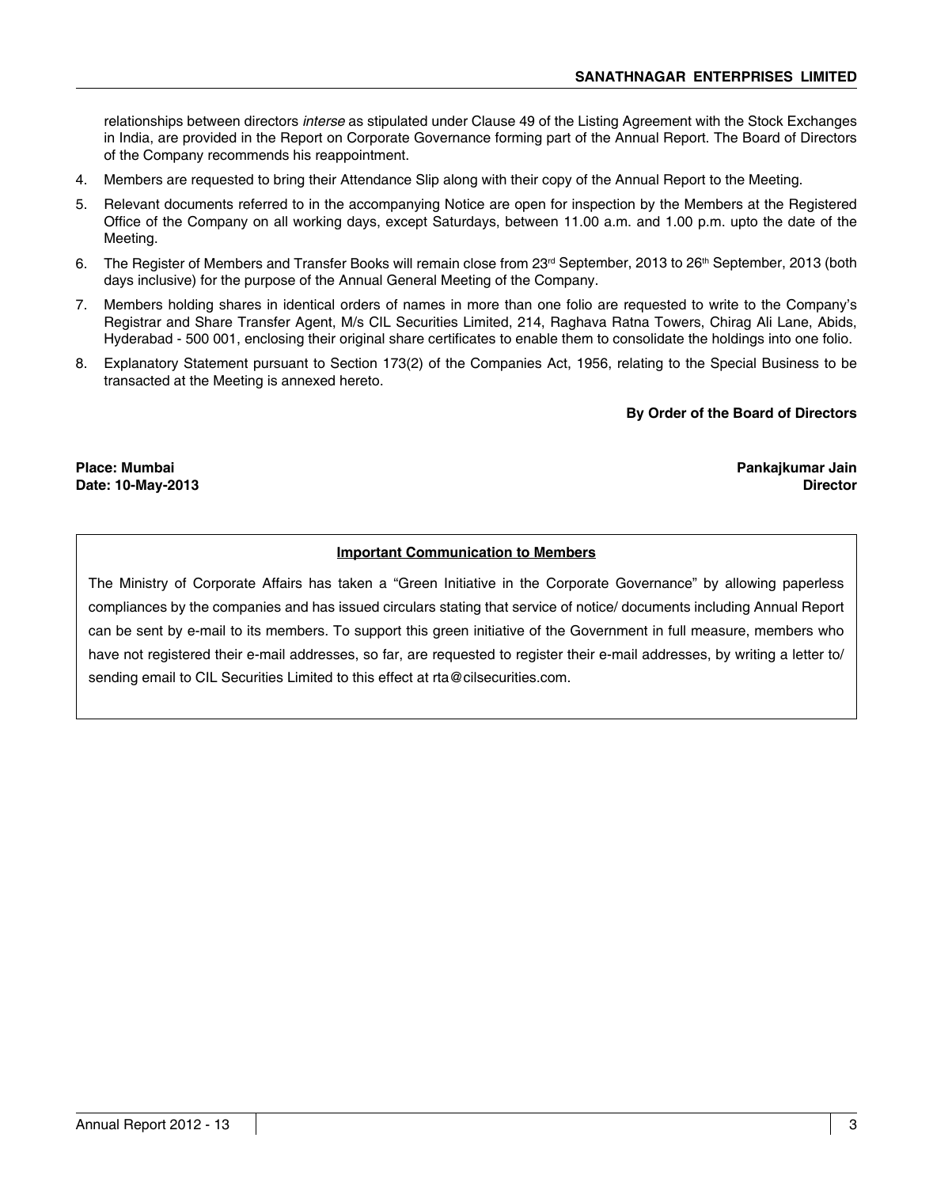relationships between directors *interse* as stipulated under Clause 49 of the Listing Agreement with the Stock Exchanges in India, are provided in the Report on Corporate Governance forming part of the Annual Report. The Board of Directors of the Company recommends his reappointment.

4. Members are requested to bring their Attendance Slip along with their copy of the Annual Report to the Meeting.
5. Relevant documents referred to in the accompanying Notice are open for inspection by the Members at the Registered Office of the Company on all working days, except Saturdays, between 11.00 a.m. and 1.00 p.m. upto the date of the Meeting.
6. The Register of Members and Transfer Books will remain close from 23rd September, 2013 to 26th September, 2013 (both days inclusive) for the purpose of the Annual General Meeting of the Company.
7. Members holding shares in identical orders of names in more than one folio are requested to write to the Company's Registrar and Share Transfer Agent, M/s CIL Securities Limited, 214, Raghava Ratna Towers, Chirag Ali Lane, Abids, Hyderabad - 500 001, enclosing their original share certificates to enable them to consolidate the holdings into one folio.
8. Explanatory Statement pursuant to Section 173(2) of the Companies Act, 1956, relating to the Special Business to be transacted at the Meeting is annexed hereto.

**By Order of the Board of Directors**

**Place: Mumbai**
**Date: 10-May-2013**

**Pankajkumar Jain**
**Director**

**Important Communication to Members**

The Ministry of Corporate Affairs has taken a "Green Initiative in the Corporate Governance" by allowing paperless compliances by the companies and has issued circulars stating that service of notice/ documents including Annual Report can be sent by e-mail to its members. To support this green initiative of the Government in full measure, members who have not registered their e-mail addresses, so far, are requested to register their e-mail addresses, by writing a letter to/ sending email to CIL Securities Limited to this effect at rta@cilsecurities.com.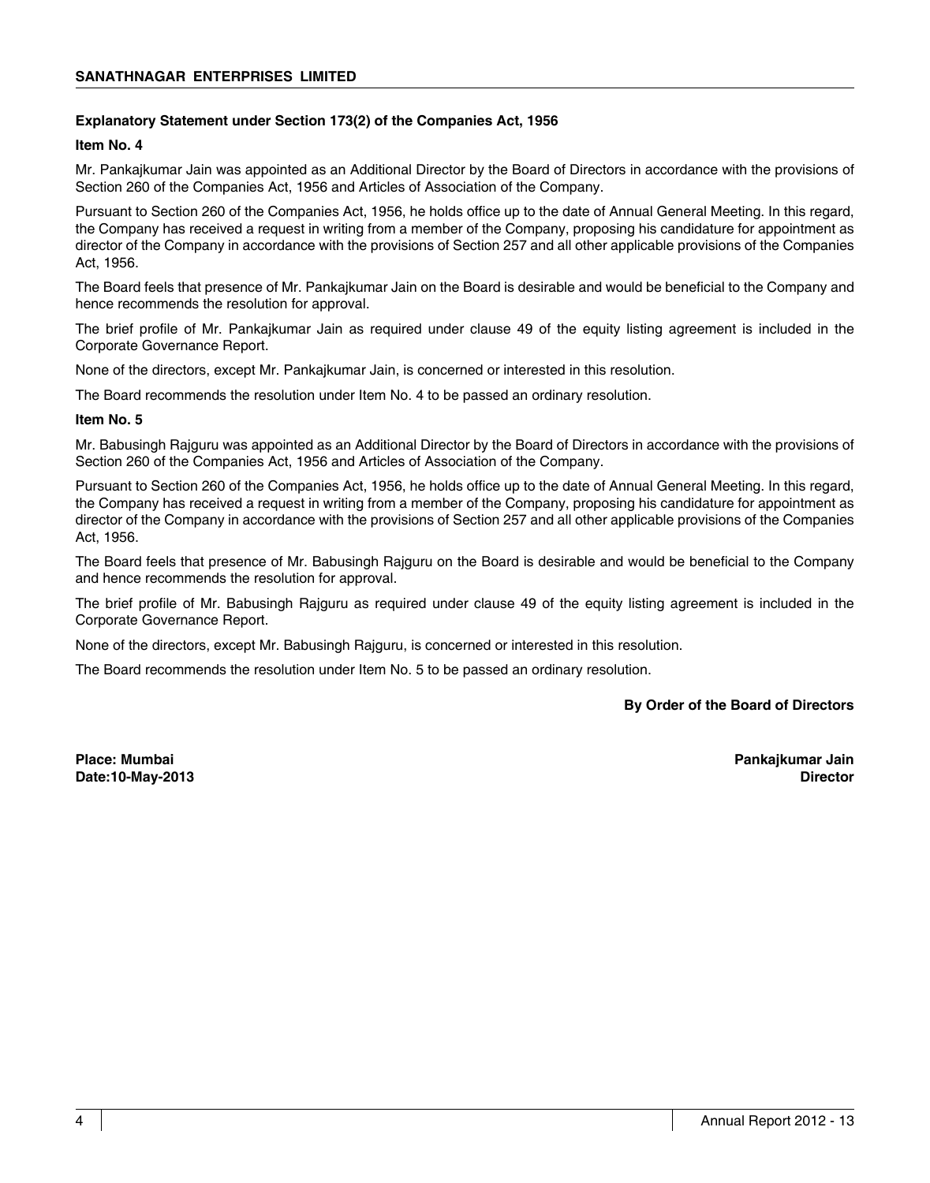## Explanatory Statement under Section 173(2) of the Companies Act, 1956

### Item No. 4

Mr. Pankajkumar Jain was appointed as an Additional Director by the Board of Directors in accordance with the provisions of Section 260 of the Companies Act, 1956 and Articles of Association of the Company.

Pursuant to Section 260 of the Companies Act, 1956, he holds office up to the date of Annual General Meeting. In this regard, the Company has received a request in writing from a member of the Company, proposing his candidature for appointment as director of the Company in accordance with the provisions of Section 257 and all other applicable provisions of the Companies Act, 1956.

The Board feels that presence of Mr. Pankajkumar Jain on the Board is desirable and would be beneficial to the Company and hence recommends the resolution for approval.

The brief profile of Mr. Pankajkumar Jain as required under clause 49 of the equity listing agreement is included in the Corporate Governance Report.

None of the directors, except Mr. Pankajkumar Jain, is concerned or interested in this resolution.

The Board recommends the resolution under Item No. 4 to be passed an ordinary resolution.

### Item No. 5

Mr. Babusingh Rajguru was appointed as an Additional Director by the Board of Directors in accordance with the provisions of Section 260 of the Companies Act, 1956 and Articles of Association of the Company.

Pursuant to Section 260 of the Companies Act, 1956, he holds office up to the date of Annual General Meeting. In this regard, the Company has received a request in writing from a member of the Company, proposing his candidature for appointment as director of the Company in accordance with the provisions of Section 257 and all other applicable provisions of the Companies Act, 1956.

The Board feels that presence of Mr. Babusingh Rajguru on the Board is desirable and would be beneficial to the Company and hence recommends the resolution for approval.

The brief profile of Mr. Babusingh Rajguru as required under clause 49 of the equity listing agreement is included in the Corporate Governance Report.

None of the directors, except Mr. Babusingh Rajguru, is concerned or interested in this resolution.

The Board recommends the resolution under Item No. 5 to be passed an ordinary resolution.

**By Order of the Board of Directors**

**Place: Mumbai**
**Date:10-May-2013**

**Pankajkumar Jain**
**Director**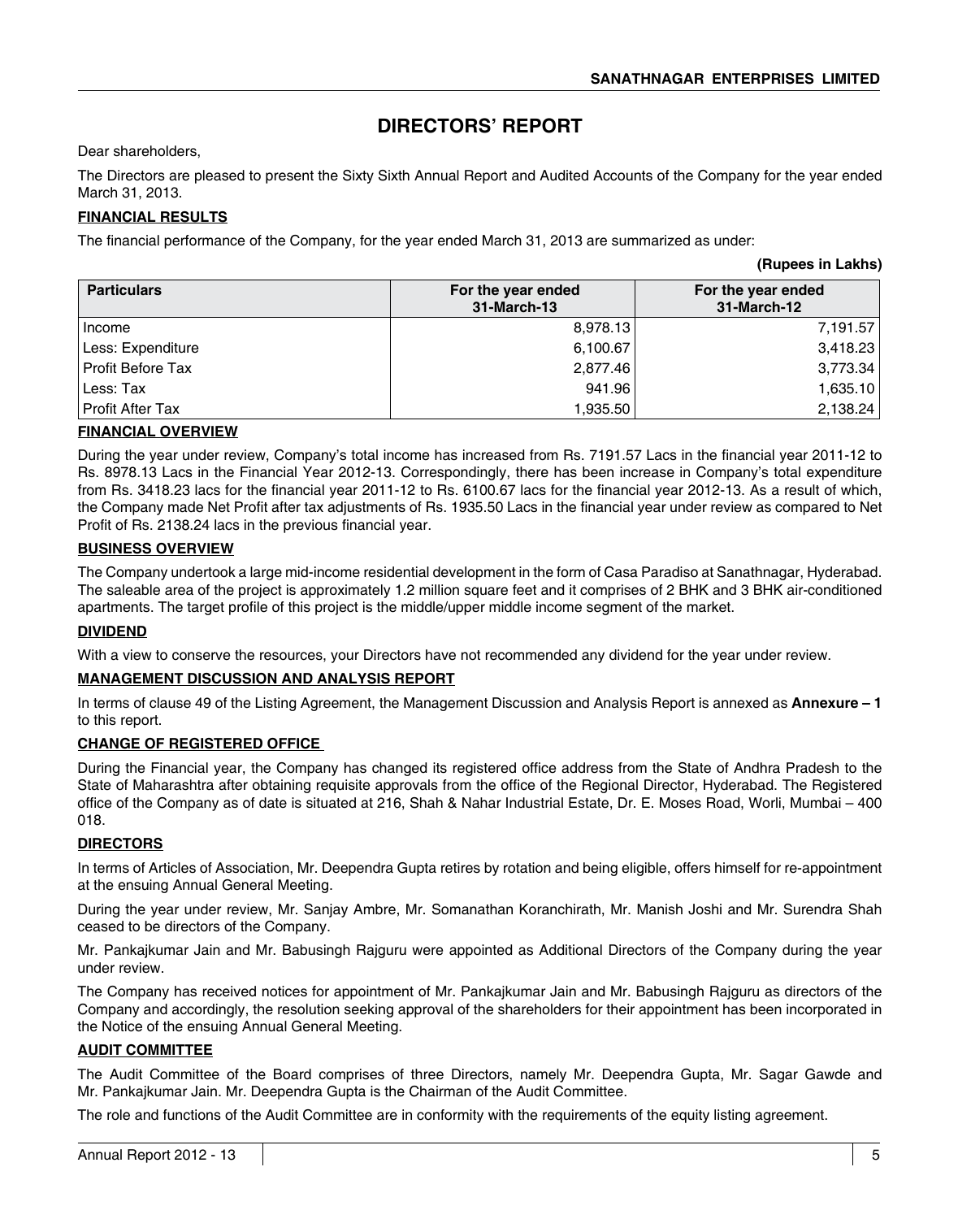# DIRECTORS' REPORT

Dear shareholders,

The Directors are pleased to present the Sixty Sixth Annual Report and Audited Accounts of the Company for the year ended March 31, 2013.

## FINANCIAL RESULTS

The financial performance of the Company, for the year ended March 31, 2013 are summarized as under:

**(Rupees in Lakhs)**

| Particulars | For the year ended 31-March-13 | For the year ended 31-March-12 |
|---|---:|---:|
| Income | 8,978.13 | 7,191.57 |
| Less: Expenditure | 6,100.67 | 3,418.23 |
| Profit Before Tax | 2,877.46 | 3,773.34 |
| Less: Tax | 941.96 | 1,635.10 |
| Profit After Tax | 1,935.50 | 2,138.24 |

## FINANCIAL OVERVIEW

During the year under review, Company's total income has increased from Rs. 7191.57 Lacs in the financial year 2011-12 to Rs. 8978.13 Lacs in the Financial Year 2012-13. Correspondingly, there has been increase in Company's total expenditure from Rs. 3418.23 lacs for the financial year 2011-12 to Rs. 6100.67 lacs for the financial year 2012-13. As a result of which, the Company made Net Profit after tax adjustments of Rs. 1935.50 Lacs in the financial year under review as compared to Net Profit of Rs. 2138.24 lacs in the previous financial year.

## BUSINESS OVERVIEW

The Company undertook a large mid-income residential development in the form of Casa Paradiso at Sanathnagar, Hyderabad. The saleable area of the project is approximately 1.2 million square feet and it comprises of 2 BHK and 3 BHK air-conditioned apartments. The target profile of this project is the middle/upper middle income segment of the market.

## DIVIDEND

With a view to conserve the resources, your Directors have not recommended any dividend for the year under review.

## MANAGEMENT DISCUSSION AND ANALYSIS REPORT

In terms of clause 49 of the Listing Agreement, the Management Discussion and Analysis Report is annexed as **Annexure – 1** to this report.

## CHANGE OF REGISTERED OFFICE

During the Financial year, the Company has changed its registered office address from the State of Andhra Pradesh to the State of Maharashtra after obtaining requisite approvals from the office of the Regional Director, Hyderabad. The Registered office of the Company as of date is situated at 216, Shah & Nahar Industrial Estate, Dr. E. Moses Road, Worli, Mumbai – 400 018.

## DIRECTORS

In terms of Articles of Association, Mr. Deependra Gupta retires by rotation and being eligible, offers himself for re-appointment at the ensuing Annual General Meeting.

During the year under review, Mr. Sanjay Ambre, Mr. Somanathan Koranchirath, Mr. Manish Joshi and Mr. Surendra Shah ceased to be directors of the Company.

Mr. Pankajkumar Jain and Mr. Babusingh Rajguru were appointed as Additional Directors of the Company during the year under review.

The Company has received notices for appointment of Mr. Pankajkumar Jain and Mr. Babusingh Rajguru as directors of the Company and accordingly, the resolution seeking approval of the shareholders for their appointment has been incorporated in the Notice of the ensuing Annual General Meeting.

## AUDIT COMMITTEE

The Audit Committee of the Board comprises of three Directors, namely Mr. Deependra Gupta, Mr. Sagar Gawde and Mr. Pankajkumar Jain. Mr. Deependra Gupta is the Chairman of the Audit Committee.

The role and functions of the Audit Committee are in conformity with the requirements of the equity listing agreement.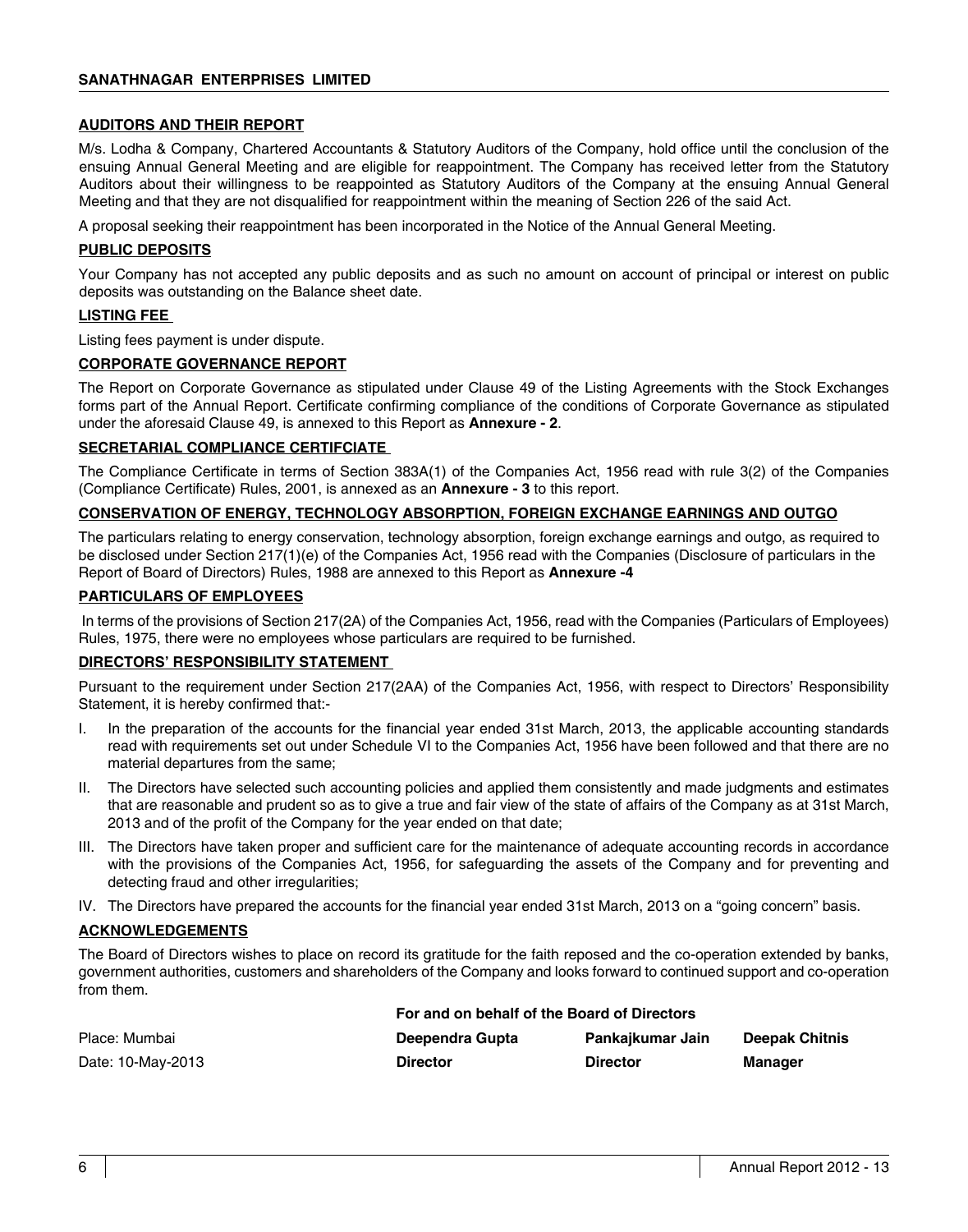## AUDITORS AND THEIR REPORT

M/s. Lodha & Company, Chartered Accountants & Statutory Auditors of the Company, hold office until the conclusion of the ensuing Annual General Meeting and are eligible for reappointment. The Company has received letter from the Statutory Auditors about their willingness to be reappointed as Statutory Auditors of the Company at the ensuing Annual General Meeting and that they are not disqualified for reappointment within the meaning of Section 226 of the said Act.

A proposal seeking their reappointment has been incorporated in the Notice of the Annual General Meeting.

## PUBLIC DEPOSITS

Your Company has not accepted any public deposits and as such no amount on account of principal or interest on public deposits was outstanding on the Balance sheet date.

## LISTING FEE

Listing fees payment is under dispute.

## CORPORATE GOVERNANCE REPORT

The Report on Corporate Governance as stipulated under Clause 49 of the Listing Agreements with the Stock Exchanges forms part of the Annual Report. Certificate confirming compliance of the conditions of Corporate Governance as stipulated under the aforesaid Clause 49, is annexed to this Report as **Annexure - 2**.

## SECRETARIAL COMPLIANCE CERTFCIATE

The Compliance Certificate in terms of Section 383A(1) of the Companies Act, 1956 read with rule 3(2) of the Companies (Compliance Certificate) Rules, 2001, is annexed as an **Annexure - 3** to this report.

## CONSERVATION OF ENERGY, TECHNOLOGY ABSORPTION, FOREIGN EXCHANGE EARNINGS AND OUTGO

The particulars relating to energy conservation, technology absorption, foreign exchange earnings and outgo, as required to be disclosed under Section 217(1)(e) of the Companies Act, 1956 read with the Companies (Disclosure of particulars in the Report of Board of Directors) Rules, 1988 are annexed to this Report as **Annexure -4**

## PARTICULARS OF EMPLOYEES

In terms of the provisions of Section 217(2A) of the Companies Act, 1956, read with the Companies (Particulars of Employees) Rules, 1975, there were no employees whose particulars are required to be furnished.

## DIRECTORS' RESPONSIBILITY STATEMENT

Pursuant to the requirement under Section 217(2AA) of the Companies Act, 1956, with respect to Directors' Responsibility Statement, it is hereby confirmed that:-

I. In the preparation of the accounts for the financial year ended 31st March, 2013, the applicable accounting standards read with requirements set out under Schedule VI to the Companies Act, 1956 have been followed and that there are no material departures from the same;

II. The Directors have selected such accounting policies and applied them consistently and made judgments and estimates that are reasonable and prudent so as to give a true and fair view of the state of affairs of the Company as at 31st March, 2013 and of the profit of the Company for the year ended on that date;

III. The Directors have taken proper and sufficient care for the maintenance of adequate accounting records in accordance with the provisions of the Companies Act, 1956, for safeguarding the assets of the Company and for preventing and detecting fraud and other irregularities;

IV. The Directors have prepared the accounts for the financial year ended 31st March, 2013 on a "going concern" basis.

## ACKNOWLEDGEMENTS

The Board of Directors wishes to place on record its gratitude for the faith reposed and the co-operation extended by banks, government authorities, customers and shareholders of the Company and looks forward to continued support and co-operation from them.

**For and on behalf of the Board of Directors**

| | | | |
|---|---|---|---|
| Place: Mumbai | **Deependra Gupta** | **Pankajkumar Jain** | **Deepak Chitnis** |
| Date: 10-May-2013 | **Director** | **Director** | **Manager** |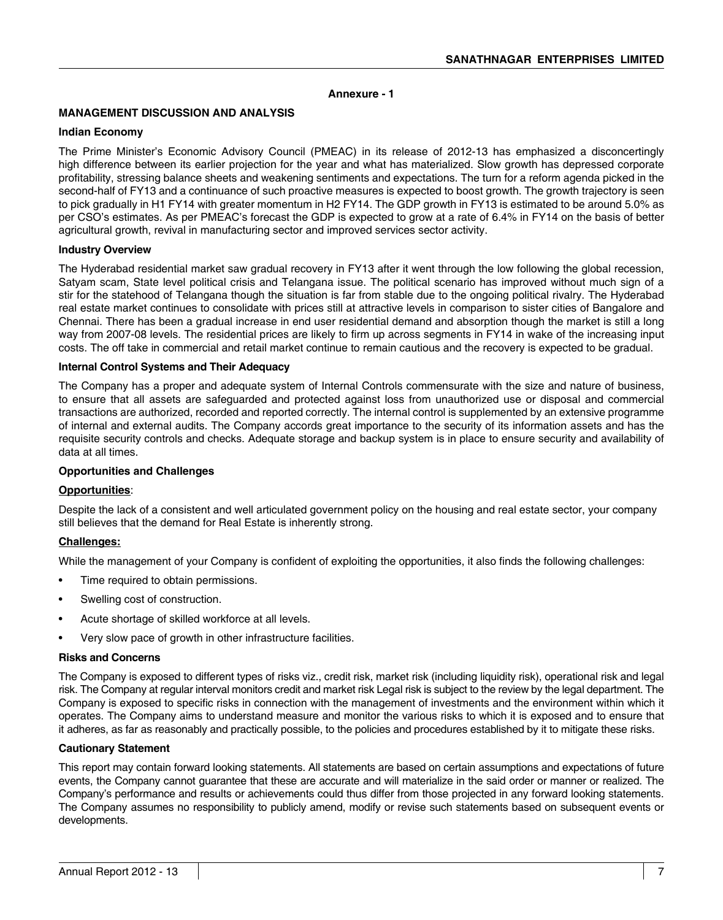**Annexure - 1**

## MANAGEMENT DISCUSSION AND ANALYSIS

### Indian Economy

The Prime Minister's Economic Advisory Council (PMEAC) in its release of 2012-13 has emphasized a disconcertingly high difference between its earlier projection for the year and what has materialized. Slow growth has depressed corporate profitability, stressing balance sheets and weakening sentiments and expectations. The turn for a reform agenda picked in the second-half of FY13 and a continuance of such proactive measures is expected to boost growth. The growth trajectory is seen to pick gradually in H1 FY14 with greater momentum in H2 FY14. The GDP growth in FY13 is estimated to be around 5.0% as per CSO's estimates. As per PMEAC's forecast the GDP is expected to grow at a rate of 6.4% in FY14 on the basis of better agricultural growth, revival in manufacturing sector and improved services sector activity.

### Industry Overview

The Hyderabad residential market saw gradual recovery in FY13 after it went through the low following the global recession, Satyam scam, State level political crisis and Telangana issue. The political scenario has improved without much sign of a stir for the statehood of Telangana though the situation is far from stable due to the ongoing political rivalry. The Hyderabad real estate market continues to consolidate with prices still at attractive levels in comparison to sister cities of Bangalore and Chennai. There has been a gradual increase in end user residential demand and absorption though the market is still a long way from 2007-08 levels. The residential prices are likely to firm up across segments in FY14 in wake of the increasing input costs. The off take in commercial and retail market continue to remain cautious and the recovery is expected to be gradual.

### Internal Control Systems and Their Adequacy

The Company has a proper and adequate system of Internal Controls commensurate with the size and nature of business, to ensure that all assets are safeguarded and protected against loss from unauthorized use or disposal and commercial transactions are authorized, recorded and reported correctly. The internal control is supplemented by an extensive programme of internal and external audits. The Company accords great importance to the security of its information assets and has the requisite security controls and checks. Adequate storage and backup system is in place to ensure security and availability of data at all times.

### Opportunities and Challenges

**Opportunities**:

Despite the lack of a consistent and well articulated government policy on the housing and real estate sector, your company still believes that the demand for Real Estate is inherently strong.

**Challenges:**

While the management of your Company is confident of exploiting the opportunities, it also finds the following challenges:

- Time required to obtain permissions.
- Swelling cost of construction.
- Acute shortage of skilled workforce at all levels.
- Very slow pace of growth in other infrastructure facilities.

### Risks and Concerns

The Company is exposed to different types of risks viz., credit risk, market risk (including liquidity risk), operational risk and legal risk. The Company at regular interval monitors credit and market risk Legal risk is subject to the review by the legal department. The Company is exposed to specific risks in connection with the management of investments and the environment within which it operates. The Company aims to understand measure and monitor the various risks to which it is exposed and to ensure that it adheres, as far as reasonably and practically possible, to the policies and procedures established by it to mitigate these risks.

### Cautionary Statement

This report may contain forward looking statements. All statements are based on certain assumptions and expectations of future events, the Company cannot guarantee that these are accurate and will materialize in the said order or manner or realized. The Company's performance and results or achievements could thus differ from those projected in any forward looking statements. The Company assumes no responsibility to publicly amend, modify or revise such statements based on subsequent events or developments.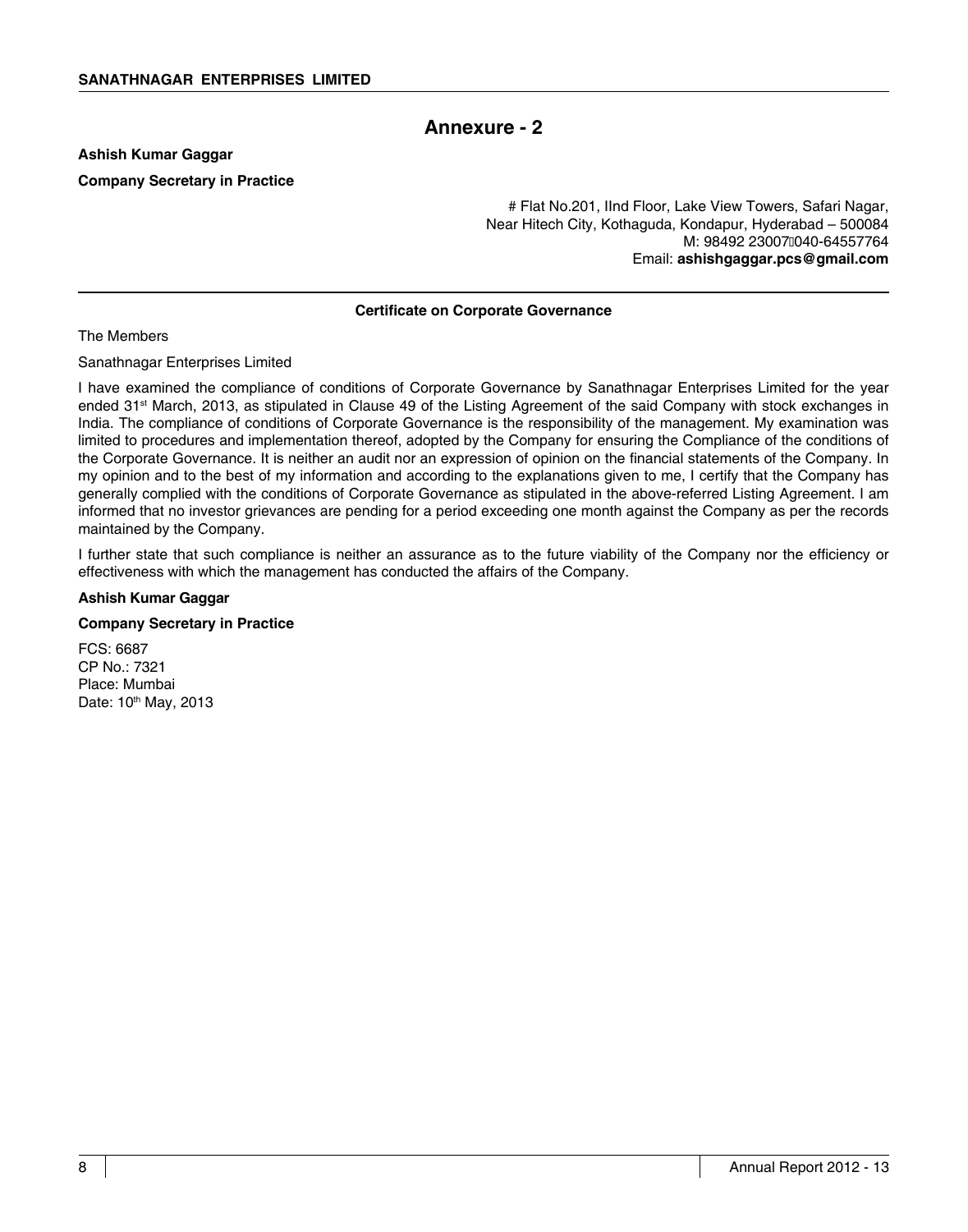## Annexure - 2

**Ashish Kumar Gaggar**

**Company Secretary in Practice**

# Flat No.201, IInd Floor, Lake View Towers, Safari Nagar,
Near Hitech City, Kothaguda, Kondapur, Hyderabad – 500084
M: 98492 23007040-64557764
Email: **ashishgaggar.pcs@gmail.com**

---

**Certificate on Corporate Governance**

The Members

Sanathnagar Enterprises Limited

I have examined the compliance of conditions of Corporate Governance by Sanathnagar Enterprises Limited for the year ended 31st March, 2013, as stipulated in Clause 49 of the Listing Agreement of the said Company with stock exchanges in India. The compliance of conditions of Corporate Governance is the responsibility of the management. My examination was limited to procedures and implementation thereof, adopted by the Company for ensuring the Compliance of the conditions of the Corporate Governance. It is neither an audit nor an expression of opinion on the financial statements of the Company. In my opinion and to the best of my information and according to the explanations given to me, I certify that the Company has generally complied with the conditions of Corporate Governance as stipulated in the above-referred Listing Agreement. I am informed that no investor grievances are pending for a period exceeding one month against the Company as per the records maintained by the Company.

I further state that such compliance is neither an assurance as to the future viability of the Company nor the efficiency or effectiveness with which the management has conducted the affairs of the Company.

**Ashish Kumar Gaggar**

**Company Secretary in Practice**

FCS: 6687
CP No.: 7321
Place: Mumbai
Date: 10th May, 2013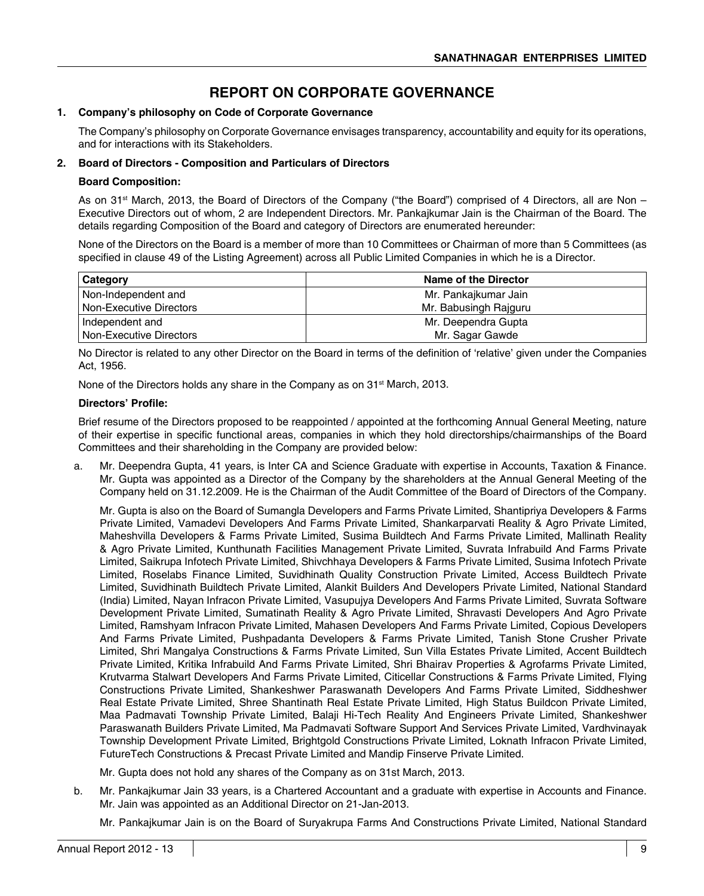# REPORT ON CORPORATE GOVERNANCE

**1. Company's philosophy on Code of Corporate Governance**

The Company's philosophy on Corporate Governance envisages transparency, accountability and equity for its operations, and for interactions with its Stakeholders.

**2. Board of Directors - Composition and Particulars of Directors**

**Board Composition:**

As on 31st March, 2013, the Board of Directors of the Company ("the Board") comprised of 4 Directors, all are Non – Executive Directors out of whom, 2 are Independent Directors. Mr. Pankajkumar Jain is the Chairman of the Board. The details regarding Composition of the Board and category of Directors are enumerated hereunder:

None of the Directors on the Board is a member of more than 10 Committees or Chairman of more than 5 Committees (as specified in clause 49 of the Listing Agreement) across all Public Limited Companies in which he is a Director.

| Category | Name of the Director |
|---|---|
| Non-Independent and Non-Executive Directors | Mr. Pankajkumar Jain<br>Mr. Babusingh Rajguru |
| Independent and Non-Executive Directors | Mr. Deependra Gupta<br>Mr. Sagar Gawde |

No Director is related to any other Director on the Board in terms of the definition of 'relative' given under the Companies Act, 1956.

None of the Directors holds any share in the Company as on 31st March, 2013.

**Directors' Profile:**

Brief resume of the Directors proposed to be reappointed / appointed at the forthcoming Annual General Meeting, nature of their expertise in specific functional areas, companies in which they hold directorships/chairmanships of the Board Committees and their shareholding in the Company are provided below:

a. Mr. Deependra Gupta, 41 years, is Inter CA and Science Graduate with expertise in Accounts, Taxation & Finance. Mr. Gupta was appointed as a Director of the Company by the shareholders at the Annual General Meeting of the Company held on 31.12.2009. He is the Chairman of the Audit Committee of the Board of Directors of the Company.

   Mr. Gupta is also on the Board of Sumangla Developers and Farms Private Limited, Shantipriya Developers & Farms Private Limited, Vamadevi Developers And Farms Private Limited, Shankarparvati Reality & Agro Private Limited, Maheshvilla Developers & Farms Private Limited, Susima Buildtech And Farms Private Limited, Mallinath Reality & Agro Private Limited, Kunthunath Facilities Management Private Limited, Suvrata Infrabuild And Farms Private Limited, Saikrupa Infotech Private Limited, Shivchhaya Developers & Farms Private Limited, Susima Infotech Private Limited, Roselabs Finance Limited, Suvidhinath Quality Construction Private Limited, Access Buildtech Private Limited, Suvidhinath Buildtech Private Limited, Alankit Builders And Developers Private Limited, National Standard (India) Limited, Nayan Infracon Private Limited, Vasupujya Developers And Farms Private Limited, Suvrata Software Development Private Limited, Sumatinath Reality & Agro Private Limited, Shravasti Developers And Agro Private Limited, Ramshyam Infracon Private Limited, Mahasen Developers And Farms Private Limited, Copious Developers And Farms Private Limited, Pushpadanta Developers & Farms Private Limited, Tanish Stone Crusher Private Limited, Shri Mangalya Constructions & Farms Private Limited, Sun Villa Estates Private Limited, Accent Buildtech Private Limited, Kritika Infrabuild And Farms Private Limited, Shri Bhairav Properties & Agrofarms Private Limited, Krutvarma Stalwart Developers And Farms Private Limited, Citicellar Constructions & Farms Private Limited, Flying Constructions Private Limited, Shankeshwer Paraswanath Developers And Farms Private Limited, Siddheshwer Real Estate Private Limited, Shree Shantinath Real Estate Private Limited, High Status Buildcon Private Limited, Maa Padmavati Township Private Limited, Balaji Hi-Tech Reality And Engineers Private Limited, Shankeshwer Paraswanath Builders Private Limited, Ma Padmavati Software Support And Services Private Limited, Vardhvinayak Township Development Private Limited, Brightgold Constructions Private Limited, Loknath Infracon Private Limited, FutureTech Constructions & Precast Private Limited and Mandip Finserve Private Limited.

   Mr. Gupta does not hold any shares of the Company as on 31st March, 2013.

b. Mr. Pankajkumar Jain 33 years, is a Chartered Accountant and a graduate with expertise in Accounts and Finance. Mr. Jain was appointed as an Additional Director on 21-Jan-2013.

   Mr. Pankajkumar Jain is on the Board of Suryakrupa Farms And Constructions Private Limited, National Standard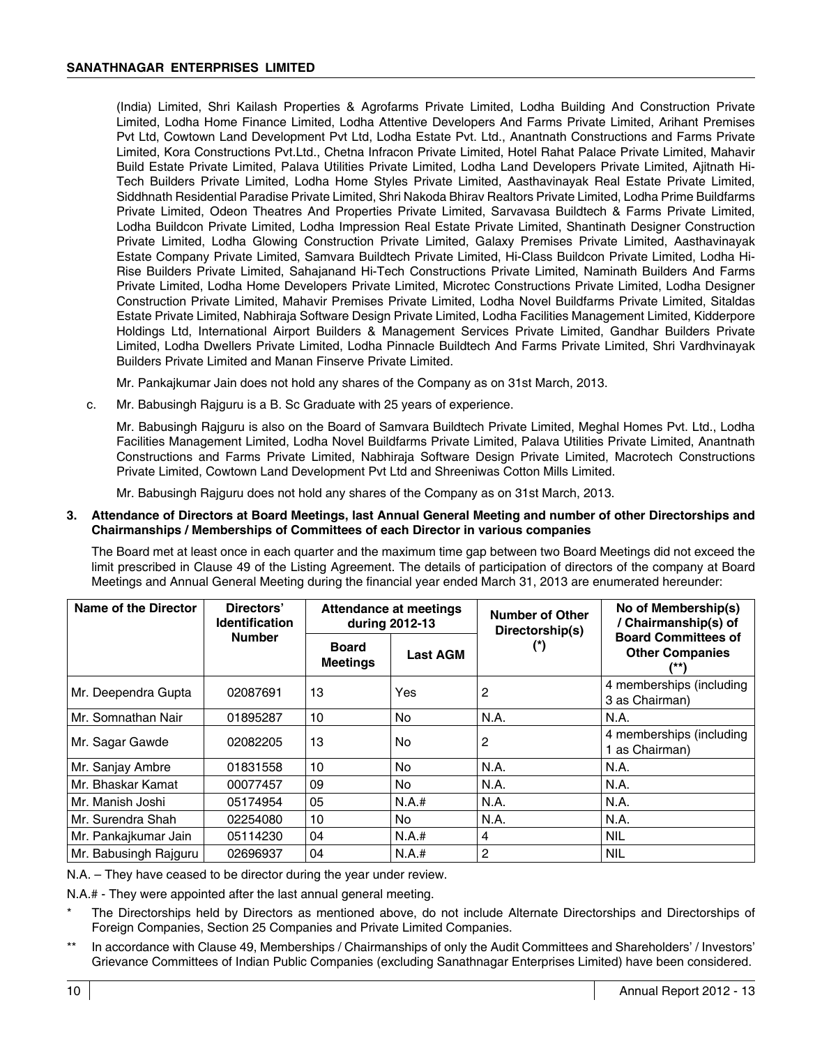(India) Limited, Shri Kailash Properties & Agrofarms Private Limited, Lodha Building And Construction Private Limited, Lodha Home Finance Limited, Lodha Attentive Developers And Farms Private Limited, Arihant Premises Pvt Ltd, Cowtown Land Development Pvt Ltd, Lodha Estate Pvt. Ltd., Anantnath Constructions and Farms Private Limited, Kora Constructions Pvt.Ltd., Chetna Infracon Private Limited, Hotel Rahat Palace Private Limited, Mahavir Build Estate Private Limited, Palava Utilities Private Limited, Lodha Land Developers Private Limited, Ajitnath Hi-Tech Builders Private Limited, Lodha Home Styles Private Limited, Aasthavinayak Real Estate Private Limited, Siddhnath Residential Paradise Private Limited, Shri Nakoda Bhirav Realtors Private Limited, Lodha Prime Buildfarms Private Limited, Odeon Theatres And Properties Private Limited, Sarvavasa Buildtech & Farms Private Limited, Lodha Buildcon Private Limited, Lodha Impression Real Estate Private Limited, Shantinath Designer Construction Private Limited, Lodha Glowing Construction Private Limited, Galaxy Premises Private Limited, Aasthavinayak Estate Company Private Limited, Samvara Buildtech Private Limited, Hi-Class Buildcon Private Limited, Lodha Hi-Rise Builders Private Limited, Sahajanand Hi-Tech Constructions Private Limited, Naminath Builders And Farms Private Limited, Lodha Home Developers Private Limited, Microtec Constructions Private Limited, Lodha Designer Construction Private Limited, Mahavir Premises Private Limited, Lodha Novel Buildfarms Private Limited, Sitaldas Estate Private Limited, Nabhiraja Software Design Private Limited, Lodha Facilities Management Limited, Kidderpore Holdings Ltd, International Airport Builders & Management Services Private Limited, Gandhar Builders Private Limited, Lodha Dwellers Private Limited, Lodha Pinnacle Buildtech And Farms Private Limited, Shri Vardhvinayak Builders Private Limited and Manan Finserve Private Limited.

Mr. Pankajkumar Jain does not hold any shares of the Company as on 31st March, 2013.

c. Mr. Babusingh Rajguru is a B. Sc Graduate with 25 years of experience.

Mr. Babusingh Rajguru is also on the Board of Samvara Buildtech Private Limited, Meghal Homes Pvt. Ltd., Lodha Facilities Management Limited, Lodha Novel Buildfarms Private Limited, Palava Utilities Private Limited, Anantnath Constructions and Farms Private Limited, Nabhiraja Software Design Private Limited, Macrotech Constructions Private Limited, Cowtown Land Development Pvt Ltd and Shreeniwas Cotton Mills Limited.

Mr. Babusingh Rajguru does not hold any shares of the Company as on 31st March, 2013.

**3. Attendance of Directors at Board Meetings, last Annual General Meeting and number of other Directorships and Chairmanships / Memberships of Committees of each Director in various companies**

The Board met at least once in each quarter and the maximum time gap between two Board Meetings did not exceed the limit prescribed in Clause 49 of the Listing Agreement. The details of participation of directors of the company at Board Meetings and Annual General Meeting during the financial year ended March 31, 2013 are enumerated hereunder:

| Name of the Director | Directors' Identification Number | Attendance at meetings during 2012-13 | | Number of Other Directorship(s) (*) | No of Membership(s) / Chairmanship(s) of Board Committees of Other Companies (**) |
|---|---|---|---|---|---|
| | | Board Meetings | Last AGM | | |
| Mr. Deependra Gupta | 02087691 | 13 | Yes | 2 | 4 memberships (including 3 as Chairman) |
| Mr. Somnathan Nair | 01895287 | 10 | No | N.A. | N.A. |
| Mr. Sagar Gawde | 02082205 | 13 | No | 2 | 4 memberships (including 1 as Chairman) |
| Mr. Sanjay Ambre | 01831558 | 10 | No | N.A. | N.A. |
| Mr. Bhaskar Kamat | 00077457 | 09 | No | N.A. | N.A. |
| Mr. Manish Joshi | 05174954 | 05 | N.A.# | N.A. | N.A. |
| Mr. Surendra Shah | 02254080 | 10 | No | N.A. | N.A. |
| Mr. Pankajkumar Jain | 05114230 | 04 | N.A.# | 4 | NIL |
| Mr. Babusingh Rajguru | 02696937 | 04 | N.A.# | 2 | NIL |

N.A. – They have ceased to be director during the year under review.

N.A.# - They were appointed after the last annual general meeting.

\* The Directorships held by Directors as mentioned above, do not include Alternate Directorships and Directorships of Foreign Companies, Section 25 Companies and Private Limited Companies.

\*\* In accordance with Clause 49, Memberships / Chairmanships of only the Audit Committees and Shareholders' / Investors' Grievance Committees of Indian Public Companies (excluding Sanathnagar Enterprises Limited) have been considered.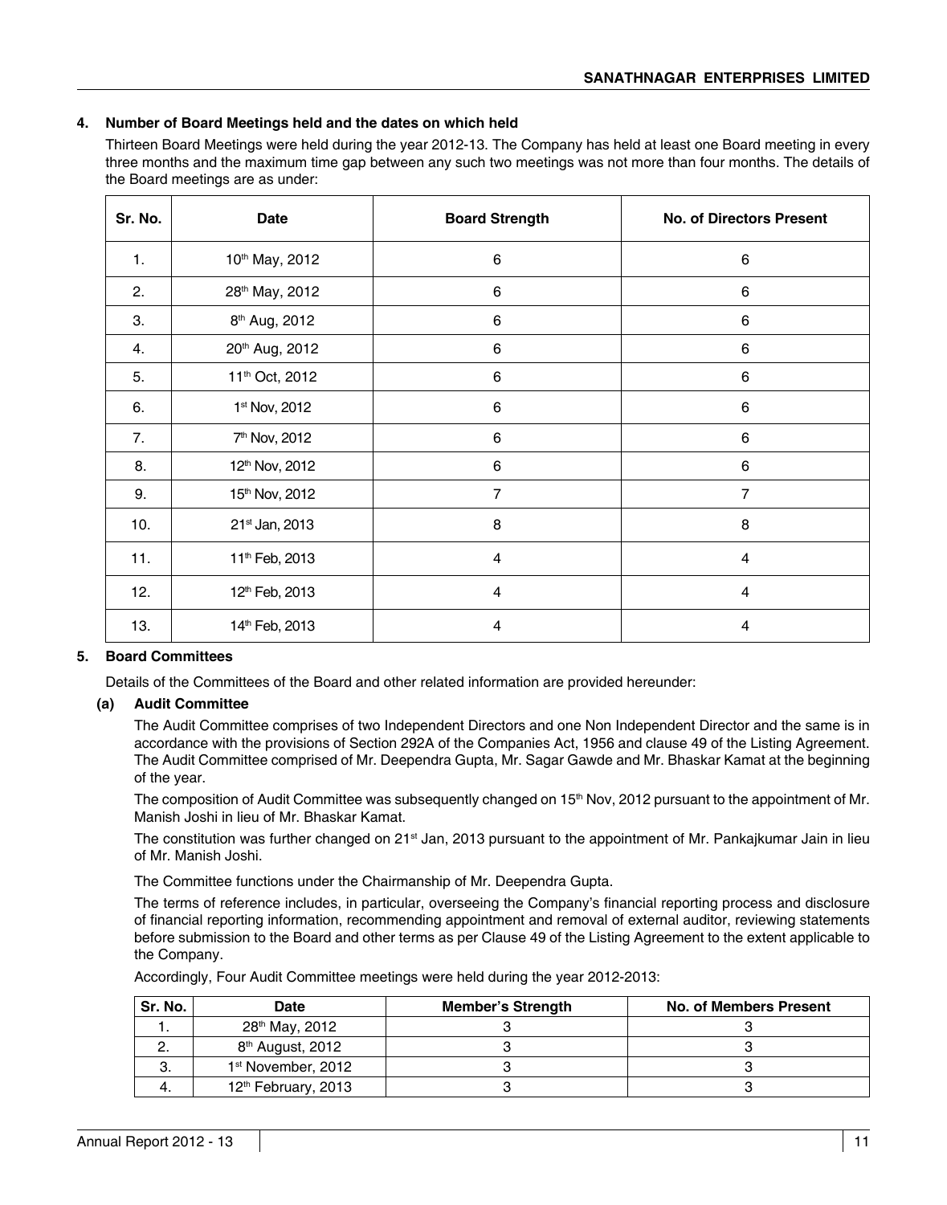## 4. Number of Board Meetings held and the dates on which held

Thirteen Board Meetings were held during the year 2012-13. The Company has held at least one Board meeting in every three months and the maximum time gap between any such two meetings was not more than four months. The details of the Board meetings are as under:

| Sr. No. | Date | Board Strength | No. of Directors Present |
|---|---|---|---|
| 1. | 10th May, 2012 | 6 | 6 |
| 2. | 28th May, 2012 | 6 | 6 |
| 3. | 8th Aug, 2012 | 6 | 6 |
| 4. | 20th Aug, 2012 | 6 | 6 |
| 5. | 11th Oct, 2012 | 6 | 6 |
| 6. | 1st Nov, 2012 | 6 | 6 |
| 7. | 7th Nov, 2012 | 6 | 6 |
| 8. | 12th Nov, 2012 | 6 | 6 |
| 9. | 15th Nov, 2012 | 7 | 7 |
| 10. | 21st Jan, 2013 | 8 | 8 |
| 11. | 11th Feb, 2013 | 4 | 4 |
| 12. | 12th Feb, 2013 | 4 | 4 |
| 13. | 14th Feb, 2013 | 4 | 4 |

## 5. Board Committees

Details of the Committees of the Board and other related information are provided hereunder:

### (a) Audit Committee

The Audit Committee comprises of two Independent Directors and one Non Independent Director and the same is in accordance with the provisions of Section 292A of the Companies Act, 1956 and clause 49 of the Listing Agreement. The Audit Committee comprised of Mr. Deependra Gupta, Mr. Sagar Gawde and Mr. Bhaskar Kamat at the beginning of the year.

The composition of Audit Committee was subsequently changed on 15th Nov, 2012 pursuant to the appointment of Mr. Manish Joshi in lieu of Mr. Bhaskar Kamat.

The constitution was further changed on 21st Jan, 2013 pursuant to the appointment of Mr. Pankajkumar Jain in lieu of Mr. Manish Joshi.

The Committee functions under the Chairmanship of Mr. Deependra Gupta.

The terms of reference includes, in particular, overseeing the Company's financial reporting process and disclosure of financial reporting information, recommending appointment and removal of external auditor, reviewing statements before submission to the Board and other terms as per Clause 49 of the Listing Agreement to the extent applicable to the Company.

Accordingly, Four Audit Committee meetings were held during the year 2012-2013:

| Sr. No. | Date | Member's Strength | No. of Members Present |
|---|---|---|---|
| 1. | 28th May, 2012 | 3 | 3 |
| 2. | 8th August, 2012 | 3 | 3 |
| 3. | 1st November, 2012 | 3 | 3 |
| 4. | 12th February, 2013 | 3 | 3 |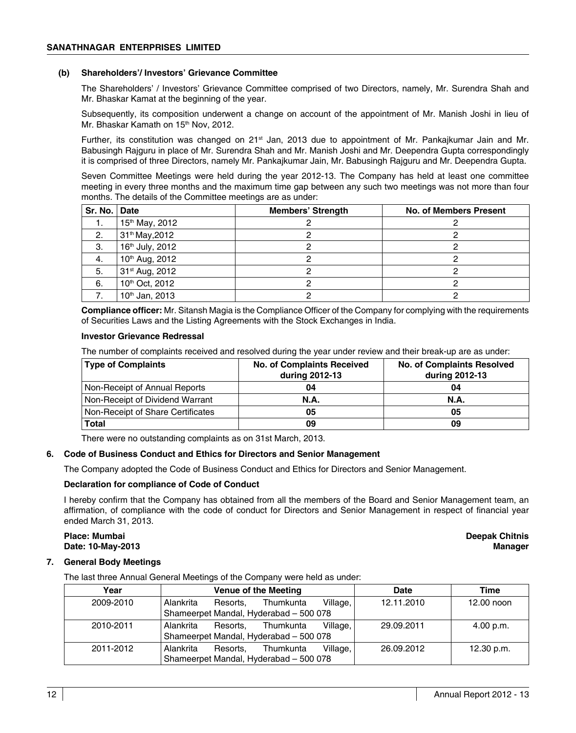### (b) Shareholders'/ Investors' Grievance Committee

The Shareholders' / Investors' Grievance Committee comprised of two Directors, namely, Mr. Surendra Shah and Mr. Bhaskar Kamat at the beginning of the year.

Subsequently, its composition underwent a change on account of the appointment of Mr. Manish Joshi in lieu of Mr. Bhaskar Kamath on 15th Nov, 2012.

Further, its constitution was changed on 21st Jan, 2013 due to appointment of Mr. Pankajkumar Jain and Mr. Babusingh Rajguru in place of Mr. Surendra Shah and Mr. Manish Joshi and Mr. Deependra Gupta correspondingly it is comprised of three Directors, namely Mr. Pankajkumar Jain, Mr. Babusingh Rajguru and Mr. Deependra Gupta.

Seven Committee Meetings were held during the year 2012-13. The Company has held at least one committee meeting in every three months and the maximum time gap between any such two meetings was not more than four months. The details of the Committee meetings are as under:

| Sr. No. | Date | Members' Strength | No. of Members Present |
|---|---|---|---|
| 1. | 15th May, 2012 | 2 | 2 |
| 2. | 31th May,2012 | 2 | 2 |
| 3. | 16th July, 2012 | 2 | 2 |
| 4. | 10th Aug, 2012 | 2 | 2 |
| 5. | 31st Aug, 2012 | 2 | 2 |
| 6. | 10th Oct, 2012 | 2 | 2 |
| 7. | 10th Jan, 2013 | 2 | 2 |

**Compliance officer:** Mr. Sitansh Magia is the Compliance Officer of the Company for complying with the requirements of Securities Laws and the Listing Agreements with the Stock Exchanges in India.

**Investor Grievance Redressal**

The number of complaints received and resolved during the year under review and their break-up are as under:

| Type of Complaints | No. of Complaints Received during 2012-13 | No. of Complaints Resolved during 2012-13 |
|---|---|---|
| Non-Receipt of Annual Reports | 04 | 04 |
| Non-Receipt of Dividend Warrant | N.A. | N.A. |
| Non-Receipt of Share Certificates | 05 | 05 |
| **Total** | **09** | **09** |

There were no outstanding complaints as on 31st March, 2013.

## 6. Code of Business Conduct and Ethics for Directors and Senior Management

The Company adopted the Code of Business Conduct and Ethics for Directors and Senior Management.

**Declaration for compliance of Code of Conduct**

I hereby confirm that the Company has obtained from all the members of the Board and Senior Management team, an affirmation, of compliance with the code of conduct for Directors and Senior Management in respect of financial year ended March 31, 2013.

**Place: Mumbai**
**Date: 10-May-2013**

**Deepak Chitnis**
**Manager**

## 7. General Body Meetings

The last three Annual General Meetings of the Company were held as under:

| Year | Venue of the Meeting | Date | Time |
|---|---|---|---|
| 2009-2010 | Alankrita Resorts, Thumkunta Village, Shameerpet Mandal, Hyderabad – 500 078 | 12.11.2010 | 12.00 noon |
| 2010-2011 | Alankrita Resorts, Thumkunta Village, Shameerpet Mandal, Hyderabad – 500 078 | 29.09.2011 | 4.00 p.m. |
| 2011-2012 | Alankrita Resorts, Thumkunta Village, Shameerpet Mandal, Hyderabad – 500 078 | 26.09.2012 | 12.30 p.m. |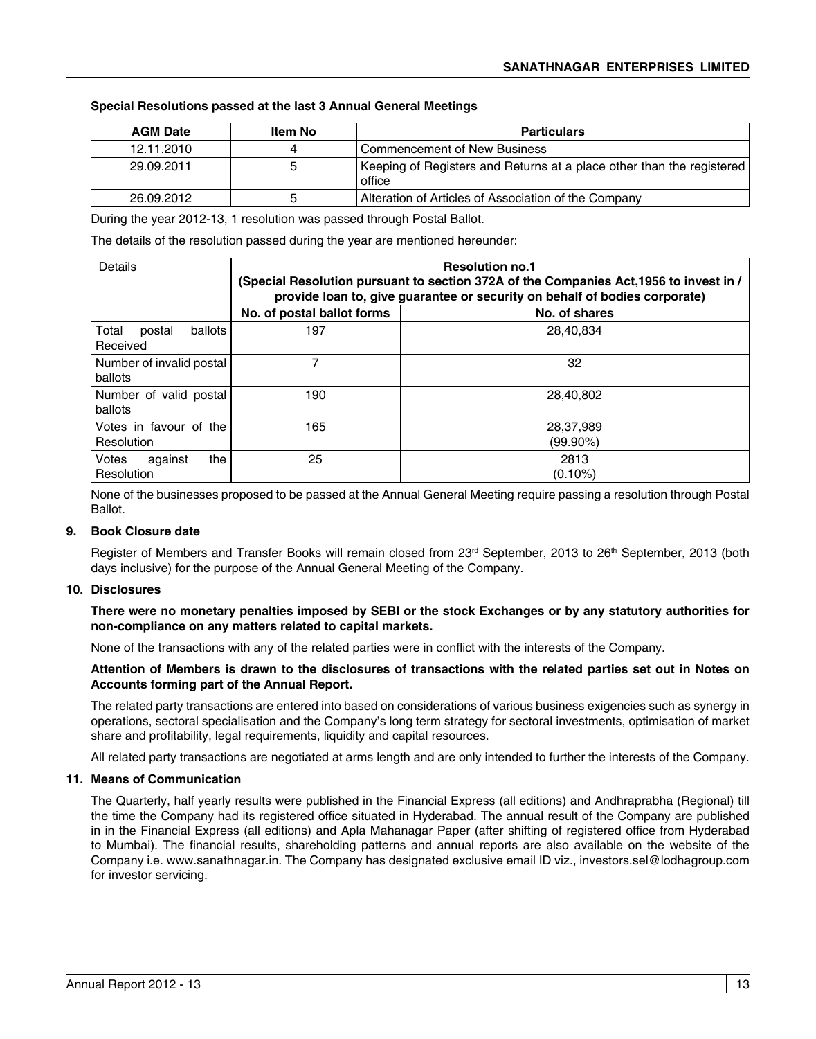**Special Resolutions passed at the last 3 Annual General Meetings**

| AGM Date | Item No | Particulars |
|---|---|---|
| 12.11.2010 | 4 | Commencement of New Business |
| 29.09.2011 | 5 | Keeping of Registers and Returns at a place other than the registered office |
| 26.09.2012 | 5 | Alteration of Articles of Association of the Company |

During the year 2012-13, 1 resolution was passed through Postal Ballot.

The details of the resolution passed during the year are mentioned hereunder:

| Details | **Resolution no.1 (Special Resolution pursuant to section 372A of the Companies Act,1956 to invest in / provide loan to, give guarantee or security on behalf of bodies corporate)** | |
|---|---|---|
| | **No. of postal ballot forms** | **No. of shares** |
| Total postal ballots Received | 197 | 28,40,834 |
| Number of invalid postal ballots | 7 | 32 |
| Number of valid postal ballots | 190 | 28,40,802 |
| Votes in favour of the Resolution | 165 | 28,37,989 (99.90%) |
| Votes against the Resolution | 25 | 2813 (0.10%) |

None of the businesses proposed to be passed at the Annual General Meeting require passing a resolution through Postal Ballot.

**9. Book Closure date**

Register of Members and Transfer Books will remain closed from 23rd September, 2013 to 26th September, 2013 (both days inclusive) for the purpose of the Annual General Meeting of the Company.

**10. Disclosures**

**There were no monetary penalties imposed by SEBI or the stock Exchanges or by any statutory authorities for non-compliance on any matters related to capital markets.**

None of the transactions with any of the related parties were in conflict with the interests of the Company.

**Attention of Members is drawn to the disclosures of transactions with the related parties set out in Notes on Accounts forming part of the Annual Report.**

The related party transactions are entered into based on considerations of various business exigencies such as synergy in operations, sectoral specialisation and the Company's long term strategy for sectoral investments, optimisation of market share and profitability, legal requirements, liquidity and capital resources.

All related party transactions are negotiated at arms length and are only intended to further the interests of the Company.

**11. Means of Communication**

The Quarterly, half yearly results were published in the Financial Express (all editions) and Andhraprabha (Regional) till the time the Company had its registered office situated in Hyderabad. The annual result of the Company are published in in the Financial Express (all editions) and Apla Mahanagar Paper (after shifting of registered office from Hyderabad to Mumbai). The financial results, shareholding patterns and annual reports are also available on the website of the Company i.e. www.sanathnagar.in. The Company has designated exclusive email ID viz., investors.sel@lodhagroup.com for investor servicing.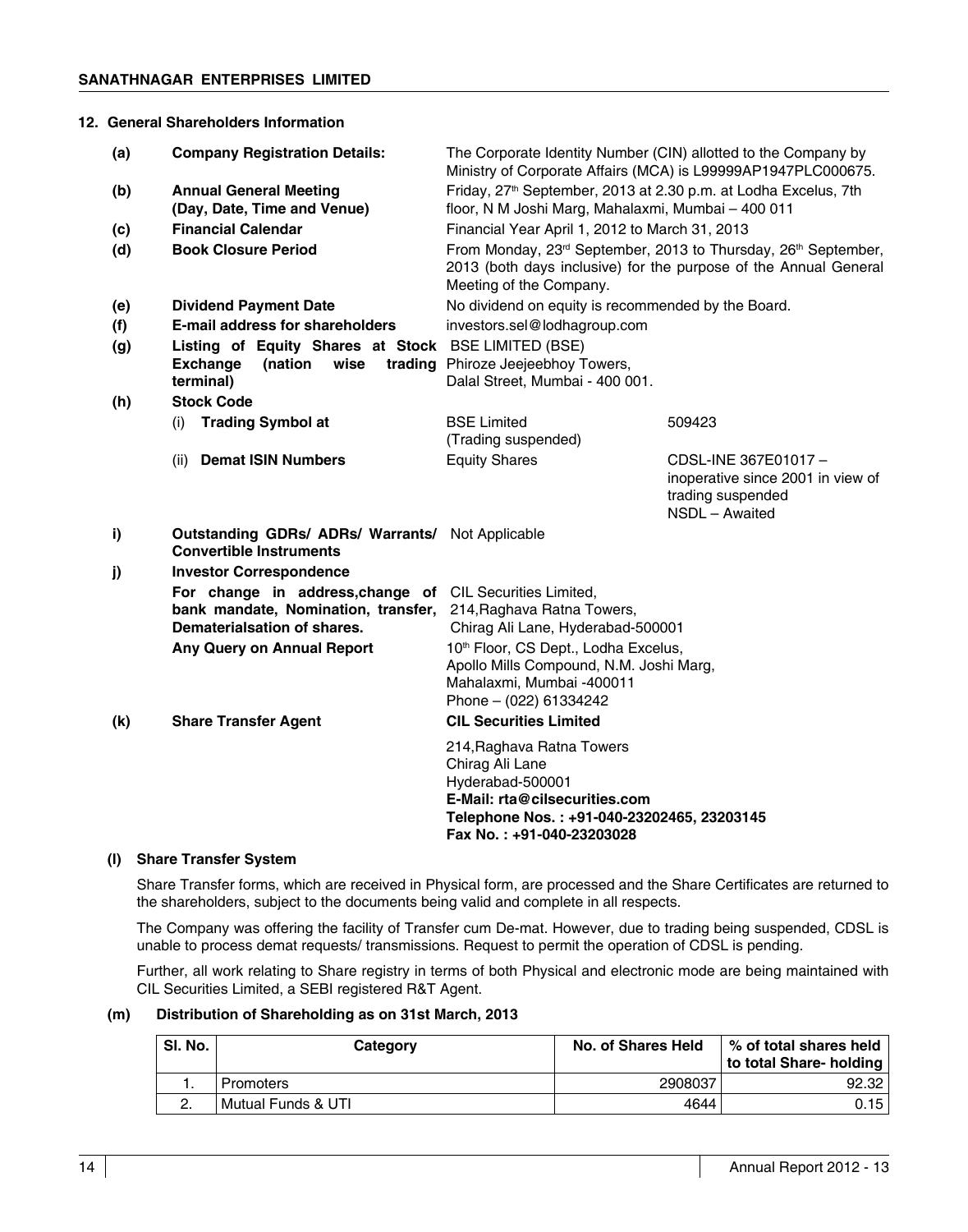## 12. General Shareholders Information

| | | | |
|---|---|---|---|
| **(a)** | **Company Registration Details:** | The Corporate Identity Number (CIN) allotted to the Company by Ministry of Corporate Affairs (MCA) is L99999AP1947PLC000675. | |
| **(b)** | **Annual General Meeting (Day, Date, Time and Venue)** | Friday, 27th September, 2013 at 2.30 p.m. at Lodha Excelus, 7th floor, N M Joshi Marg, Mahalaxmi, Mumbai – 400 011 | |
| **(c)** | **Financial Calendar** | Financial Year April 1, 2012 to March 31, 2013 | |
| **(d)** | **Book Closure Period** | From Monday, 23rd September, 2013 to Thursday, 26th September, 2013 (both days inclusive) for the purpose of the Annual General Meeting of the Company. | |
| **(e)** | **Dividend Payment Date** | No dividend on equity is recommended by the Board. | |
| **(f)** | **E-mail address for shareholders** | investors.sel@lodhagroup.com | |
| **(g)** | **Listing of Equity Shares at Stock Exchange (nation wise trading terminal)** | BSE LIMITED (BSE) Phiroze Jeejeebhoy Towers, Dalal Street, Mumbai - 400 001. | |
| **(h)** | **Stock Code** | | |
| | (i) **Trading Symbol at** | BSE Limited (Trading suspended) | 509423 |
| | (ii) **Demat ISIN Numbers** | Equity Shares | CDSL-INE 367E01017 – inoperative since 2001 in view of trading suspended NSDL – Awaited |
| **i)** | **Outstanding GDRs/ ADRs/ Warrants/ Convertible Instruments** | Not Applicable | |
| **j)** | **Investor Correspondence** | | |
| | **For change in address,change of bank mandate, Nomination, transfer, Dematerialsation of shares.** | CIL Securities Limited, 214,Raghava Ratna Towers, Chirag Ali Lane, Hyderabad-500001 | |
| | **Any Query on Annual Report** | 10th Floor, CS Dept., Lodha Excelus, Apollo Mills Compound, N.M. Joshi Marg, Mahalaxmi, Mumbai -400011 Phone – (022) 61334242 | |
| **(k)** | **Share Transfer Agent** | **CIL Securities Limited** 214,Raghava Ratna Towers Chirag Ali Lane Hyderabad-500001 **E-Mail: rta@cilsecurities.com Telephone Nos. : +91-040-23202465, 23203145 Fax No. : +91-040-23203028** | |

### (l) Share Transfer System

Share Transfer forms, which are received in Physical form, are processed and the Share Certificates are returned to the shareholders, subject to the documents being valid and complete in all respects.

The Company was offering the facility of Transfer cum De-mat. However, due to trading being suspended, CDSL is unable to process demat requests/ transmissions. Request to permit the operation of CDSL is pending.

Further, all work relating to Share registry in terms of both Physical and electronic mode are being maintained with CIL Securities Limited, a SEBI registered R&T Agent.

### (m) Distribution of Shareholding as on 31st March, 2013

| Sl. No. | Category | No. of Shares Held | % of total shares held to total Share- holding |
|---|---|---|---|
| 1. | Promoters | 2908037 | 92.32 |
| 2. | Mutual Funds & UTI | 4644 | 0.15 |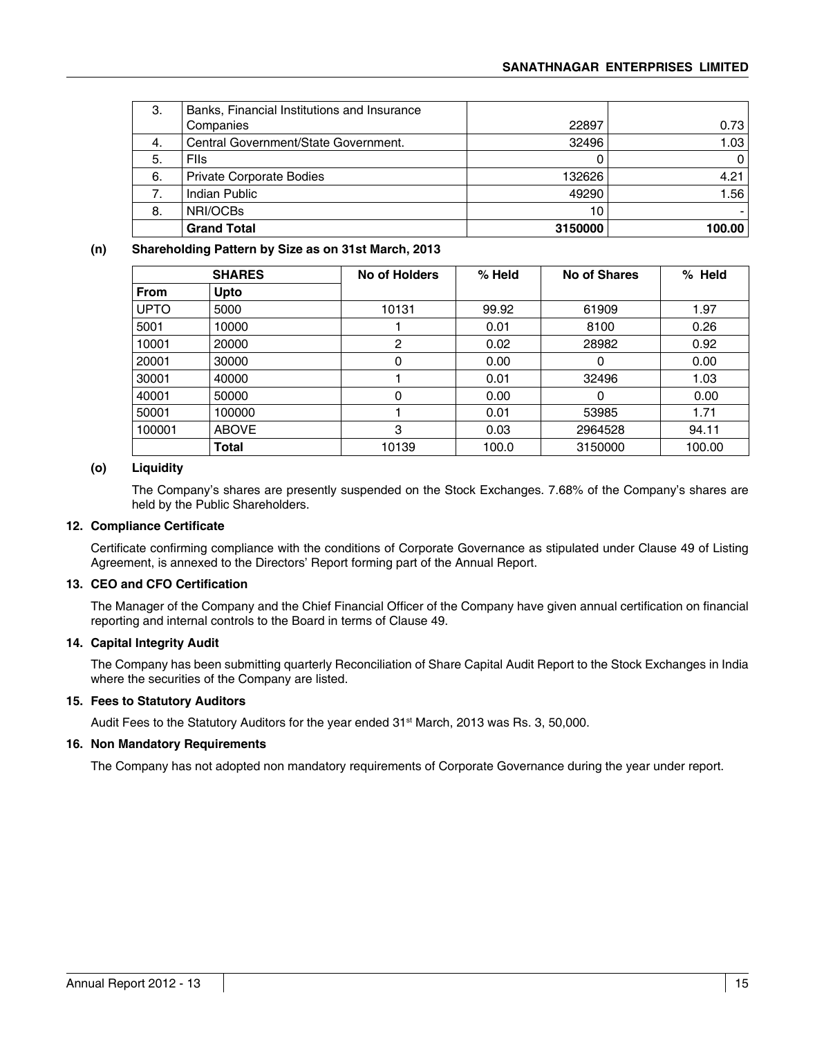| 3. | Banks, Financial Institutions and Insurance Companies | 22897 | 0.73 |
|---|---|---|---|
| 4. | Central Government/State Government. | 32496 | 1.03 |
| 5. | FIIs | 0 | 0 |
| 6. | Private Corporate Bodies | 132626 | 4.21 |
| 7. | Indian Public | 49290 | 1.56 |
| 8. | NRI/OCBs | 10 | - |
| | **Grand Total** | **3150000** | **100.00** |

**(n) Shareholding Pattern by Size as on 31st March, 2013**

| SHARES | | No of Holders | % Held | No of Shares | % Held |
|---|---|---|---|---|---|
| **From** | **Upto** | | | | |
| UPTO | 5000 | 10131 | 99.92 | 61909 | 1.97 |
| 5001 | 10000 | 1 | 0.01 | 8100 | 0.26 |
| 10001 | 20000 | 2 | 0.02 | 28982 | 0.92 |
| 20001 | 30000 | 0 | 0.00 | 0 | 0.00 |
| 30001 | 40000 | 1 | 0.01 | 32496 | 1.03 |
| 40001 | 50000 | 0 | 0.00 | 0 | 0.00 |
| 50001 | 100000 | 1 | 0.01 | 53985 | 1.71 |
| 100001 | ABOVE | 3 | 0.03 | 2964528 | 94.11 |
| | **Total** | 10139 | 100.0 | 3150000 | 100.00 |

**(o) Liquidity**

The Company's shares are presently suspended on the Stock Exchanges. 7.68% of the Company's shares are held by the Public Shareholders.

**12. Compliance Certificate**

Certificate confirming compliance with the conditions of Corporate Governance as stipulated under Clause 49 of Listing Agreement, is annexed to the Directors' Report forming part of the Annual Report.

**13. CEO and CFO Certification**

The Manager of the Company and the Chief Financial Officer of the Company have given annual certification on financial reporting and internal controls to the Board in terms of Clause 49.

**14. Capital Integrity Audit**

The Company has been submitting quarterly Reconciliation of Share Capital Audit Report to the Stock Exchanges in India where the securities of the Company are listed.

**15. Fees to Statutory Auditors**

Audit Fees to the Statutory Auditors for the year ended 31st March, 2013 was Rs. 3, 50,000.

**16. Non Mandatory Requirements**

The Company has not adopted non mandatory requirements of Corporate Governance during the year under report.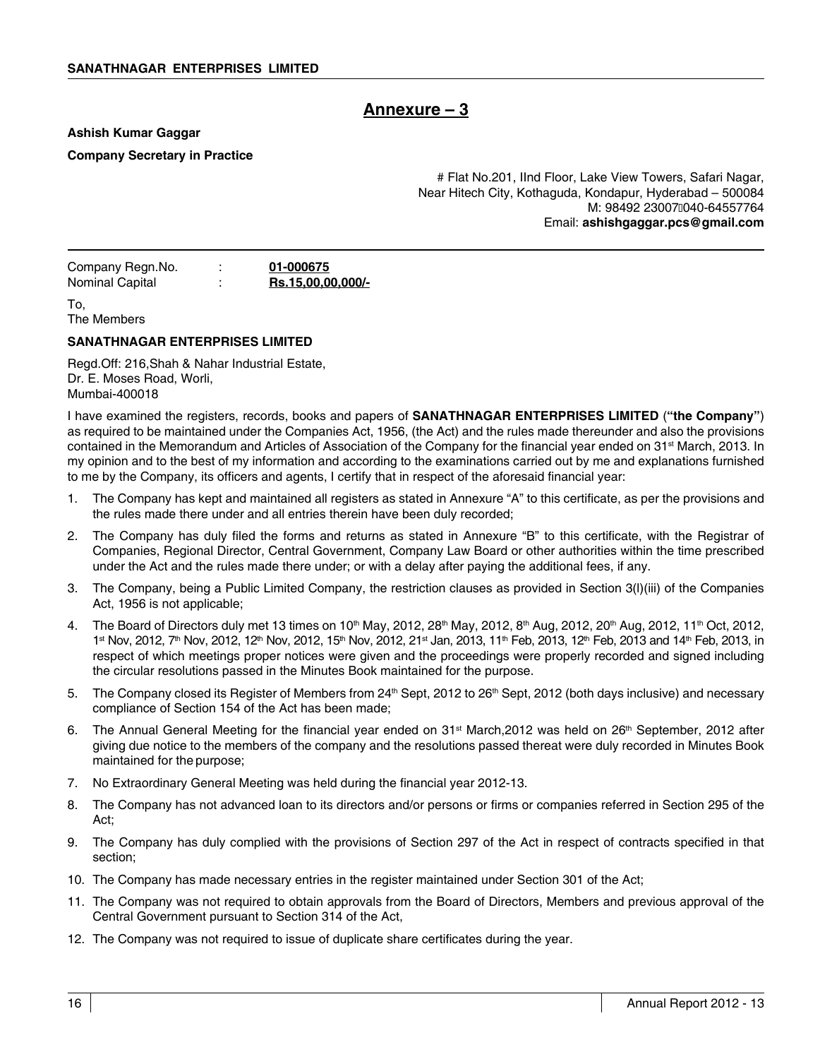## Annexure – 3

**Ashish Kumar Gaggar**

**Company Secretary in Practice**

# Flat No.201, IInd Floor, Lake View Towers, Safari Nagar,
Near Hitech City, Kothaguda, Kondapur, Hyderabad – 500084
M: 98492 23007040-64557764
Email: **ashishgaggar.pcs@gmail.com**

| | | |
|---|---|---|
| Company Regn.No. | : | **01-000675** |
| Nominal Capital | : | **Rs.15,00,00,000/-** |

To,
The Members

**SANATHNAGAR ENTERPRISES LIMITED**

Regd.Off: 216,Shah & Nahar Industrial Estate,
Dr. E. Moses Road, Worli,
Mumbai-400018

I have examined the registers, records, books and papers of **SANATHNAGAR ENTERPRISES LIMITED** (**"the Company"**) as required to be maintained under the Companies Act, 1956, (the Act) and the rules made thereunder and also the provisions contained in the Memorandum and Articles of Association of the Company for the financial year ended on 31st March, 2013. In my opinion and to the best of my information and according to the examinations carried out by me and explanations furnished to me by the Company, its officers and agents, I certify that in respect of the aforesaid financial year:

1. The Company has kept and maintained all registers as stated in Annexure "A" to this certificate, as per the provisions and the rules made there under and all entries therein have been duly recorded;
2. The Company has duly filed the forms and returns as stated in Annexure "B" to this certificate, with the Registrar of Companies, Regional Director, Central Government, Company Law Board or other authorities within the time prescribed under the Act and the rules made there under; or with a delay after paying the additional fees, if any.
3. The Company, being a Public Limited Company, the restriction clauses as provided in Section 3(l)(iii) of the Companies Act, 1956 is not applicable;
4. The Board of Directors duly met 13 times on 10th May, 2012, 28th May, 2012, 8th Aug, 2012, 20th Aug, 2012, 11th Oct, 2012, 1st Nov, 2012, 7th Nov, 2012, 12th Nov, 2012, 15th Nov, 2012, 21st Jan, 2013, 11th Feb, 2013, 12th Feb, 2013 and 14th Feb, 2013, in respect of which meetings proper notices were given and the proceedings were properly recorded and signed including the circular resolutions passed in the Minutes Book maintained for the purpose.
5. The Company closed its Register of Members from 24th Sept, 2012 to 26th Sept, 2012 (both days inclusive) and necessary compliance of Section 154 of the Act has been made;
6. The Annual General Meeting for the financial year ended on 31st March,2012 was held on 26th September, 2012 after giving due notice to the members of the company and the resolutions passed thereat were duly recorded in Minutes Book maintained for the purpose;
7. No Extraordinary General Meeting was held during the financial year 2012-13.
8. The Company has not advanced loan to its directors and/or persons or firms or companies referred in Section 295 of the Act;
9. The Company has duly complied with the provisions of Section 297 of the Act in respect of contracts specified in that section;
10. The Company has made necessary entries in the register maintained under Section 301 of the Act;
11. The Company was not required to obtain approvals from the Board of Directors, Members and previous approval of the Central Government pursuant to Section 314 of the Act,
12. The Company was not required to issue of duplicate share certificates during the year.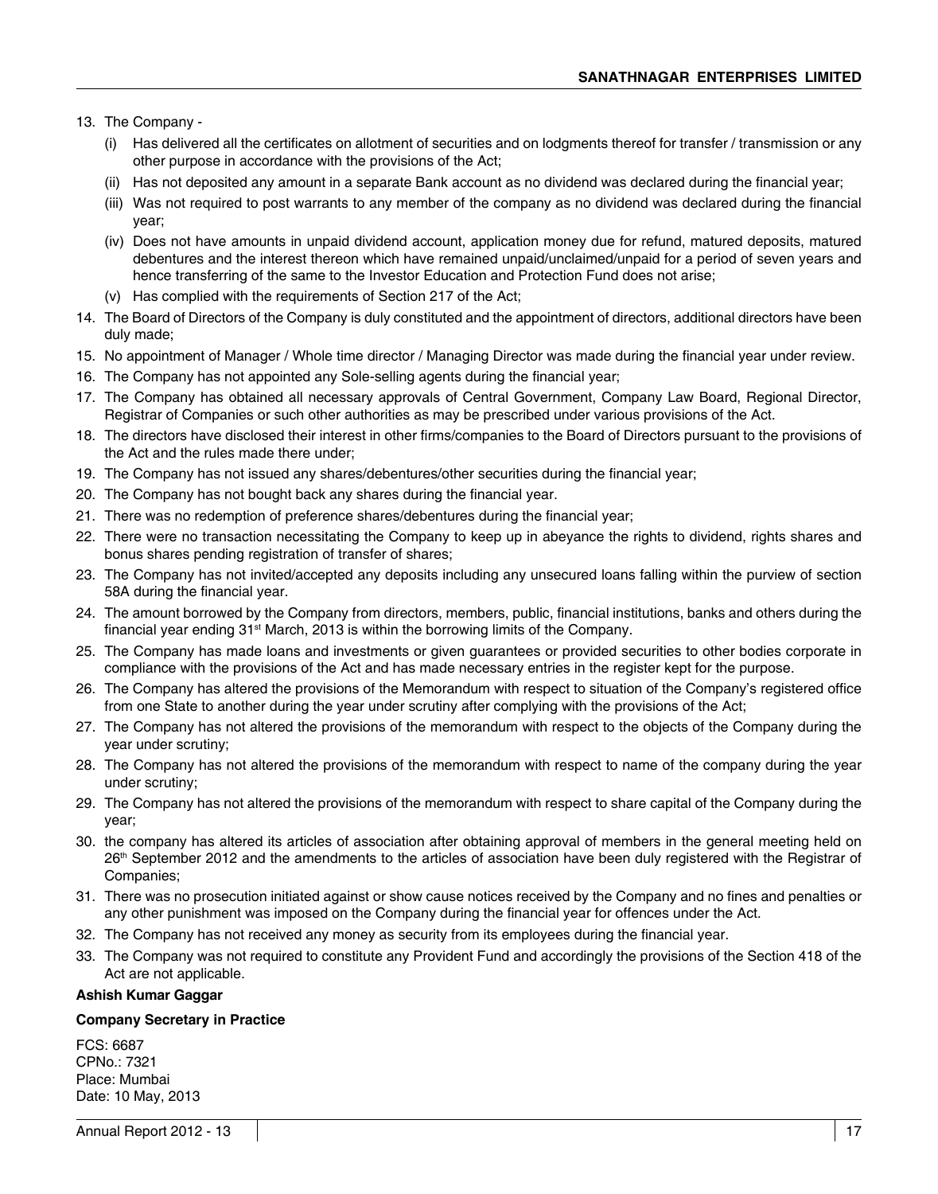13. The Company -
    (i) Has delivered all the certificates on allotment of securities and on lodgments thereof for transfer / transmission or any other purpose in accordance with the provisions of the Act;
    (ii) Has not deposited any amount in a separate Bank account as no dividend was declared during the financial year;
    (iii) Was not required to post warrants to any member of the company as no dividend was declared during the financial year;
    (iv) Does not have amounts in unpaid dividend account, application money due for refund, matured deposits, matured debentures and the interest thereon which have remained unpaid/unclaimed/unpaid for a period of seven years and hence transferring of the same to the Investor Education and Protection Fund does not arise;
    (v) Has complied with the requirements of Section 217 of the Act;
14. The Board of Directors of the Company is duly constituted and the appointment of directors, additional directors have been duly made;
15. No appointment of Manager / Whole time director / Managing Director was made during the financial year under review.
16. The Company has not appointed any Sole-selling agents during the financial year;
17. The Company has obtained all necessary approvals of Central Government, Company Law Board, Regional Director, Registrar of Companies or such other authorities as may be prescribed under various provisions of the Act.
18. The directors have disclosed their interest in other firms/companies to the Board of Directors pursuant to the provisions of the Act and the rules made there under;
19. The Company has not issued any shares/debentures/other securities during the financial year;
20. The Company has not bought back any shares during the financial year.
21. There was no redemption of preference shares/debentures during the financial year;
22. There were no transaction necessitating the Company to keep up in abeyance the rights to dividend, rights shares and bonus shares pending registration of transfer of shares;
23. The Company has not invited/accepted any deposits including any unsecured loans falling within the purview of section 58A during the financial year.
24. The amount borrowed by the Company from directors, members, public, financial institutions, banks and others during the financial year ending 31st March, 2013 is within the borrowing limits of the Company.
25. The Company has made loans and investments or given guarantees or provided securities to other bodies corporate in compliance with the provisions of the Act and has made necessary entries in the register kept for the purpose.
26. The Company has altered the provisions of the Memorandum with respect to situation of the Company's registered office from one State to another during the year under scrutiny after complying with the provisions of the Act;
27. The Company has not altered the provisions of the memorandum with respect to the objects of the Company during the year under scrutiny;
28. The Company has not altered the provisions of the memorandum with respect to name of the company during the year under scrutiny;
29. The Company has not altered the provisions of the memorandum with respect to share capital of the Company during the year;
30. the company has altered its articles of association after obtaining approval of members in the general meeting held on 26th September 2012 and the amendments to the articles of association have been duly registered with the Registrar of Companies;
31. There was no prosecution initiated against or show cause notices received by the Company and no fines and penalties or any other punishment was imposed on the Company during the financial year for offences under the Act.
32. The Company has not received any money as security from its employees during the financial year.
33. The Company was not required to constitute any Provident Fund and accordingly the provisions of the Section 418 of the Act are not applicable.

**Ashish Kumar Gaggar**

**Company Secretary in Practice**

FCS: 6687
CPNo.: 7321
Place: Mumbai
Date: 10 May, 2013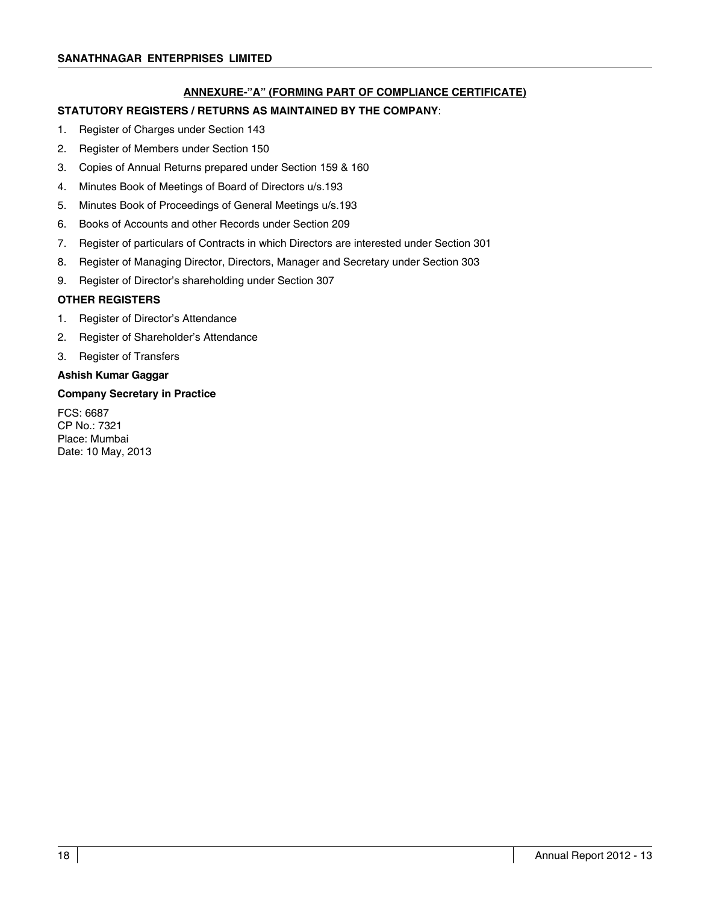## ANNEXURE-"A" (FORMING PART OF COMPLIANCE CERTIFICATE)

**STATUTORY REGISTERS / RETURNS AS MAINTAINED BY THE COMPANY**:

1. Register of Charges under Section 143
2. Register of Members under Section 150
3. Copies of Annual Returns prepared under Section 159 & 160
4. Minutes Book of Meetings of Board of Directors u/s.193
5. Minutes Book of Proceedings of General Meetings u/s.193
6. Books of Accounts and other Records under Section 209
7. Register of particulars of Contracts in which Directors are interested under Section 301
8. Register of Managing Director, Directors, Manager and Secretary under Section 303
9. Register of Director's shareholding under Section 307

**OTHER REGISTERS**

1. Register of Director's Attendance
2. Register of Shareholder's Attendance
3. Register of Transfers

**Ashish Kumar Gaggar**

**Company Secretary in Practice**

FCS: 6687
CP No.: 7321
Place: Mumbai
Date: 10 May, 2013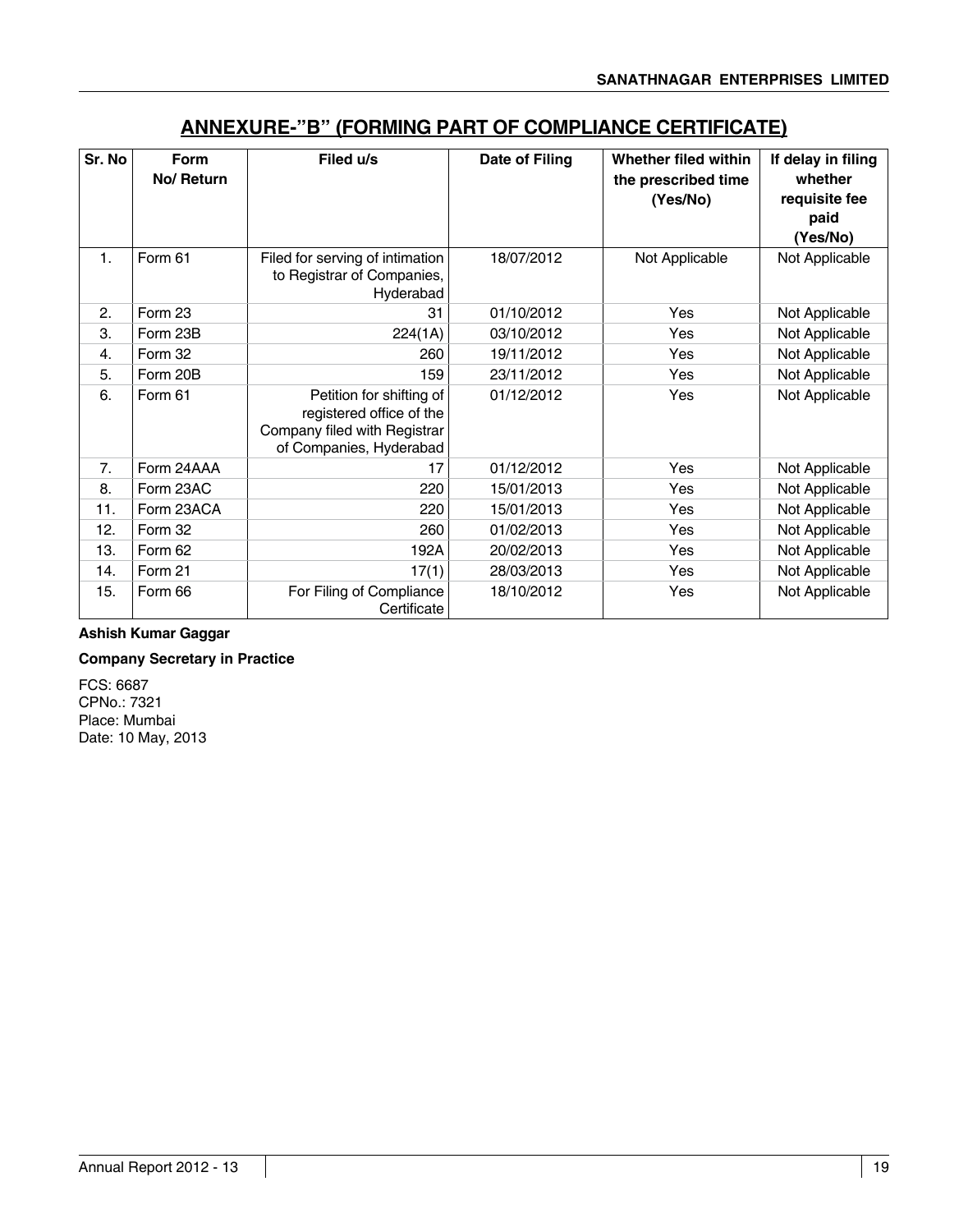## ANNEXURE-"B" (FORMING PART OF COMPLIANCE CERTIFICATE)

| Sr. No | Form No/ Return | Filed u/s | Date of Filing | Whether filed within the prescribed time (Yes/No) | If delay in filing whether requisite fee paid (Yes/No) |
|---|---|---|---|---|---|
| 1. | Form 61 | Filed for serving of intimation to Registrar of Companies, Hyderabad | 18/07/2012 | Not Applicable | Not Applicable |
| 2. | Form 23 | 31 | 01/10/2012 | Yes | Not Applicable |
| 3. | Form 23B | 224(1A) | 03/10/2012 | Yes | Not Applicable |
| 4. | Form 32 | 260 | 19/11/2012 | Yes | Not Applicable |
| 5. | Form 20B | 159 | 23/11/2012 | Yes | Not Applicable |
| 6. | Form 61 | Petition for shifting of registered office of the Company filed with Registrar of Companies, Hyderabad | 01/12/2012 | Yes | Not Applicable |
| 7. | Form 24AAA | 17 | 01/12/2012 | Yes | Not Applicable |
| 8. | Form 23AC | 220 | 15/01/2013 | Yes | Not Applicable |
| 11. | Form 23ACA | 220 | 15/01/2013 | Yes | Not Applicable |
| 12. | Form 32 | 260 | 01/02/2013 | Yes | Not Applicable |
| 13. | Form 62 | 192A | 20/02/2013 | Yes | Not Applicable |
| 14. | Form 21 | 17(1) | 28/03/2013 | Yes | Not Applicable |
| 15. | Form 66 | For Filing of Compliance Certificate | 18/10/2012 | Yes | Not Applicable |

**Ashish Kumar Gaggar**

**Company Secretary in Practice**

FCS: 6687
CPNo.: 7321
Place: Mumbai
Date: 10 May, 2013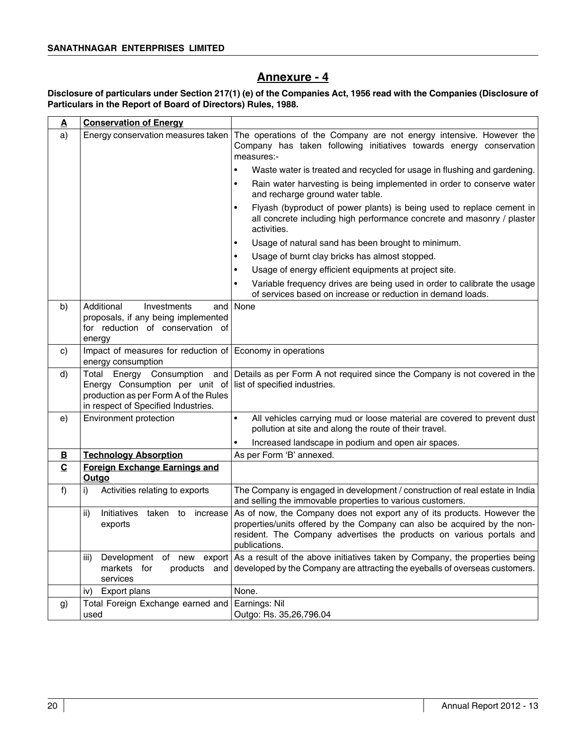# Annexure - 4

**Disclosure of particulars under Section 217(1) (e) of the Companies Act, 1956 read with the Companies (Disclosure of Particulars in the Report of Board of Directors) Rules, 1988.**

| **A** | **Conservation of Energy** | |
|---|---|---|
| a) | Energy conservation measures taken | The operations of the Company are not energy intensive. However the Company has taken following initiatives towards energy conservation measures:-<br>• Waste water is treated and recycled for usage in flushing and gardening.<br>• Rain water harvesting is being implemented in order to conserve water and recharge ground water table.<br>• Flyash (byproduct of power plants) is being used to replace cement in all concrete including high performance concrete and masonry / plaster activities.<br>• Usage of natural sand has been brought to minimum.<br>• Usage of burnt clay bricks has almost stopped.<br>• Usage of energy efficient equipments at project site.<br>• Variable frequency drives are being used in order to calibrate the usage of services based on increase or reduction in demand loads. |
| b) | Additional Investments and proposals, if any being implemented for reduction of conservation of energy | None |
| c) | Impact of measures for reduction of energy consumption | Economy in operations |
| d) | Total Energy Consumption and Energy Consumption per unit of production as per Form A of the Rules in respect of Specified Industries. | Details as per Form A not required since the Company is not covered in the list of specified industries. |
| e) | Environment protection | • All vehicles carrying mud or loose material are covered to prevent dust pollution at site and along the route of their travel.<br>• Increased landscape in podium and open air spaces. |
| **B** | **Technology Absorption** | As per Form 'B' annexed. |
| **C** | **Foreign Exchange Earnings and Outgo** | |
| f) | i) Activities relating to exports | The Company is engaged in development / construction of real estate in India and selling the immovable properties to various customers. |
| | ii) Initiatives taken to increase exports | As of now, the Company does not export any of its products. However the properties/units offered by the Company can also be acquired by the non-resident. The Company advertises the products on various portals and publications. |
| | iii) Development of new export markets for products and services | As a result of the above initiatives taken by Company, the properties being developed by the Company are attracting the eyeballs of overseas customers. |
| | iv) Export plans | None. |
| g) | Total Foreign Exchange earned and used | Earnings: Nil<br>Outgo: Rs. 35,26,796.04 |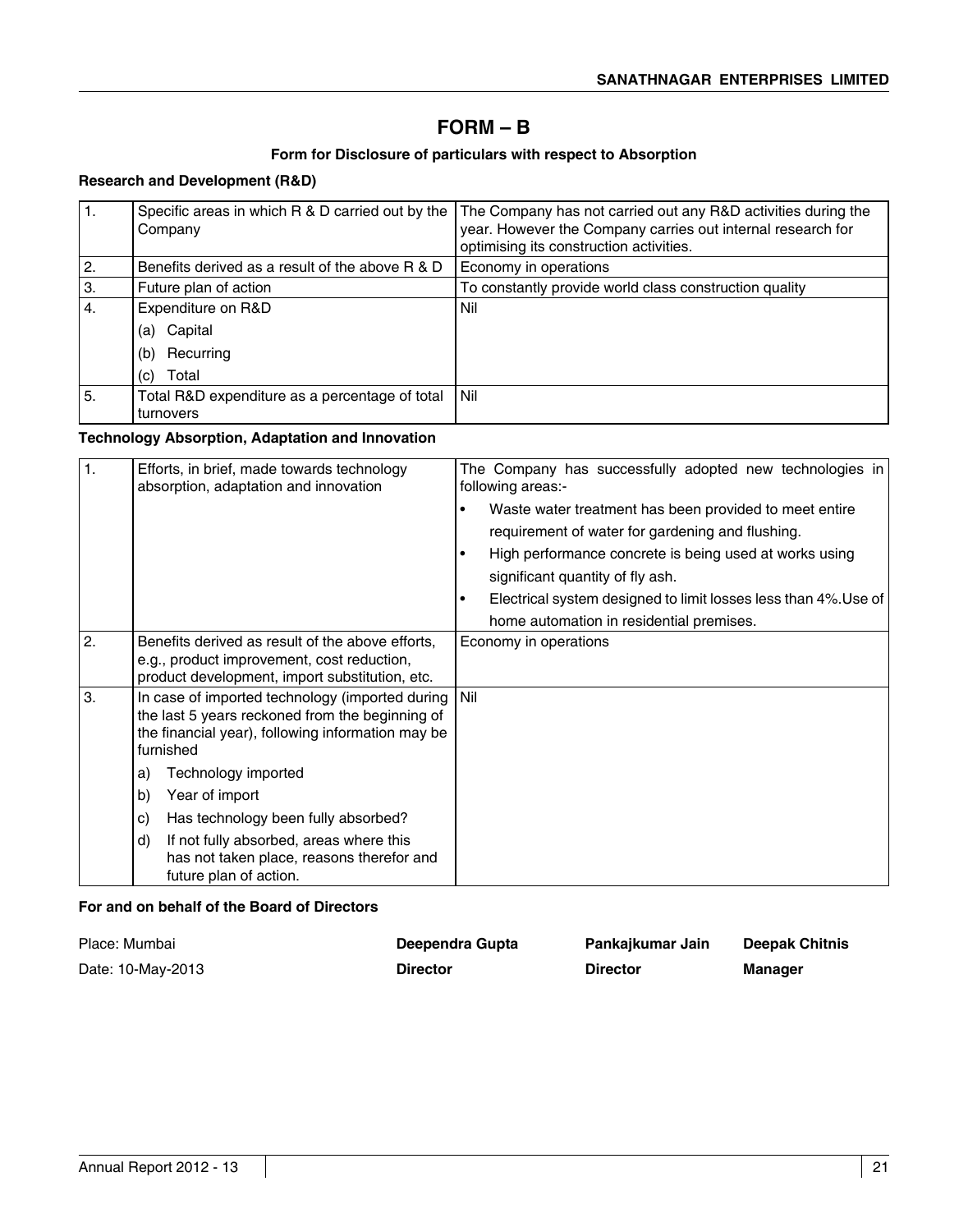# FORM – B

**Form for Disclosure of particulars with respect to Absorption**

**Research and Development (R&D)**

| | | |
|---|---|---|
| 1. | Specific areas in which R & D carried out by the Company | The Company has not carried out any R&D activities during the year. However the Company carries out internal research for optimising its construction activities. |
| 2. | Benefits derived as a result of the above R & D | Economy in operations |
| 3. | Future plan of action | To constantly provide world class construction quality |
| 4. | Expenditure on R&D<br>(a) Capital<br>(b) Recurring<br>(c) Total | Nil |
| 5. | Total R&D expenditure as a percentage of total turnovers | Nil |

**Technology Absorption, Adaptation and Innovation**

| | | |
|---|---|---|
| 1. | Efforts, in brief, made towards technology absorption, adaptation and innovation | The Company has successfully adopted new technologies in following areas:-<br>• Waste water treatment has been provided to meet entire requirement of water for gardening and flushing.<br>• High performance concrete is being used at works using significant quantity of fly ash.<br>• Electrical system designed to limit losses less than 4%.Use of home automation in residential premises. |
| 2. | Benefits derived as result of the above efforts, e.g., product improvement, cost reduction, product development, import substitution, etc. | Economy in operations |
| 3. | In case of imported technology (imported during the last 5 years reckoned from the beginning of the financial year), following information may be furnished<br>a) Technology imported<br>b) Year of import<br>c) Has technology been fully absorbed?<br>d) If not fully absorbed, areas where this has not taken place, reasons therefor and future plan of action. | Nil |

**For and on behalf of the Board of Directors**

| | | | |
|---|---|---|---|
| Place: Mumbai | **Deependra Gupta** | **Pankajkumar Jain** | **Deepak Chitnis** |
| Date: 10-May-2013 | **Director** | **Director** | **Manager** |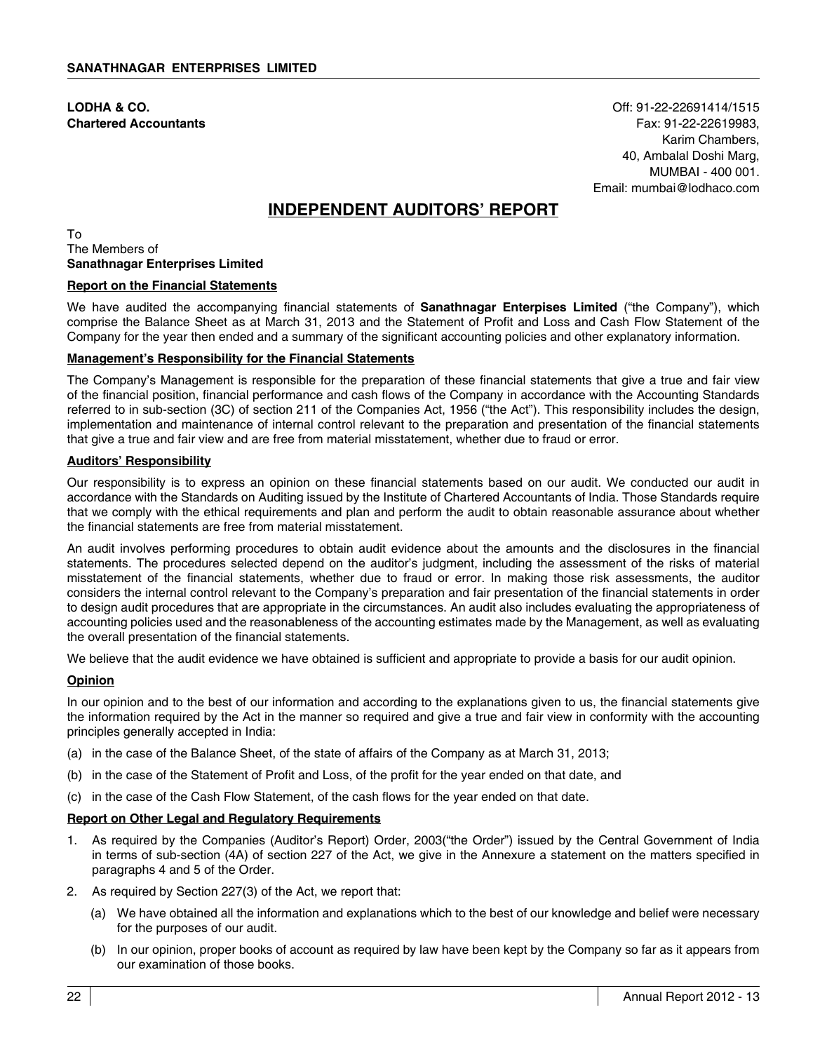**LODHA & CO.**
**Chartered Accountants**

Off: 91-22-22691414/1515
Fax: 91-22-22619983,
Karim Chambers,
40, Ambalal Doshi Marg,
MUMBAI - 400 001.
Email: mumbai@lodhaco.com

# INDEPENDENT AUDITORS' REPORT

To
The Members of
**Sanathnagar Enterprises Limited**

## Report on the Financial Statements

We have audited the accompanying financial statements of **Sanathnagar Enterpises Limited** ("the Company"), which comprise the Balance Sheet as at March 31, 2013 and the Statement of Profit and Loss and Cash Flow Statement of the Company for the year then ended and a summary of the significant accounting policies and other explanatory information.

## Management's Responsibility for the Financial Statements

The Company's Management is responsible for the preparation of these financial statements that give a true and fair view of the financial position, financial performance and cash flows of the Company in accordance with the Accounting Standards referred to in sub-section (3C) of section 211 of the Companies Act, 1956 ("the Act"). This responsibility includes the design, implementation and maintenance of internal control relevant to the preparation and presentation of the financial statements that give a true and fair view and are free from material misstatement, whether due to fraud or error.

## Auditors' Responsibility

Our responsibility is to express an opinion on these financial statements based on our audit. We conducted our audit in accordance with the Standards on Auditing issued by the Institute of Chartered Accountants of India. Those Standards require that we comply with the ethical requirements and plan and perform the audit to obtain reasonable assurance about whether the financial statements are free from material misstatement.

An audit involves performing procedures to obtain audit evidence about the amounts and the disclosures in the financial statements. The procedures selected depend on the auditor's judgment, including the assessment of the risks of material misstatement of the financial statements, whether due to fraud or error. In making those risk assessments, the auditor considers the internal control relevant to the Company's preparation and fair presentation of the financial statements in order to design audit procedures that are appropriate in the circumstances. An audit also includes evaluating the appropriateness of accounting policies used and the reasonableness of the accounting estimates made by the Management, as well as evaluating the overall presentation of the financial statements.

We believe that the audit evidence we have obtained is sufficient and appropriate to provide a basis for our audit opinion.

## Opinion

In our opinion and to the best of our information and according to the explanations given to us, the financial statements give the information required by the Act in the manner so required and give a true and fair view in conformity with the accounting principles generally accepted in India:

(a) in the case of the Balance Sheet, of the state of affairs of the Company as at March 31, 2013;

(b) in the case of the Statement of Profit and Loss, of the profit for the year ended on that date, and

(c) in the case of the Cash Flow Statement, of the cash flows for the year ended on that date.

## Report on Other Legal and Regulatory Requirements

1. As required by the Companies (Auditor's Report) Order, 2003("the Order") issued by the Central Government of India in terms of sub-section (4A) of section 227 of the Act, we give in the Annexure a statement on the matters specified in paragraphs 4 and 5 of the Order.

2. As required by Section 227(3) of the Act, we report that:

   (a) We have obtained all the information and explanations which to the best of our knowledge and belief were necessary for the purposes of our audit.

   (b) In our opinion, proper books of account as required by law have been kept by the Company so far as it appears from our examination of those books.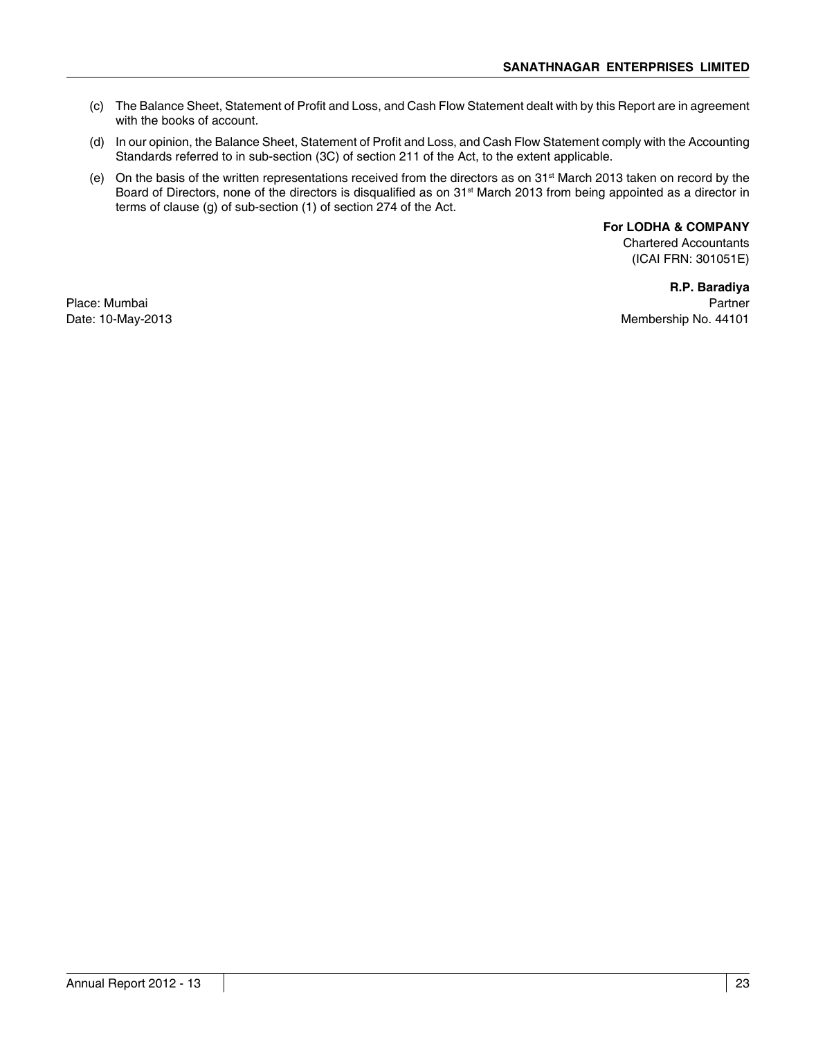(c) The Balance Sheet, Statement of Profit and Loss, and Cash Flow Statement dealt with by this Report are in agreement with the books of account.

(d) In our opinion, the Balance Sheet, Statement of Profit and Loss, and Cash Flow Statement comply with the Accounting Standards referred to in sub-section (3C) of section 211 of the Act, to the extent applicable.

(e) On the basis of the written representations received from the directors as on 31st March 2013 taken on record by the Board of Directors, none of the directors is disqualified as on 31st March 2013 from being appointed as a director in terms of clause (g) of sub-section (1) of section 274 of the Act.

**For LODHA & COMPANY**
Chartered Accountants
(ICAI FRN: 301051E)

**R.P. Baradiya**
Partner
Membership No. 44101

Place: Mumbai
Date: 10-May-2013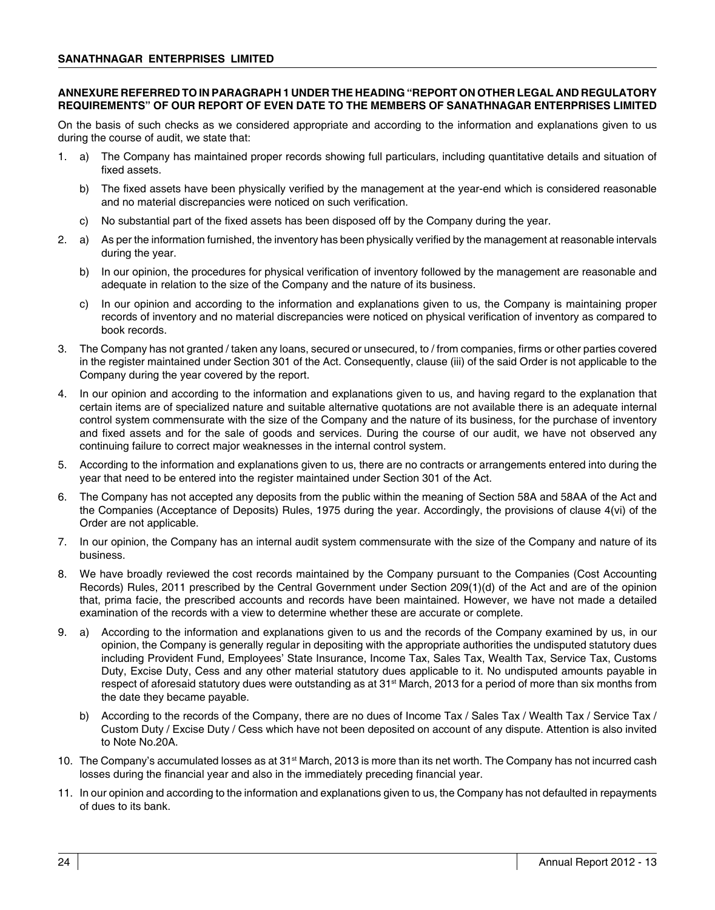## ANNEXURE REFERRED TO IN PARAGRAPH 1 UNDER THE HEADING "REPORT ON OTHER LEGAL AND REGULATORY REQUIREMENTS" OF OUR REPORT OF EVEN DATE TO THE MEMBERS OF SANATHNAGAR ENTERPRISES LIMITED

On the basis of such checks as we considered appropriate and according to the information and explanations given to us during the course of audit, we state that:

1. a) The Company has maintained proper records showing full particulars, including quantitative details and situation of fixed assets.

   b) The fixed assets have been physically verified by the management at the year-end which is considered reasonable and no material discrepancies were noticed on such verification.

   c) No substantial part of the fixed assets has been disposed off by the Company during the year.

2. a) As per the information furnished, the inventory has been physically verified by the management at reasonable intervals during the year.

   b) In our opinion, the procedures for physical verification of inventory followed by the management are reasonable and adequate in relation to the size of the Company and the nature of its business.

   c) In our opinion and according to the information and explanations given to us, the Company is maintaining proper records of inventory and no material discrepancies were noticed on physical verification of inventory as compared to book records.

3. The Company has not granted / taken any loans, secured or unsecured, to / from companies, firms or other parties covered in the register maintained under Section 301 of the Act. Consequently, clause (iii) of the said Order is not applicable to the Company during the year covered by the report.

4. In our opinion and according to the information and explanations given to us, and having regard to the explanation that certain items are of specialized nature and suitable alternative quotations are not available there is an adequate internal control system commensurate with the size of the Company and the nature of its business, for the purchase of inventory and fixed assets and for the sale of goods and services. During the course of our audit, we have not observed any continuing failure to correct major weaknesses in the internal control system.

5. According to the information and explanations given to us, there are no contracts or arrangements entered into during the year that need to be entered into the register maintained under Section 301 of the Act.

6. The Company has not accepted any deposits from the public within the meaning of Section 58A and 58AA of the Act and the Companies (Acceptance of Deposits) Rules, 1975 during the year. Accordingly, the provisions of clause 4(vi) of the Order are not applicable.

7. In our opinion, the Company has an internal audit system commensurate with the size of the Company and nature of its business.

8. We have broadly reviewed the cost records maintained by the Company pursuant to the Companies (Cost Accounting Records) Rules, 2011 prescribed by the Central Government under Section 209(1)(d) of the Act and are of the opinion that, prima facie, the prescribed accounts and records have been maintained. However, we have not made a detailed examination of the records with a view to determine whether these are accurate or complete.

9. a) According to the information and explanations given to us and the records of the Company examined by us, in our opinion, the Company is generally regular in depositing with the appropriate authorities the undisputed statutory dues including Provident Fund, Employees' State Insurance, Income Tax, Sales Tax, Wealth Tax, Service Tax, Customs Duty, Excise Duty, Cess and any other material statutory dues applicable to it. No undisputed amounts payable in respect of aforesaid statutory dues were outstanding as at 31st March, 2013 for a period of more than six months from the date they became payable.

   b) According to the records of the Company, there are no dues of Income Tax / Sales Tax / Wealth Tax / Service Tax / Custom Duty / Excise Duty / Cess which have not been deposited on account of any dispute. Attention is also invited to Note No.20A.

10. The Company's accumulated losses as at 31st March, 2013 is more than its net worth. The Company has not incurred cash losses during the financial year and also in the immediately preceding financial year.

11. In our opinion and according to the information and explanations given to us, the Company has not defaulted in repayments of dues to its bank.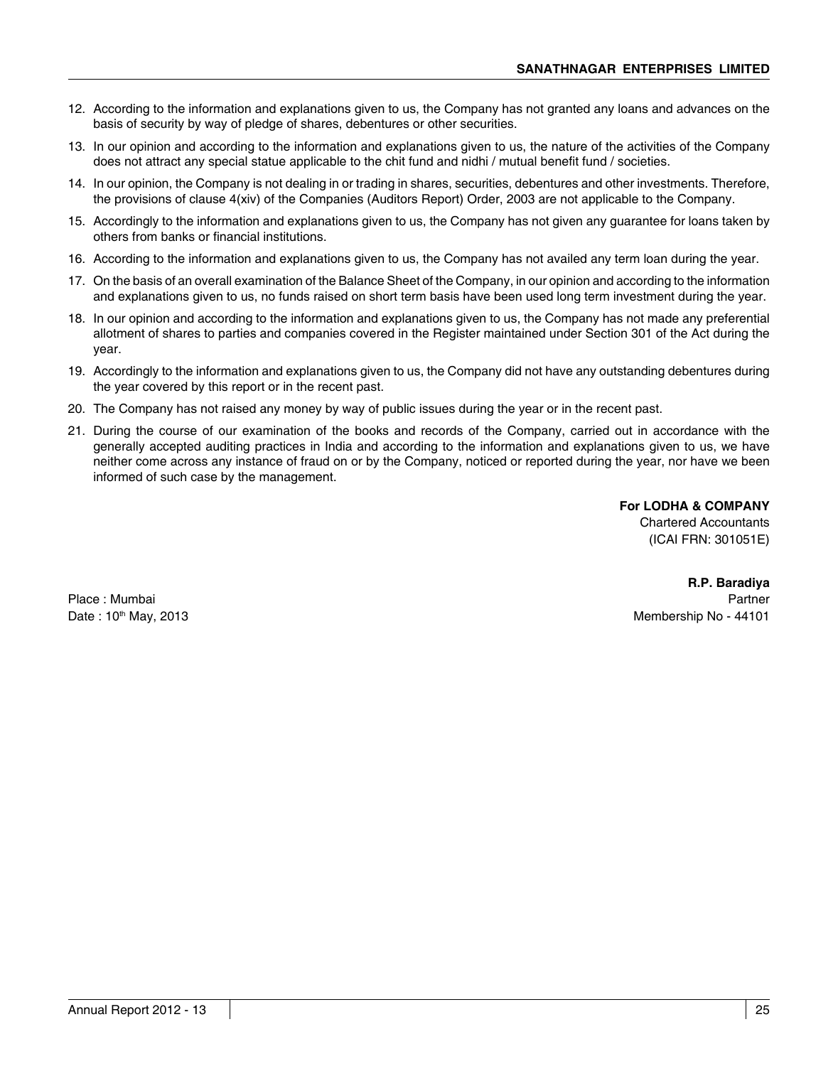12. According to the information and explanations given to us, the Company has not granted any loans and advances on the basis of security by way of pledge of shares, debentures or other securities.

13. In our opinion and according to the information and explanations given to us, the nature of the activities of the Company does not attract any special statue applicable to the chit fund and nidhi / mutual benefit fund / societies.

14. In our opinion, the Company is not dealing in or trading in shares, securities, debentures and other investments. Therefore, the provisions of clause 4(xiv) of the Companies (Auditors Report) Order, 2003 are not applicable to the Company.

15. Accordingly to the information and explanations given to us, the Company has not given any guarantee for loans taken by others from banks or financial institutions.

16. According to the information and explanations given to us, the Company has not availed any term loan during the year.

17. On the basis of an overall examination of the Balance Sheet of the Company, in our opinion and according to the information and explanations given to us, no funds raised on short term basis have been used long term investment during the year.

18. In our opinion and according to the information and explanations given to us, the Company has not made any preferential allotment of shares to parties and companies covered in the Register maintained under Section 301 of the Act during the year.

19. Accordingly to the information and explanations given to us, the Company did not have any outstanding debentures during the year covered by this report or in the recent past.

20. The Company has not raised any money by way of public issues during the year or in the recent past.

21. During the course of our examination of the books and records of the Company, carried out in accordance with the generally accepted auditing practices in India and according to the information and explanations given to us, we have neither come across any instance of fraud on or by the Company, noticed or reported during the year, nor have we been informed of such case by the management.

**For LODHA & COMPANY**
Chartered Accountants
(ICAI FRN: 301051E)

**R.P. Baradiya**
Partner
Membership No - 44101

Place : Mumbai
Date : 10th May, 2013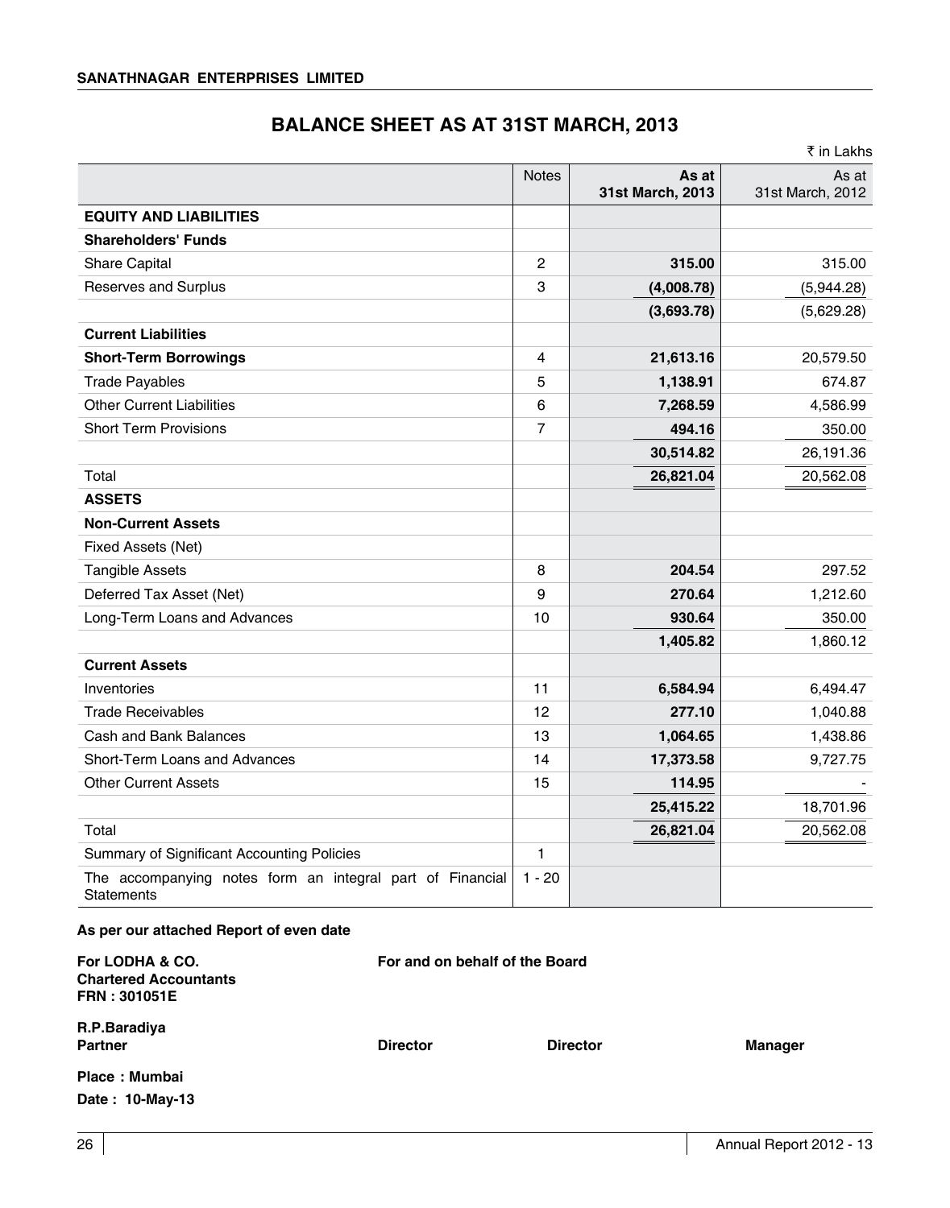**SANATHNAGAR ENTERPRISES LIMITED**

# BALANCE SHEET AS AT 31ST MARCH, 2013

₹ in Lakhs

| | Notes | As at 31st March, 2013 | As at 31st March, 2012 |
|---|---|---|---|
| **EQUITY AND LIABILITIES** | | | |
| **Shareholders' Funds** | | | |
| Share Capital | 2 | **315.00** | 315.00 |
| Reserves and Surplus | 3 | **(4,008.78)** | (5,944.28) |
| | | **(3,693.78)** | (5,629.28) |
| **Current Liabilities** | | | |
| **Short-Term Borrowings** | 4 | **21,613.16** | 20,579.50 |
| Trade Payables | 5 | **1,138.91** | 674.87 |
| Other Current Liabilities | 6 | **7,268.59** | 4,586.99 |
| Short Term Provisions | 7 | **494.16** | 350.00 |
| | | **30,514.82** | 26,191.36 |
| Total | | **26,821.04** | 20,562.08 |
| **ASSETS** | | | |
| **Non-Current Assets** | | | |
| Fixed Assets (Net) | | | |
| Tangible Assets | 8 | **204.54** | 297.52 |
| Deferred Tax Asset (Net) | 9 | **270.64** | 1,212.60 |
| Long-Term Loans and Advances | 10 | **930.64** | 350.00 |
| | | **1,405.82** | 1,860.12 |
| **Current Assets** | | | |
| Inventories | 11 | **6,584.94** | 6,494.47 |
| Trade Receivables | 12 | **277.10** | 1,040.88 |
| Cash and Bank Balances | 13 | **1,064.65** | 1,438.86 |
| Short-Term Loans and Advances | 14 | **17,373.58** | 9,727.75 |
| Other Current Assets | 15 | **114.95** | - |
| | | **25,415.22** | 18,701.96 |
| Total | | **26,821.04** | 20,562.08 |
| Summary of Significant Accounting Policies | 1 | | |
| The accompanying notes form an integral part of Financial Statements | 1 - 20 | | |

**As per our attached Report of even date**

**For LODHA & CO.**
**Chartered Accountants**
**FRN : 301051E**

**For and on behalf of the Board**

**R.P.Baradiya**
**Partner**

**Director** **Director** **Manager**

**Place : Mumbai**

**Date : 10-May-13**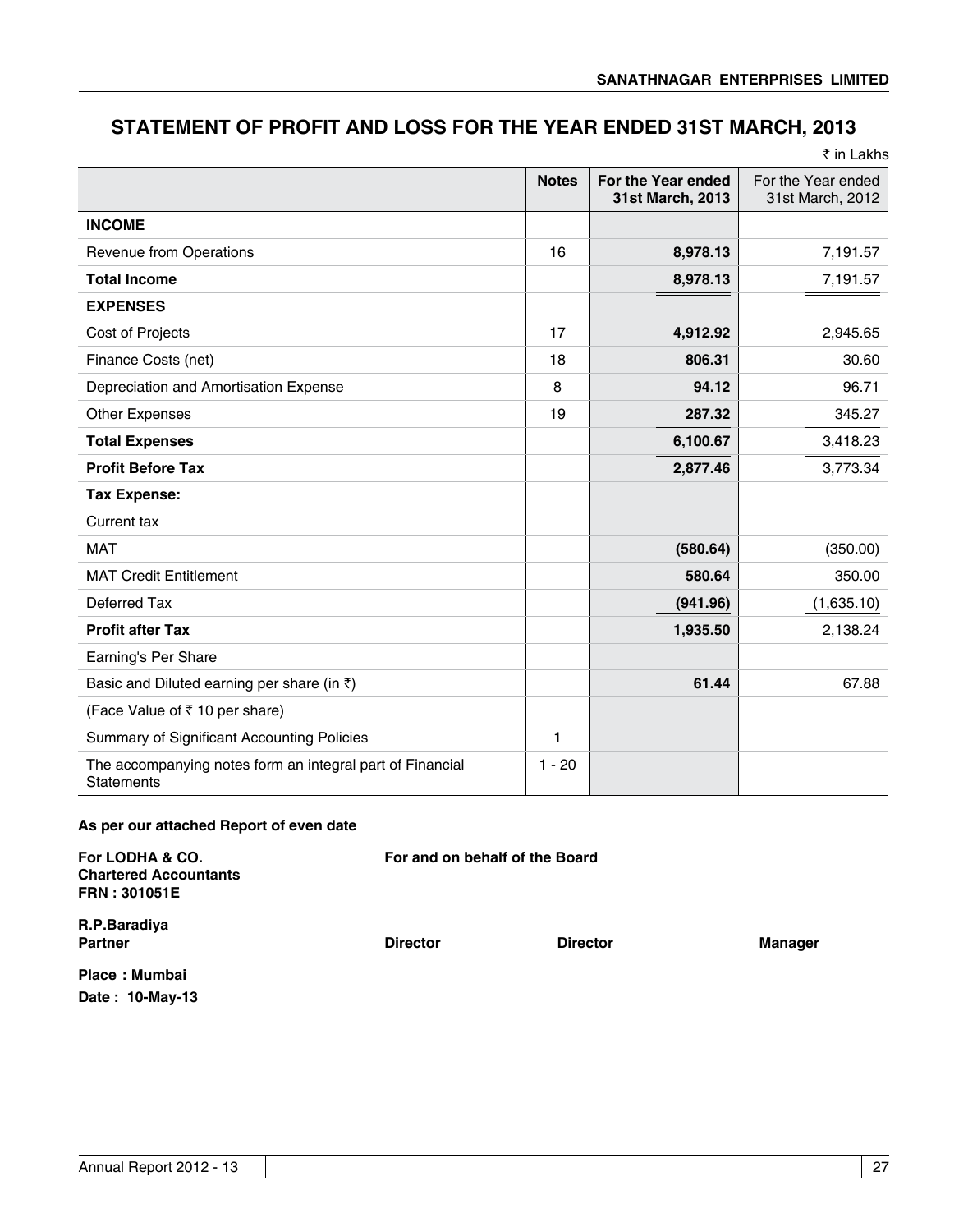# STATEMENT OF PROFIT AND LOSS FOR THE YEAR ENDED 31ST MARCH, 2013

₹ in Lakhs

| | Notes | For the Year ended 31st March, 2013 | For the Year ended 31st March, 2012 |
|---|---|---|---|
| **INCOME** | | | |
| Revenue from Operations | 16 | **8,978.13** | 7,191.57 |
| **Total Income** | | **8,978.13** | 7,191.57 |
| **EXPENSES** | | | |
| Cost of Projects | 17 | **4,912.92** | 2,945.65 |
| Finance Costs (net) | 18 | **806.31** | 30.60 |
| Depreciation and Amortisation Expense | 8 | **94.12** | 96.71 |
| Other Expenses | 19 | **287.32** | 345.27 |
| **Total Expenses** | | **6,100.67** | 3,418.23 |
| **Profit Before Tax** | | **2,877.46** | 3,773.34 |
| **Tax Expense:** | | | |
| Current tax | | | |
| MAT | | **(580.64)** | (350.00) |
| MAT Credit Entitlement | | **580.64** | 350.00 |
| Deferred Tax | | **(941.96)** | (1,635.10) |
| **Profit after Tax** | | **1,935.50** | 2,138.24 |
| Earning's Per Share | | | |
| Basic and Diluted earning per share (in ₹) | | **61.44** | 67.88 |
| (Face Value of ₹ 10 per share) | | | |
| Summary of Significant Accounting Policies | 1 | | |
| The accompanying notes form an integral part of Financial Statements | 1 - 20 | | |

**As per our attached Report of even date**

**For LODHA & CO.**
**Chartered Accountants**
**FRN : 301051E**

**For and on behalf of the Board**

**R.P.Baradiya**
**Partner**

**Director** **Director** **Manager**

**Place : Mumbai**
**Date : 10-May-13**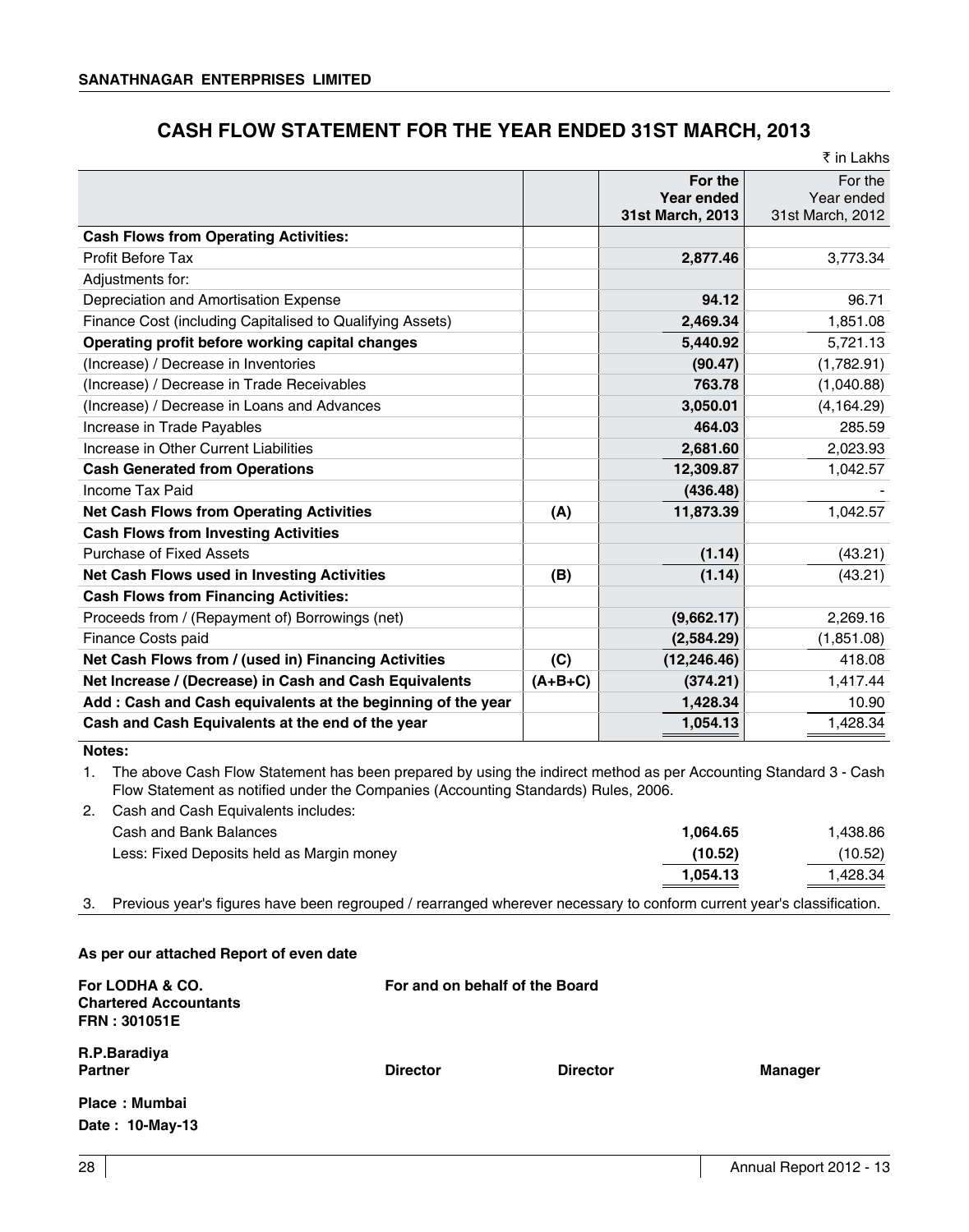**SANATHNAGAR ENTERPRISES LIMITED**

# CASH FLOW STATEMENT FOR THE YEAR ENDED 31ST MARCH, 2013

₹ in Lakhs

| | | For the Year ended 31st March, 2013 | For the Year ended 31st March, 2012 |
|---|---|---|---|
| **Cash Flows from Operating Activities:** | | | |
| Profit Before Tax | | **2,877.46** | 3,773.34 |
| Adjustments for: | | | |
| Depreciation and Amortisation Expense | | **94.12** | 96.71 |
| Finance Cost (including Capitalised to Qualifying Assets) | | **2,469.34** | 1,851.08 |
| **Operating profit before working capital changes** | | **5,440.92** | 5,721.13 |
| (Increase) / Decrease in Inventories | | **(90.47)** | (1,782.91) |
| (Increase) / Decrease in Trade Receivables | | **763.78** | (1,040.88) |
| (Increase) / Decrease in Loans and Advances | | **3,050.01** | (4,164.29) |
| Increase in Trade Payables | | **464.03** | 285.59 |
| Increase in Other Current Liabilities | | **2,681.60** | 2,023.93 |
| **Cash Generated from Operations** | | **12,309.87** | 1,042.57 |
| Income Tax Paid | | **(436.48)** | - |
| **Net Cash Flows from Operating Activities** | **(A)** | **11,873.39** | 1,042.57 |
| **Cash Flows from Investing Activities** | | | |
| Purchase of Fixed Assets | | **(1.14)** | (43.21) |
| **Net Cash Flows used in Investing Activities** | **(B)** | **(1.14)** | (43.21) |
| **Cash Flows from Financing Activities:** | | | |
| Proceeds from / (Repayment of) Borrowings (net) | | **(9,662.17)** | 2,269.16 |
| Finance Costs paid | | **(2,584.29)** | (1,851.08) |
| **Net Cash Flows from / (used in) Financing Activities** | **(C)** | **(12,246.46)** | 418.08 |
| **Net Increase / (Decrease) in Cash and Cash Equivalents** | **(A+B+C)** | **(374.21)** | 1,417.44 |
| **Add : Cash and Cash equivalents at the beginning of the year** | | **1,428.34** | 10.90 |
| **Cash and Cash Equivalents at the end of the year** | | **1,054.13** | 1,428.34 |

**Notes:**

1. The above Cash Flow Statement has been prepared by using the indirect method as per Accounting Standard 3 - Cash Flow Statement as notified under the Companies (Accounting Standards) Rules, 2006.
2. Cash and Cash Equivalents includes:

| | 31st March, 2013 | 31st March, 2012 |
|---|---|---|
| Cash and Bank Balances | **1,064.65** | 1,438.86 |
| Less: Fixed Deposits held as Margin money | **(10.52)** | (10.52) |
| | **1,054.13** | 1,428.34 |

3. Previous year's figures have been regrouped / rearranged wherever necessary to conform current year's classification.

**As per our attached Report of even date**

**For LODHA & CO.**
**Chartered Accountants**
**FRN : 301051E**

**For and on behalf of the Board**

**R.P.Baradiya**
**Partner**

**Director** **Director** **Manager**

**Place : Mumbai**
**Date : 10-May-13**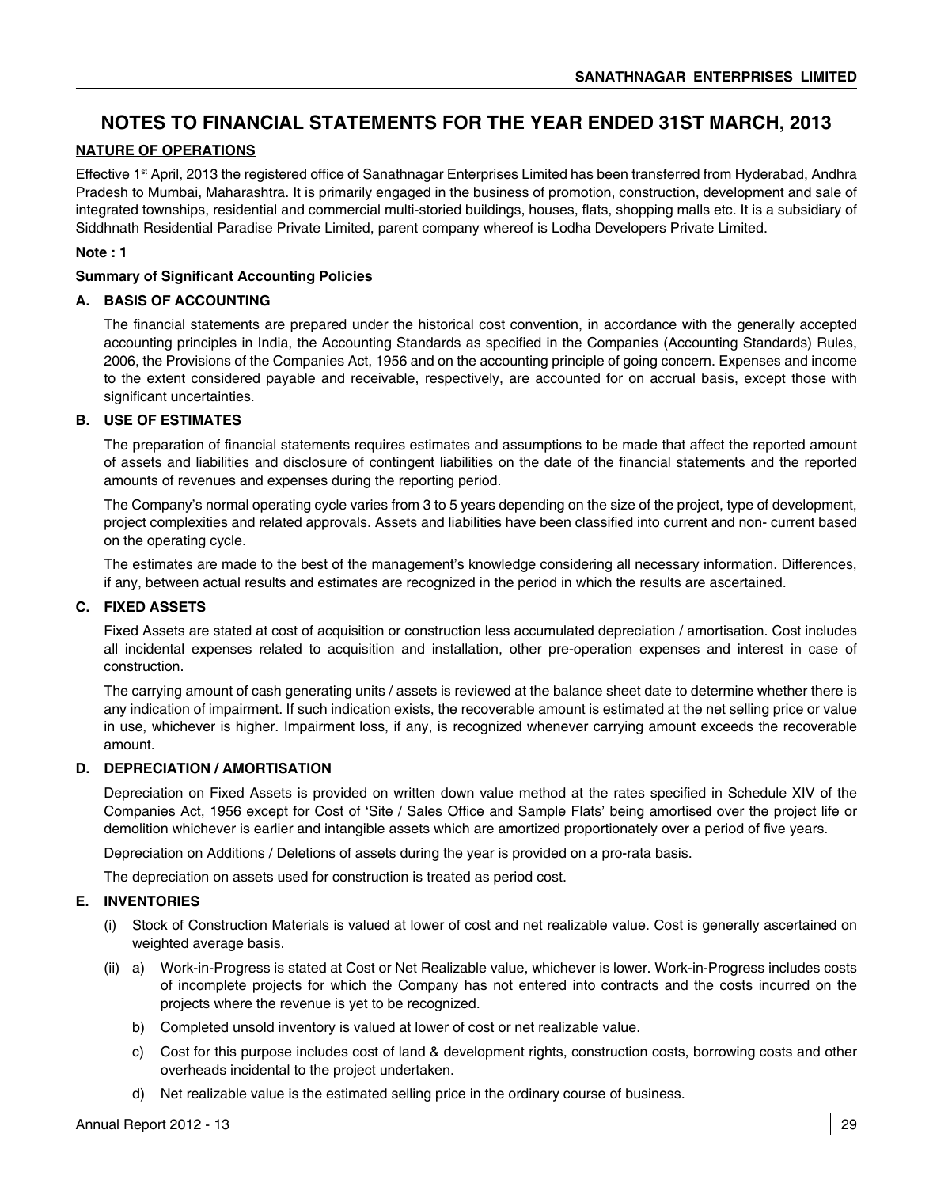# NOTES TO FINANCIAL STATEMENTS FOR THE YEAR ENDED 31ST MARCH, 2013

**NATURE OF OPERATIONS**

Effective 1st April, 2013 the registered office of Sanathnagar Enterprises Limited has been transferred from Hyderabad, Andhra Pradesh to Mumbai, Maharashtra. It is primarily engaged in the business of promotion, construction, development and sale of integrated townships, residential and commercial multi-storied buildings, houses, flats, shopping malls etc. It is a subsidiary of Siddhnath Residential Paradise Private Limited, parent company whereof is Lodha Developers Private Limited.

**Note : 1**

**Summary of Significant Accounting Policies**

### A. BASIS OF ACCOUNTING

The financial statements are prepared under the historical cost convention, in accordance with the generally accepted accounting principles in India, the Accounting Standards as specified in the Companies (Accounting Standards) Rules, 2006, the Provisions of the Companies Act, 1956 and on the accounting principle of going concern. Expenses and income to the extent considered payable and receivable, respectively, are accounted for on accrual basis, except those with significant uncertainties.

### B. USE OF ESTIMATES

The preparation of financial statements requires estimates and assumptions to be made that affect the reported amount of assets and liabilities and disclosure of contingent liabilities on the date of the financial statements and the reported amounts of revenues and expenses during the reporting period.

The Company's normal operating cycle varies from 3 to 5 years depending on the size of the project, type of development, project complexities and related approvals. Assets and liabilities have been classified into current and non- current based on the operating cycle.

The estimates are made to the best of the management's knowledge considering all necessary information. Differences, if any, between actual results and estimates are recognized in the period in which the results are ascertained.

### C. FIXED ASSETS

Fixed Assets are stated at cost of acquisition or construction less accumulated depreciation / amortisation. Cost includes all incidental expenses related to acquisition and installation, other pre-operation expenses and interest in case of construction.

The carrying amount of cash generating units / assets is reviewed at the balance sheet date to determine whether there is any indication of impairment. If such indication exists, the recoverable amount is estimated at the net selling price or value in use, whichever is higher. Impairment loss, if any, is recognized whenever carrying amount exceeds the recoverable amount.

### D. DEPRECIATION / AMORTISATION

Depreciation on Fixed Assets is provided on written down value method at the rates specified in Schedule XIV of the Companies Act, 1956 except for Cost of 'Site / Sales Office and Sample Flats' being amortised over the project life or demolition whichever is earlier and intangible assets which are amortized proportionately over a period of five years.

Depreciation on Additions / Deletions of assets during the year is provided on a pro-rata basis.

The depreciation on assets used for construction is treated as period cost.

### E. INVENTORIES

(i) Stock of Construction Materials is valued at lower of cost and net realizable value. Cost is generally ascertained on weighted average basis.

(ii) a) Work-in-Progress is stated at Cost or Net Realizable value, whichever is lower. Work-in-Progress includes costs of incomplete projects for which the Company has not entered into contracts and the costs incurred on the projects where the revenue is yet to be recognized.

b) Completed unsold inventory is valued at lower of cost or net realizable value.

c) Cost for this purpose includes cost of land & development rights, construction costs, borrowing costs and other overheads incidental to the project undertaken.

d) Net realizable value is the estimated selling price in the ordinary course of business.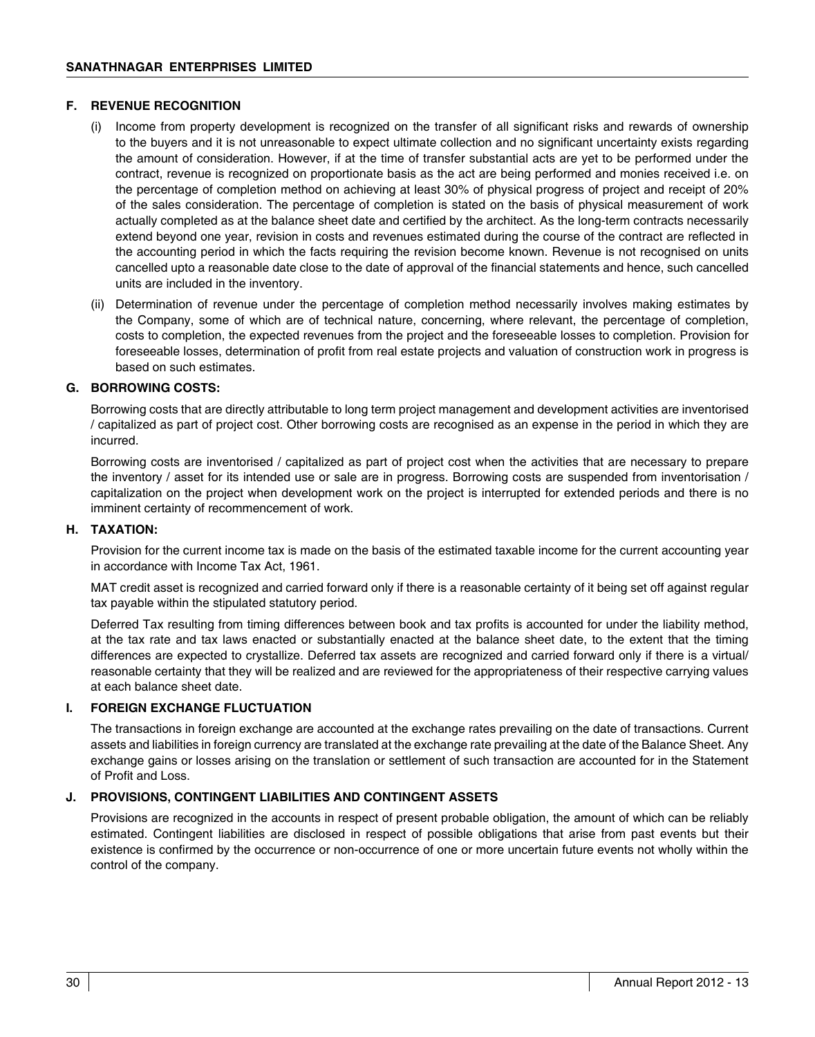### F. REVENUE RECOGNITION

(i) Income from property development is recognized on the transfer of all significant risks and rewards of ownership to the buyers and it is not unreasonable to expect ultimate collection and no significant uncertainty exists regarding the amount of consideration. However, if at the time of transfer substantial acts are yet to be performed under the contract, revenue is recognized on proportionate basis as the act are being performed and monies received i.e. on the percentage of completion method on achieving at least 30% of physical progress of project and receipt of 20% of the sales consideration. The percentage of completion is stated on the basis of physical measurement of work actually completed as at the balance sheet date and certified by the architect. As the long-term contracts necessarily extend beyond one year, revision in costs and revenues estimated during the course of the contract are reflected in the accounting period in which the facts requiring the revision become known. Revenue is not recognised on units cancelled upto a reasonable date close to the date of approval of the financial statements and hence, such cancelled units are included in the inventory.

(ii) Determination of revenue under the percentage of completion method necessarily involves making estimates by the Company, some of which are of technical nature, concerning, where relevant, the percentage of completion, costs to completion, the expected revenues from the project and the foreseeable losses to completion. Provision for foreseeable losses, determination of profit from real estate projects and valuation of construction work in progress is based on such estimates.

### G. BORROWING COSTS:

Borrowing costs that are directly attributable to long term project management and development activities are inventorised / capitalized as part of project cost. Other borrowing costs are recognised as an expense in the period in which they are incurred.

Borrowing costs are inventorised / capitalized as part of project cost when the activities that are necessary to prepare the inventory / asset for its intended use or sale are in progress. Borrowing costs are suspended from inventorisation / capitalization on the project when development work on the project is interrupted for extended periods and there is no imminent certainty of recommencement of work.

### H. TAXATION:

Provision for the current income tax is made on the basis of the estimated taxable income for the current accounting year in accordance with Income Tax Act, 1961.

MAT credit asset is recognized and carried forward only if there is a reasonable certainty of it being set off against regular tax payable within the stipulated statutory period.

Deferred Tax resulting from timing differences between book and tax profits is accounted for under the liability method, at the tax rate and tax laws enacted or substantially enacted at the balance sheet date, to the extent that the timing differences are expected to crystallize. Deferred tax assets are recognized and carried forward only if there is a virtual/ reasonable certainty that they will be realized and are reviewed for the appropriateness of their respective carrying values at each balance sheet date.

### I. FOREIGN EXCHANGE FLUCTUATION

The transactions in foreign exchange are accounted at the exchange rates prevailing on the date of transactions. Current assets and liabilities in foreign currency are translated at the exchange rate prevailing at the date of the Balance Sheet. Any exchange gains or losses arising on the translation or settlement of such transaction are accounted for in the Statement of Profit and Loss.

### J. PROVISIONS, CONTINGENT LIABILITIES AND CONTINGENT ASSETS

Provisions are recognized in the accounts in respect of present probable obligation, the amount of which can be reliably estimated. Contingent liabilities are disclosed in respect of possible obligations that arise from past events but their existence is confirmed by the occurrence or non-occurrence of one or more uncertain future events not wholly within the control of the company.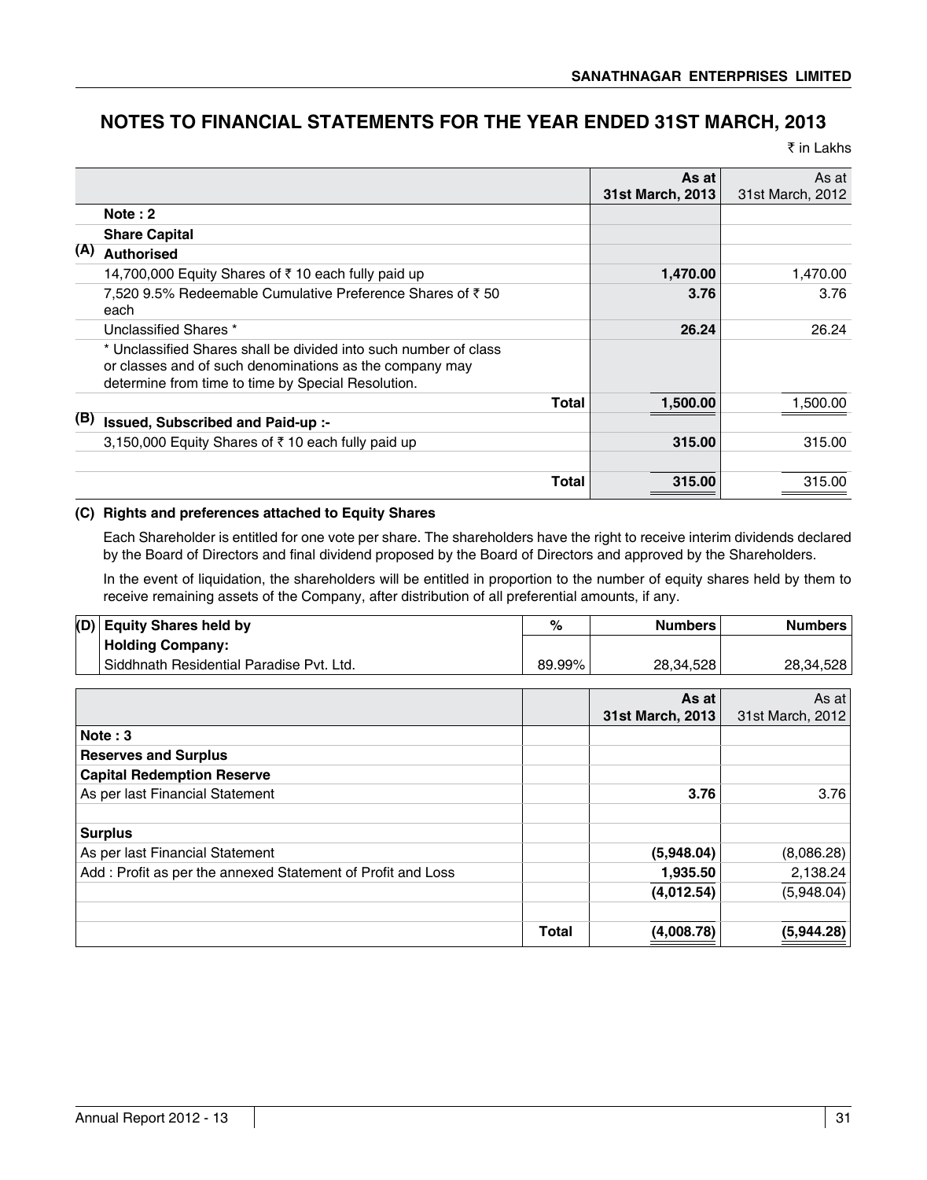# NOTES TO FINANCIAL STATEMENTS FOR THE YEAR ENDED 31ST MARCH, 2013

₹ in Lakhs

| | | As at 31st March, 2013 | As at 31st March, 2012 |
|---|---|---|---|
| | **Note : 2** | | |
| | **Share Capital** | | |
| **(A)** | **Authorised** | | |
| | 14,700,000 Equity Shares of ₹ 10 each fully paid up | **1,470.00** | 1,470.00 |
| | 7,520 9.5% Redeemable Cumulative Preference Shares of ₹ 50 each | **3.76** | 3.76 |
| | Unclassified Shares * | **26.24** | 26.24 |
| | * Unclassified Shares shall be divided into such number of class or classes and of such denominations as the company may determine from time to time by Special Resolution. | | |
| | **Total** | **1,500.00** | 1,500.00 |
| **(B)** | **Issued, Subscribed and Paid-up :-** | | |
| | 3,150,000 Equity Shares of ₹ 10 each fully paid up | **315.00** | 315.00 |
| | **Total** | **315.00** | 315.00 |

**(C) Rights and preferences attached to Equity Shares**

Each Shareholder is entitled for one vote per share. The shareholders have the right to receive interim dividends declared by the Board of Directors and final dividend proposed by the Board of Directors and approved by the Shareholders.

In the event of liquidation, the shareholders will be entitled in proportion to the number of equity shares held by them to receive remaining assets of the Company, after distribution of all preferential amounts, if any.

| (D) | Equity Shares held by | % | Numbers | Numbers |
|---|---|---|---|---|
| | **Holding Company:** | | | |
| | Siddhnath Residential Paradise Pvt. Ltd. | 89.99% | 28,34,528 | 28,34,528 |

| | | As at 31st March, 2013 | As at 31st March, 2012 |
|---|---|---|---|
| **Note : 3** | | | |
| **Reserves and Surplus** | | | |
| **Capital Redemption Reserve** | | | |
| As per last Financial Statement | | **3.76** | 3.76 |
| **Surplus** | | | |
| As per last Financial Statement | | **(5,948.04)** | (8,086.28) |
| Add : Profit as per the annexed Statement of Profit and Loss | | **1,935.50** | 2,138.24 |
| | | **(4,012.54)** | (5,948.04) |
| | **Total** | **(4,008.78)** | **(5,944.28)** |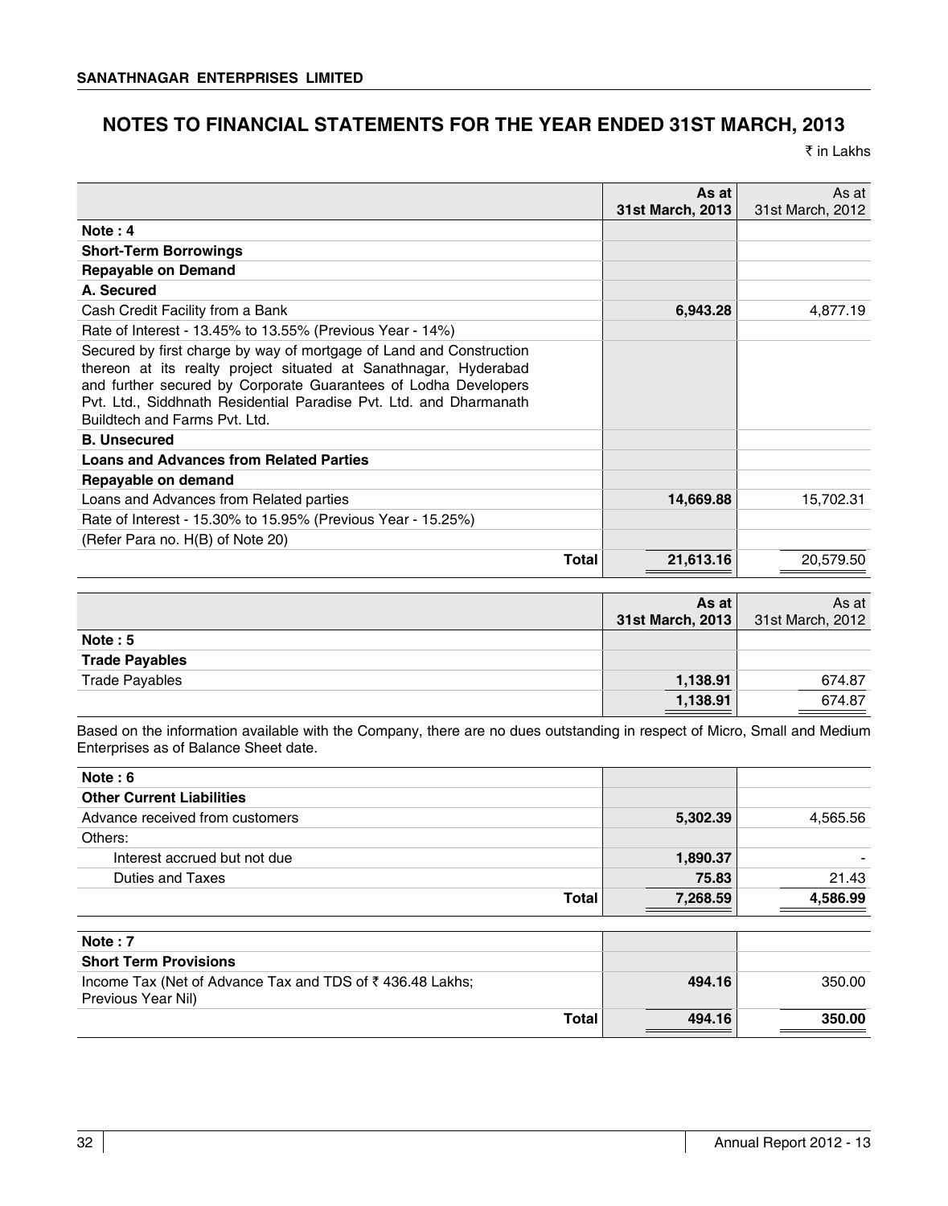## NOTES TO FINANCIAL STATEMENTS FOR THE YEAR ENDED 31ST MARCH, 2013

₹ in Lakhs

| | As at 31st March, 2013 | As at 31st March, 2012 |
|---|---|---|
| **Note : 4** | | |
| **Short-Term Borrowings** | | |
| **Repayable on Demand** | | |
| **A. Secured** | | |
| Cash Credit Facility from a Bank | **6,943.28** | 4,877.19 |
| Rate of Interest - 13.45% to 13.55% (Previous Year - 14%) | | |
| Secured by first charge by way of mortgage of Land and Construction thereon at its realty project situated at Sanathnagar, Hyderabad and further secured by Corporate Guarantees of Lodha Developers Pvt. Ltd., Siddhnath Residential Paradise Pvt. Ltd. and Dharmanath Buildtech and Farms Pvt. Ltd. | | |
| **B. Unsecured** | | |
| **Loans and Advances from Related Parties** | | |
| **Repayable on demand** | | |
| Loans and Advances from Related parties | **14,669.88** | 15,702.31 |
| Rate of Interest - 15.30% to 15.95% (Previous Year - 15.25%) | | |
| (Refer Para no. H(B) of Note 20) | | |
| **Total** | **21,613.16** | 20,579.50 |

| | As at 31st March, 2013 | As at 31st March, 2012 |
|---|---|---|
| **Note : 5** | | |
| **Trade Payables** | | |
| Trade Payables | **1,138.91** | 674.87 |
| | **1,138.91** | 674.87 |

Based on the information available with the Company, there are no dues outstanding in respect of Micro, Small and Medium Enterprises as of Balance Sheet date.

| | As at 31st March, 2013 | As at 31st March, 2012 |
|---|---|---|
| **Note : 6** | | |
| **Other Current Liabilities** | | |
| Advance received from customers | **5,302.39** | 4,565.56 |
| Others: | | |
| Interest accrued but not due | **1,890.37** | - |
| Duties and Taxes | **75.83** | 21.43 |
| **Total** | **7,268.59** | **4,586.99** |

| | As at 31st March, 2013 | As at 31st March, 2012 |
|---|---|---|
| **Note : 7** | | |
| **Short Term Provisions** | | |
| Income Tax (Net of Advance Tax and TDS of ₹ 436.48 Lakhs; Previous Year Nil) | **494.16** | 350.00 |
| **Total** | **494.16** | **350.00** |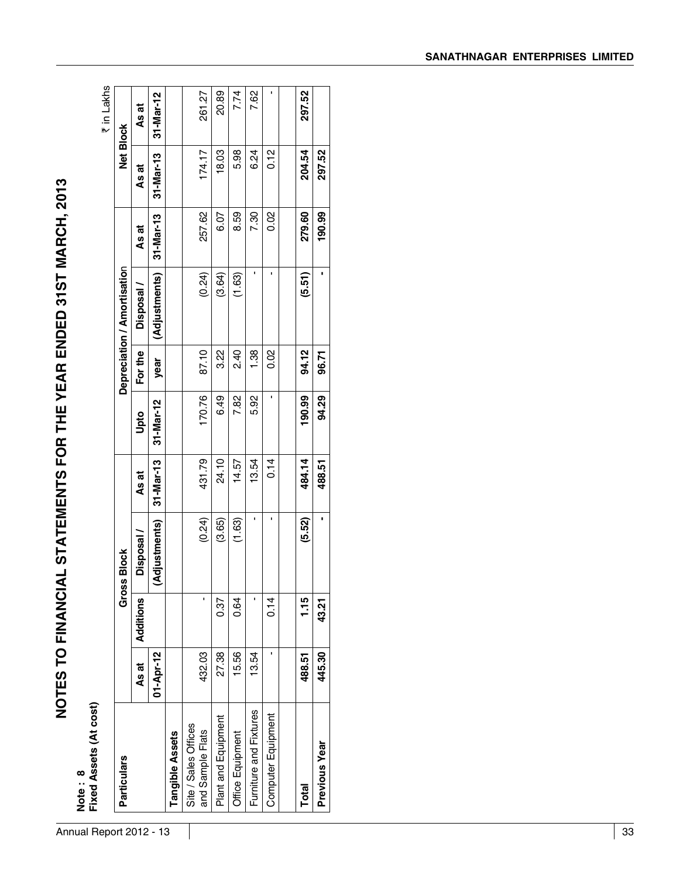# NOTES TO FINANCIAL STATEMENTS FOR THE YEAR ENDED 31ST MARCH, 2013

**Note : 8**
**Fixed Assets (At cost)**

₹ in Lakhs

| Particulars | Gross Block | | | | Depreciation / Amortisation | | | | Net Block | |
|---|---|---|---|---|---|---|---|---|---|---|
| | As at | Additions | Disposal / | As at | Upto | For the | Disposal / | As at | As at | As at |
| | 01-Apr-12 | | (Adjustments) | 31-Mar-13 | 31-Mar-12 | year | (Adjustments) | 31-Mar-13 | 31-Mar-13 | 31-Mar-12 |
| **Tangible Assets** | | | | | | | | | | |
| Site / Sales Offices and Sample Flats | 432.03 | - | (0.24) | 431.79 | 170.76 | 87.10 | (0.24) | 257.62 | 174.17 | 261.27 |
| Plant and Equipment | 27.38 | 0.37 | (3.65) | 24.10 | 6.49 | 3.22 | (3.64) | 6.07 | 18.03 | 20.89 |
| Office Equipment | 15.56 | 0.64 | (1.63) | 14.57 | 7.82 | 2.40 | (1.63) | 8.59 | 5.98 | 7.74 |
| Furniture and Fixtures | 13.54 | - | - | 13.54 | 5.92 | 1.38 | - | 7.30 | 6.24 | 7.62 |
| Computer Equipment | - | 0.14 | - | 0.14 | - | 0.02 | - | 0.02 | 0.12 | - |
| **Total** | **488.51** | **1.15** | **(5.52)** | **484.14** | **190.99** | **94.12** | **(5.51)** | **279.60** | **204.54** | **297.52** |
| **Previous Year** | **445.30** | **43.21** | **-** | **488.51** | **94.29** | **96.71** | **-** | **190.99** | **297.52** | |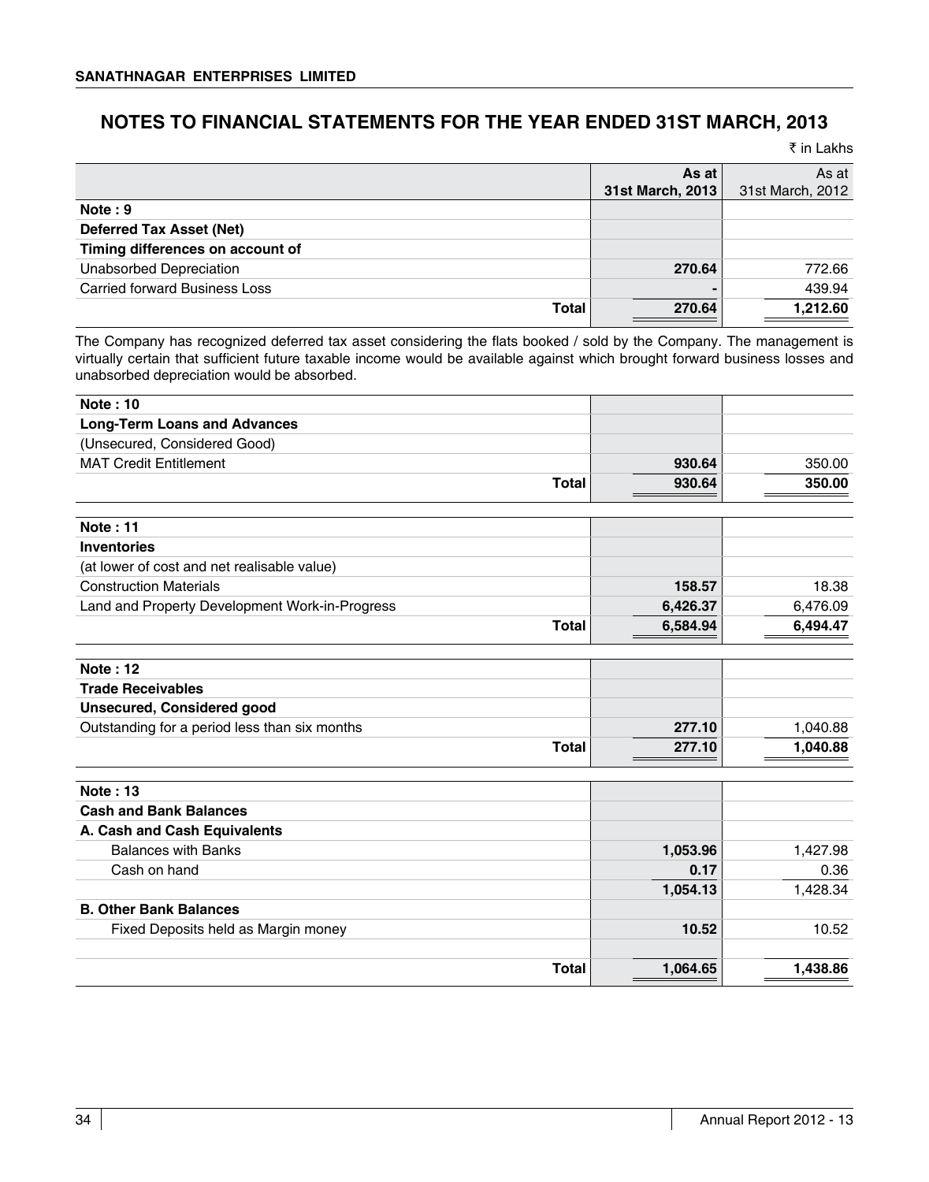## NOTES TO FINANCIAL STATEMENTS FOR THE YEAR ENDED 31ST MARCH, 2013

₹ in Lakhs

| | **As at 31st March, 2013** | As at 31st March, 2012 |
|---|---|---|
| **Note : 9** | | |
| **Deferred Tax Asset (Net)** | | |
| **Timing differences on account of** | | |
| Unabsorbed Depreciation | **270.64** | 772.66 |
| Carried forward Business Loss | **-** | 439.94 |
| **Total** | **270.64** | **1,212.60** |

The Company has recognized deferred tax asset considering the flats booked / sold by the Company. The management is virtually certain that sufficient future taxable income would be available against which brought forward business losses and unabsorbed depreciation would be absorbed.

| | | |
|---|---|---|
| **Note : 10** | | |
| **Long-Term Loans and Advances** | | |
| (Unsecured, Considered Good) | | |
| MAT Credit Entitlement | **930.64** | 350.00 |
| **Total** | **930.64** | **350.00** |

| | | |
|---|---|---|
| **Note : 11** | | |
| **Inventories** | | |
| (at lower of cost and net realisable value) | | |
| Construction Materials | **158.57** | 18.38 |
| Land and Property Development Work-in-Progress | **6,426.37** | 6,476.09 |
| **Total** | **6,584.94** | **6,494.47** |

| | | |
|---|---|---|
| **Note : 12** | | |
| **Trade Receivables** | | |
| **Unsecured, Considered good** | | |
| Outstanding for a period less than six months | **277.10** | 1,040.88 |
| **Total** | **277.10** | **1,040.88** |

| | | |
|---|---|---|
| **Note : 13** | | |
| **Cash and Bank Balances** | | |
| **A. Cash and Cash Equivalents** | | |
| Balances with Banks | **1,053.96** | 1,427.98 |
| Cash on hand | **0.17** | 0.36 |
| | **1,054.13** | 1,428.34 |
| **B. Other Bank Balances** | | |
| Fixed Deposits held as Margin money | **10.52** | 10.52 |
| **Total** | **1,064.65** | **1,438.86** |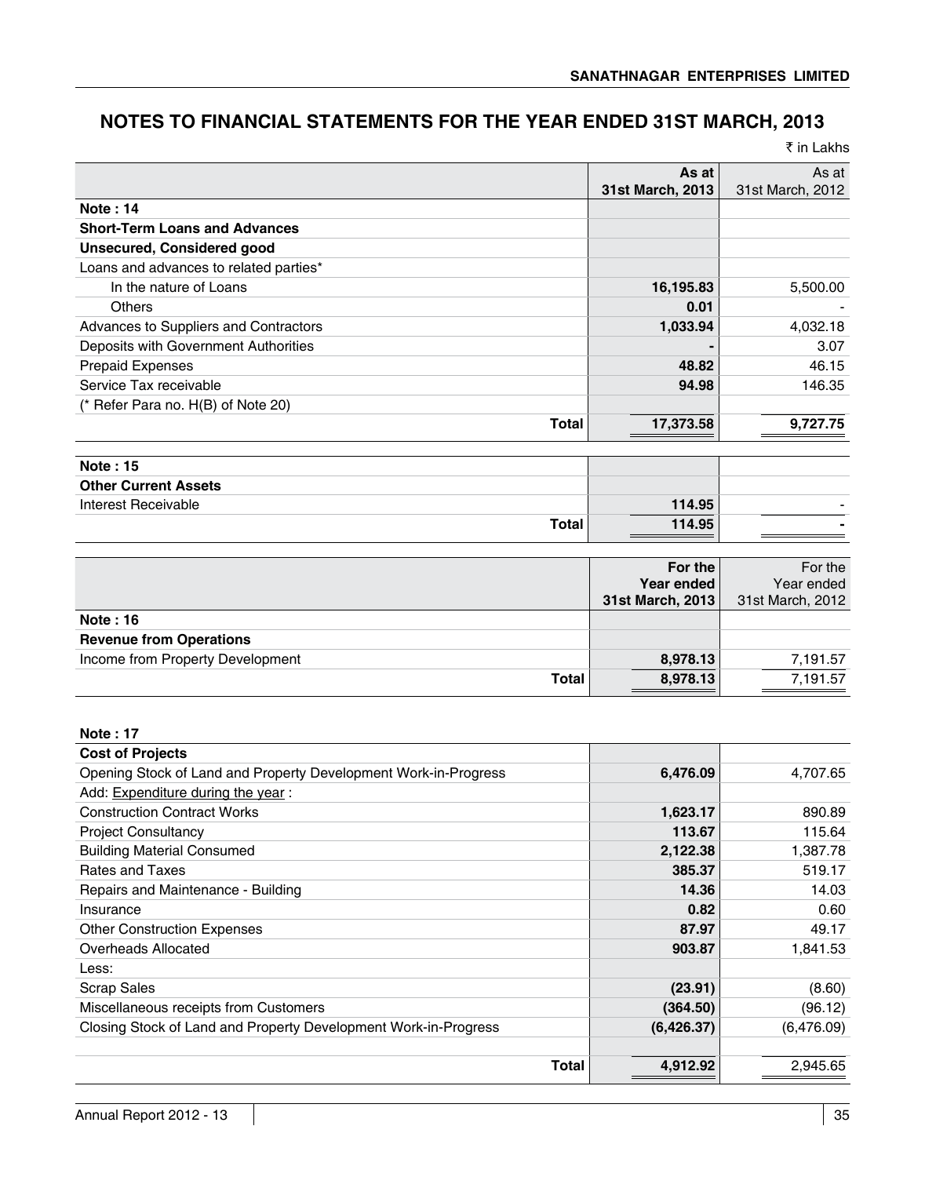# NOTES TO FINANCIAL STATEMENTS FOR THE YEAR ENDED 31ST MARCH, 2013

₹ in Lakhs

| | As at 31st March, 2013 | As at 31st March, 2012 |
|---|---|---|
| **Note : 14** | | |
| **Short-Term Loans and Advances** | | |
| **Unsecured, Considered good** | | |
| Loans and advances to related parties* | | |
| In the nature of Loans | **16,195.83** | 5,500.00 |
| Others | **0.01** | - |
| Advances to Suppliers and Contractors | **1,033.94** | 4,032.18 |
| Deposits with Government Authorities | **-** | 3.07 |
| Prepaid Expenses | **48.82** | 46.15 |
| Service Tax receivable | **94.98** | 146.35 |
| (* Refer Para no. H(B) of Note 20) | | |
| **Total** | **17,373.58** | **9,727.75** |

| | As at 31st March, 2013 | As at 31st March, 2012 |
|---|---|---|
| **Note : 15** | | |
| **Other Current Assets** | | |
| Interest Receivable | **114.95** | - |
| **Total** | **114.95** | **-** |

| | For the Year ended 31st March, 2013 | For the Year ended 31st March, 2012 |
|---|---|---|
| **Note : 16** | | |
| **Revenue from Operations** | | |
| Income from Property Development | **8,978.13** | 7,191.57 |
| **Total** | **8,978.13** | 7,191.57 |

| | For the Year ended 31st March, 2013 | For the Year ended 31st March, 2012 |
|---|---|---|
| **Note : 17** | | |
| **Cost of Projects** | | |
| Opening Stock of Land and Property Development Work-in-Progress | **6,476.09** | 4,707.65 |
| Add: Expenditure during the year : | | |
| Construction Contract Works | **1,623.17** | 890.89 |
| Project Consultancy | **113.67** | 115.64 |
| Building Material Consumed | **2,122.38** | 1,387.78 |
| Rates and Taxes | **385.37** | 519.17 |
| Repairs and Maintenance - Building | **14.36** | 14.03 |
| Insurance | **0.82** | 0.60 |
| Other Construction Expenses | **87.97** | 49.17 |
| Overheads Allocated | **903.87** | 1,841.53 |
| Less: | | |
| Scrap Sales | **(23.91)** | (8.60) |
| Miscellaneous receipts from Customers | **(364.50)** | (96.12) |
| Closing Stock of Land and Property Development Work-in-Progress | **(6,426.37)** | (6,476.09) |
| **Total** | **4,912.92** | 2,945.65 |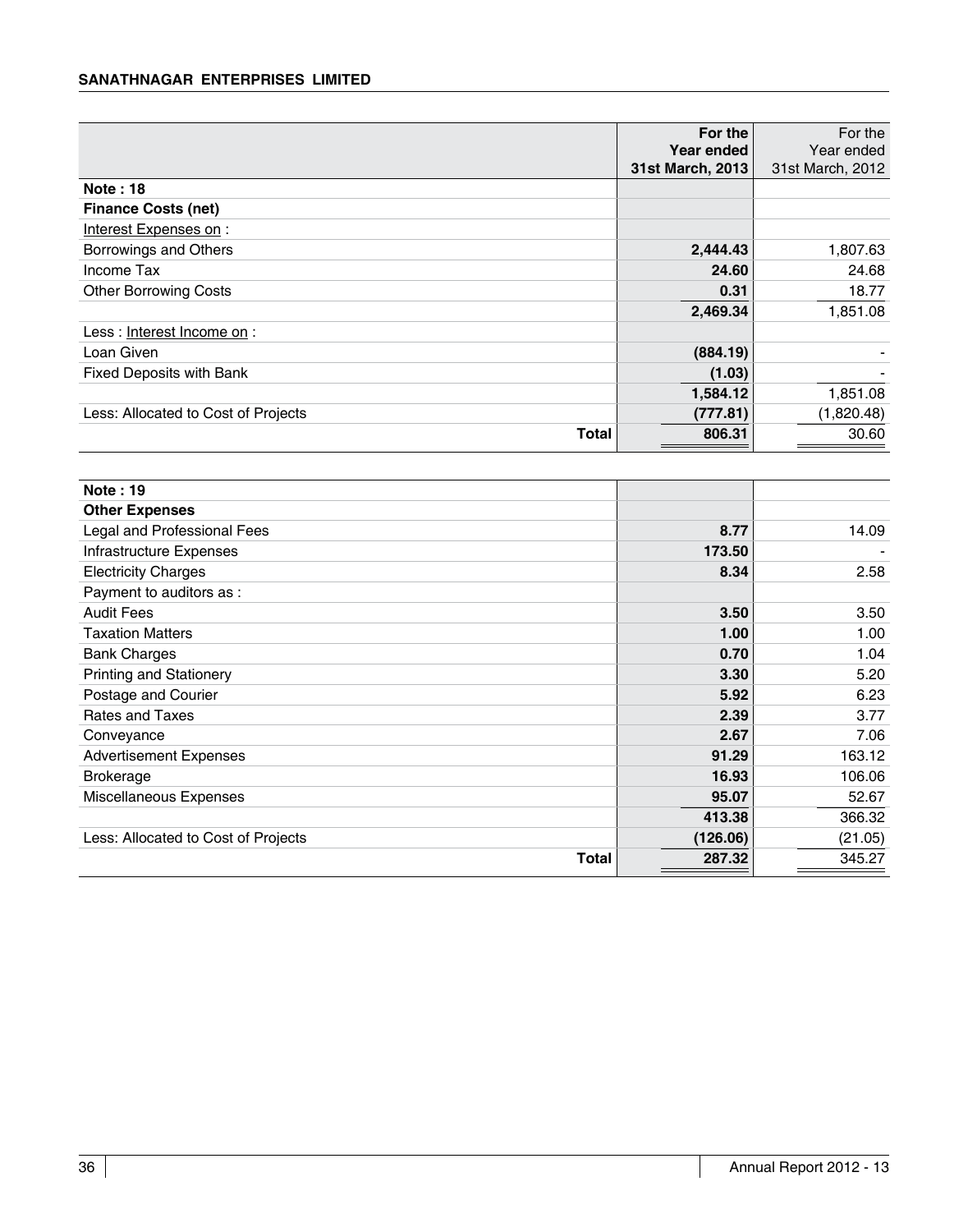| | For the Year ended 31st March, 2013 | For the Year ended 31st March, 2012 |
|---|---|---|
| **Note : 18** | | |
| **Finance Costs (net)** | | |
| Interest Expenses on : | | |
| Borrowings and Others | **2,444.43** | 1,807.63 |
| Income Tax | **24.60** | 24.68 |
| Other Borrowing Costs | **0.31** | 18.77 |
| | **2,469.34** | 1,851.08 |
| Less : Interest Income on : | | |
| Loan Given | **(884.19)** | - |
| Fixed Deposits with Bank | **(1.03)** | - |
| | **1,584.12** | 1,851.08 |
| Less: Allocated to Cost of Projects | **(777.81)** | (1,820.48) |
| **Total** | **806.31** | 30.60 |

| | For the Year ended 31st March, 2013 | For the Year ended 31st March, 2012 |
|---|---|---|
| **Note : 19** | | |
| **Other Expenses** | | |
| Legal and Professional Fees | **8.77** | 14.09 |
| Infrastructure Expenses | **173.50** | - |
| Electricity Charges | **8.34** | 2.58 |
| Payment to auditors as : | | |
| Audit Fees | **3.50** | 3.50 |
| Taxation Matters | **1.00** | 1.00 |
| Bank Charges | **0.70** | 1.04 |
| Printing and Stationery | **3.30** | 5.20 |
| Postage and Courier | **5.92** | 6.23 |
| Rates and Taxes | **2.39** | 3.77 |
| Conveyance | **2.67** | 7.06 |
| Advertisement Expenses | **91.29** | 163.12 |
| Brokerage | **16.93** | 106.06 |
| Miscellaneous Expenses | **95.07** | 52.67 |
| | **413.38** | 366.32 |
| Less: Allocated to Cost of Projects | **(126.06)** | (21.05) |
| **Total** | **287.32** | 345.27 |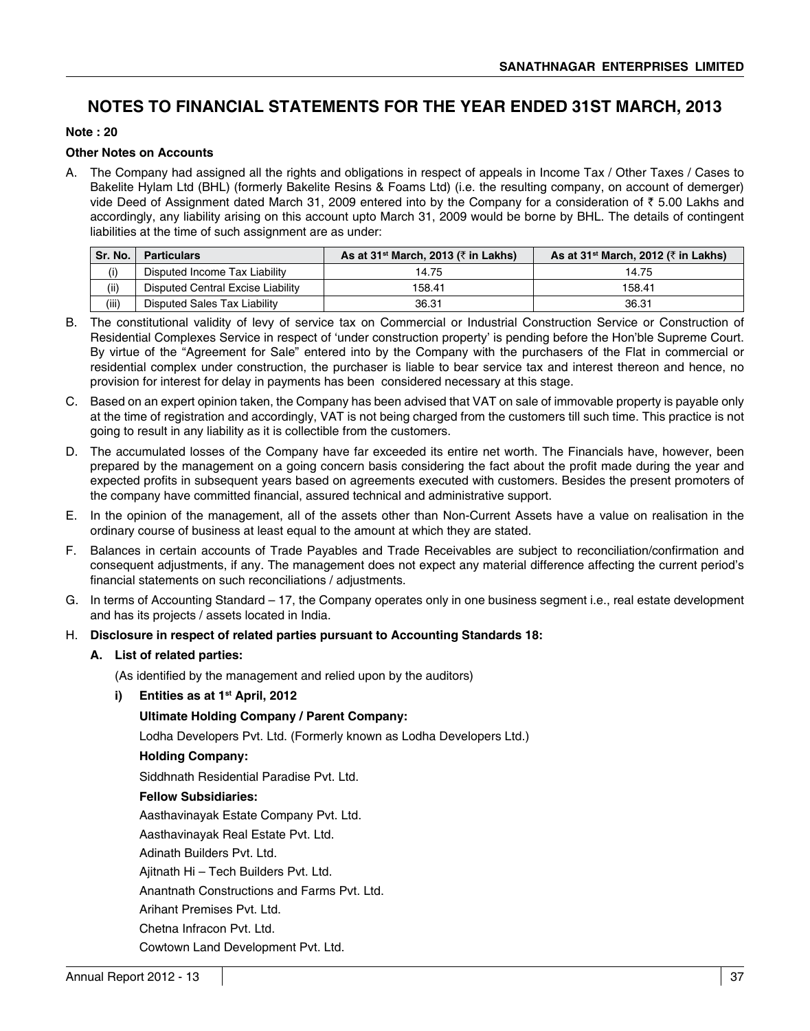# NOTES TO FINANCIAL STATEMENTS FOR THE YEAR ENDED 31ST MARCH, 2013

**Note : 20**

**Other Notes on Accounts**

A. The Company had assigned all the rights and obligations in respect of appeals in Income Tax / Other Taxes / Cases to Bakelite Hylam Ltd (BHL) (formerly Bakelite Resins & Foams Ltd) (i.e. the resulting company, on account of demerger) vide Deed of Assignment dated March 31, 2009 entered into by the Company for a consideration of ₹ 5.00 Lakhs and accordingly, any liability arising on this account upto March 31, 2009 would be borne by BHL. The details of contingent liabilities at the time of such assignment are as under:

| Sr. No. | Particulars | As at 31st March, 2013 (₹ in Lakhs) | As at 31st March, 2012 (₹ in Lakhs) |
|---|---|---|---|
| (i) | Disputed Income Tax Liability | 14.75 | 14.75 |
| (ii) | Disputed Central Excise Liability | 158.41 | 158.41 |
| (iii) | Disputed Sales Tax Liability | 36.31 | 36.31 |

B. The constitutional validity of levy of service tax on Commercial or Industrial Construction Service or Construction of Residential Complexes Service in respect of 'under construction property' is pending before the Hon'ble Supreme Court. By virtue of the "Agreement for Sale" entered into by the Company with the purchasers of the Flat in commercial or residential complex under construction, the purchaser is liable to bear service tax and interest thereon and hence, no provision for interest for delay in payments has been considered necessary at this stage.

C. Based on an expert opinion taken, the Company has been advised that VAT on sale of immovable property is payable only at the time of registration and accordingly, VAT is not being charged from the customers till such time. This practice is not going to result in any liability as it is collectible from the customers.

D. The accumulated losses of the Company have far exceeded its entire net worth. The Financials have, however, been prepared by the management on a going concern basis considering the fact about the profit made during the year and expected profits in subsequent years based on agreements executed with customers. Besides the present promoters of the company have committed financial, assured technical and administrative support.

E. In the opinion of the management, all of the assets other than Non-Current Assets have a value on realisation in the ordinary course of business at least equal to the amount at which they are stated.

F. Balances in certain accounts of Trade Payables and Trade Receivables are subject to reconciliation/confirmation and consequent adjustments, if any. The management does not expect any material difference affecting the current period's financial statements on such reconciliations / adjustments.

G. In terms of Accounting Standard – 17, the Company operates only in one business segment i.e., real estate development and has its projects / assets located in India.

H. **Disclosure in respect of related parties pursuant to Accounting Standards 18:**

**A. List of related parties:**

(As identified by the management and relied upon by the auditors)

**i) Entities as at 1st April, 2012**

**Ultimate Holding Company / Parent Company:**

Lodha Developers Pvt. Ltd. (Formerly known as Lodha Developers Ltd.)

**Holding Company:**

Siddhnath Residential Paradise Pvt. Ltd.

**Fellow Subsidiaries:**

Aasthavinayak Estate Company Pvt. Ltd.

Aasthavinayak Real Estate Pvt. Ltd.

Adinath Builders Pvt. Ltd.

Ajitnath Hi – Tech Builders Pvt. Ltd.

Anantnath Constructions and Farms Pvt. Ltd.

Arihant Premises Pvt. Ltd.

Chetna Infracon Pvt. Ltd.

Cowtown Land Development Pvt. Ltd.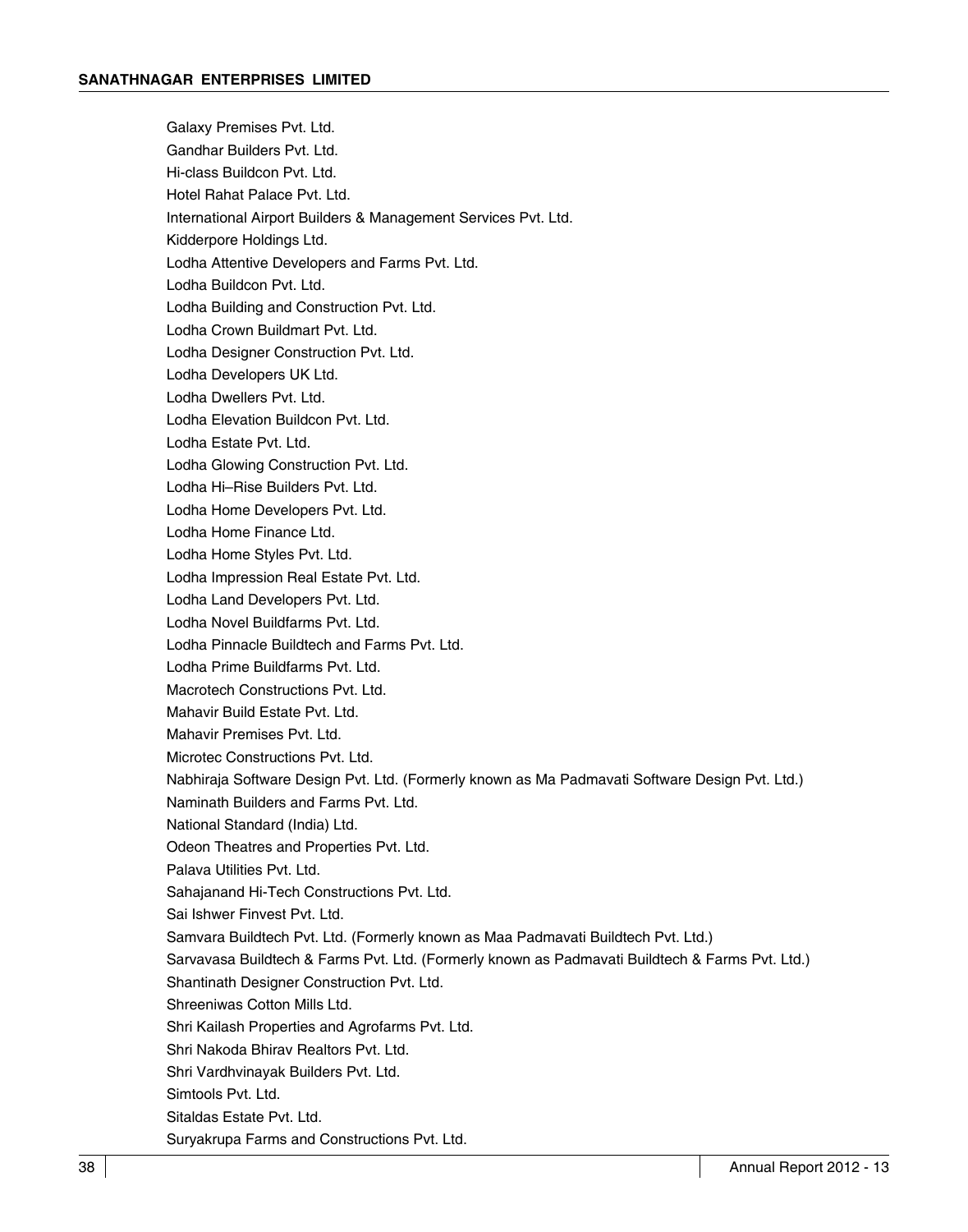Galaxy Premises Pvt. Ltd.

Gandhar Builders Pvt. Ltd.

Hi-class Buildcon Pvt. Ltd.

Hotel Rahat Palace Pvt. Ltd.

International Airport Builders & Management Services Pvt. Ltd.

Kidderpore Holdings Ltd.

Lodha Attentive Developers and Farms Pvt. Ltd.

Lodha Buildcon Pvt. Ltd.

Lodha Building and Construction Pvt. Ltd.

Lodha Crown Buildmart Pvt. Ltd.

Lodha Designer Construction Pvt. Ltd.

Lodha Developers UK Ltd.

Lodha Dwellers Pvt. Ltd.

Lodha Elevation Buildcon Pvt. Ltd.

Lodha Estate Pvt. Ltd.

Lodha Glowing Construction Pvt. Ltd.

Lodha Hi–Rise Builders Pvt. Ltd.

Lodha Home Developers Pvt. Ltd.

Lodha Home Finance Ltd.

Lodha Home Styles Pvt. Ltd.

Lodha Impression Real Estate Pvt. Ltd.

Lodha Land Developers Pvt. Ltd.

Lodha Novel Buildfarms Pvt. Ltd.

Lodha Pinnacle Buildtech and Farms Pvt. Ltd.

Lodha Prime Buildfarms Pvt. Ltd.

Macrotech Constructions Pvt. Ltd.

Mahavir Build Estate Pvt. Ltd.

Mahavir Premises Pvt. Ltd.

Microtec Constructions Pvt. Ltd.

Nabhiraja Software Design Pvt. Ltd. (Formerly known as Ma Padmavati Software Design Pvt. Ltd.)

Naminath Builders and Farms Pvt. Ltd.

National Standard (India) Ltd.

Odeon Theatres and Properties Pvt. Ltd.

Palava Utilities Pvt. Ltd.

Sahajanand Hi-Tech Constructions Pvt. Ltd.

Sai Ishwer Finvest Pvt. Ltd.

Samvara Buildtech Pvt. Ltd. (Formerly known as Maa Padmavati Buildtech Pvt. Ltd.)

Sarvavasa Buildtech & Farms Pvt. Ltd. (Formerly known as Padmavati Buildtech & Farms Pvt. Ltd.)

Shantinath Designer Construction Pvt. Ltd.

Shreeniwas Cotton Mills Ltd.

Shri Kailash Properties and Agrofarms Pvt. Ltd.

Shri Nakoda Bhirav Realtors Pvt. Ltd.

Shri Vardhvinayak Builders Pvt. Ltd.

Simtools Pvt. Ltd.

Sitaldas Estate Pvt. Ltd.

Suryakrupa Farms and Constructions Pvt. Ltd.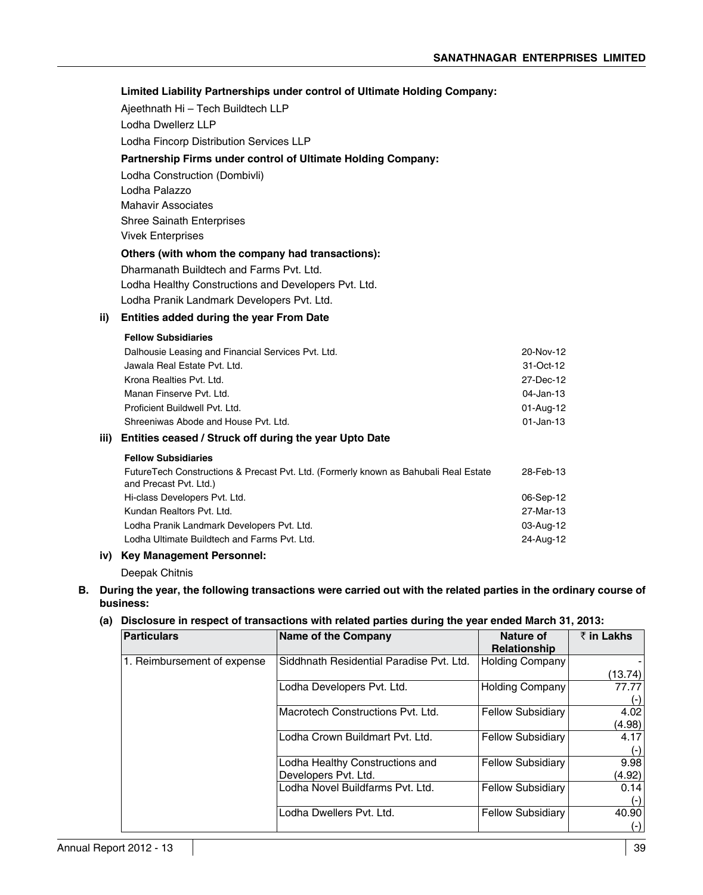**Limited Liability Partnerships under control of Ultimate Holding Company:**

Ajeethnath Hi – Tech Buildtech LLP

Lodha Dwellerz LLP

Lodha Fincorp Distribution Services LLP

**Partnership Firms under control of Ultimate Holding Company:**

Lodha Construction (Dombivli)

Lodha Palazzo

Mahavir Associates

Shree Sainath Enterprises

Vivek Enterprises

**Others (with whom the company had transactions):**

Dharmanath Buildtech and Farms Pvt. Ltd.

Lodha Healthy Constructions and Developers Pvt. Ltd.

Lodha Pranik Landmark Developers Pvt. Ltd.

**ii) Entities added during the year From Date**

| **Fellow Subsidiaries** | |
|---|---|
| Dalhousie Leasing and Financial Services Pvt. Ltd. | 20-Nov-12 |
| Jawala Real Estate Pvt. Ltd. | 31-Oct-12 |
| Krona Realties Pvt. Ltd. | 27-Dec-12 |
| Manan Finserve Pvt. Ltd. | 04-Jan-13 |
| Proficient Buildwell Pvt. Ltd. | 01-Aug-12 |
| Shreeniwas Abode and House Pvt. Ltd. | 01-Jan-13 |

**iii) Entities ceased / Struck off during the year Upto Date**

| **Fellow Subsidiaries** | |
|---|---|
| FutureTech Constructions & Precast Pvt. Ltd. (Formerly known as Bahubali Real Estate and Precast Pvt. Ltd.) | 28-Feb-13 |
| Hi-class Developers Pvt. Ltd. | 06-Sep-12 |
| Kundan Realtors Pvt. Ltd. | 27-Mar-13 |
| Lodha Pranik Landmark Developers Pvt. Ltd. | 03-Aug-12 |
| Lodha Ultimate Buildtech and Farms Pvt. Ltd. | 24-Aug-12 |

**iv) Key Management Personnel:**

Deepak Chitnis

**B. During the year, the following transactions were carried out with the related parties in the ordinary course of business:**

**(a) Disclosure in respect of transactions with related parties during the year ended March 31, 2013:**

| Particulars | Name of the Company | Nature of Relationship | ₹ in Lakhs |
|---|---|---|---|
| 1. Reimbursement of expense | Siddhnath Residential Paradise Pvt. Ltd. | Holding Company | - (13.74) |
| | Lodha Developers Pvt. Ltd. | Holding Company | 77.77 (-) |
| | Macrotech Constructions Pvt. Ltd. | Fellow Subsidiary | 4.02 (4.98) |
| | Lodha Crown Buildmart Pvt. Ltd. | Fellow Subsidiary | 4.17 (-) |
| | Lodha Healthy Constructions and Developers Pvt. Ltd. | Fellow Subsidiary | 9.98 (4.92) |
| | Lodha Novel Buildfarms Pvt. Ltd. | Fellow Subsidiary | 0.14 (-) |
| | Lodha Dwellers Pvt. Ltd. | Fellow Subsidiary | 40.90 (-) |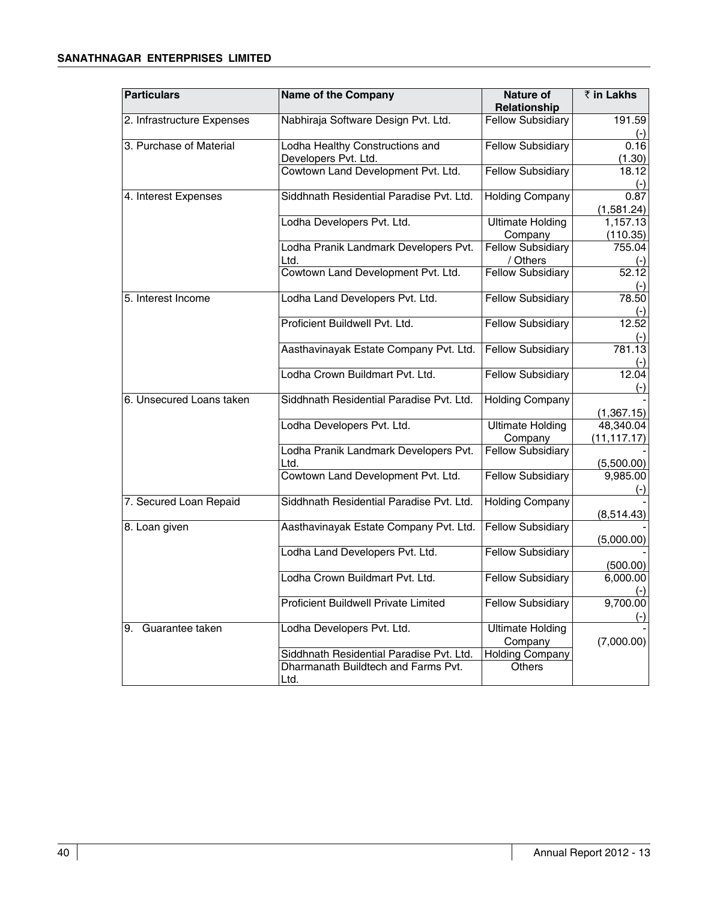| Particulars | Name of the Company | Nature of Relationship | ₹ in Lakhs |
|---|---|---|---|
| 2. Infrastructure Expenses | Nabhiraja Software Design Pvt. Ltd. | Fellow Subsidiary | 191.59 (-) |
| 3. Purchase of Material | Lodha Healthy Constructions and Developers Pvt. Ltd. | Fellow Subsidiary | 0.16 (1.30) |
| | Cowtown Land Development Pvt. Ltd. | Fellow Subsidiary | 18.12 (-) |
| 4. Interest Expenses | Siddhnath Residential Paradise Pvt. Ltd. | Holding Company | 0.87 (1,581.24) |
| | Lodha Developers Pvt. Ltd. | Ultimate Holding Company | 1,157.13 (110.35) |
| | Lodha Pranik Landmark Developers Pvt. Ltd. | Fellow Subsidiary / Others | 755.04 (-) |
| | Cowtown Land Development Pvt. Ltd. | Fellow Subsidiary | 52.12 (-) |
| 5. Interest Income | Lodha Land Developers Pvt. Ltd. | Fellow Subsidiary | 78.50 (-) |
| | Proficient Buildwell Pvt. Ltd. | Fellow Subsidiary | 12.52 (-) |
| | Aasthavinayak Estate Company Pvt. Ltd. | Fellow Subsidiary | 781.13 (-) |
| | Lodha Crown Buildmart Pvt. Ltd. | Fellow Subsidiary | 12.04 (-) |
| 6. Unsecured Loans taken | Siddhnath Residential Paradise Pvt. Ltd. | Holding Company | - (1,367.15) |
| | Lodha Developers Pvt. Ltd. | Ultimate Holding Company | 48,340.04 (11,117.17) |
| | Lodha Pranik Landmark Developers Pvt. Ltd. | Fellow Subsidiary | - (5,500.00) |
| | Cowtown Land Development Pvt. Ltd. | Fellow Subsidiary | 9,985.00 (-) |
| 7. Secured Loan Repaid | Siddhnath Residential Paradise Pvt. Ltd. | Holding Company | - (8,514.43) |
| 8. Loan given | Aasthavinayak Estate Company Pvt. Ltd. | Fellow Subsidiary | - (5,000.00) |
| | Lodha Land Developers Pvt. Ltd. | Fellow Subsidiary | - (500.00) |
| | Lodha Crown Buildmart Pvt. Ltd. | Fellow Subsidiary | 6,000.00 (-) |
| | Proficient Buildwell Private Limited | Fellow Subsidiary | 9,700.00 (-) |
| 9. Guarantee taken | Lodha Developers Pvt. Ltd. | Ultimate Holding Company | - (7,000.00) |
| | Siddhnath Residential Paradise Pvt. Ltd. | Holding Company | |
| | Dharmanath Buildtech and Farms Pvt. Ltd. | Others | |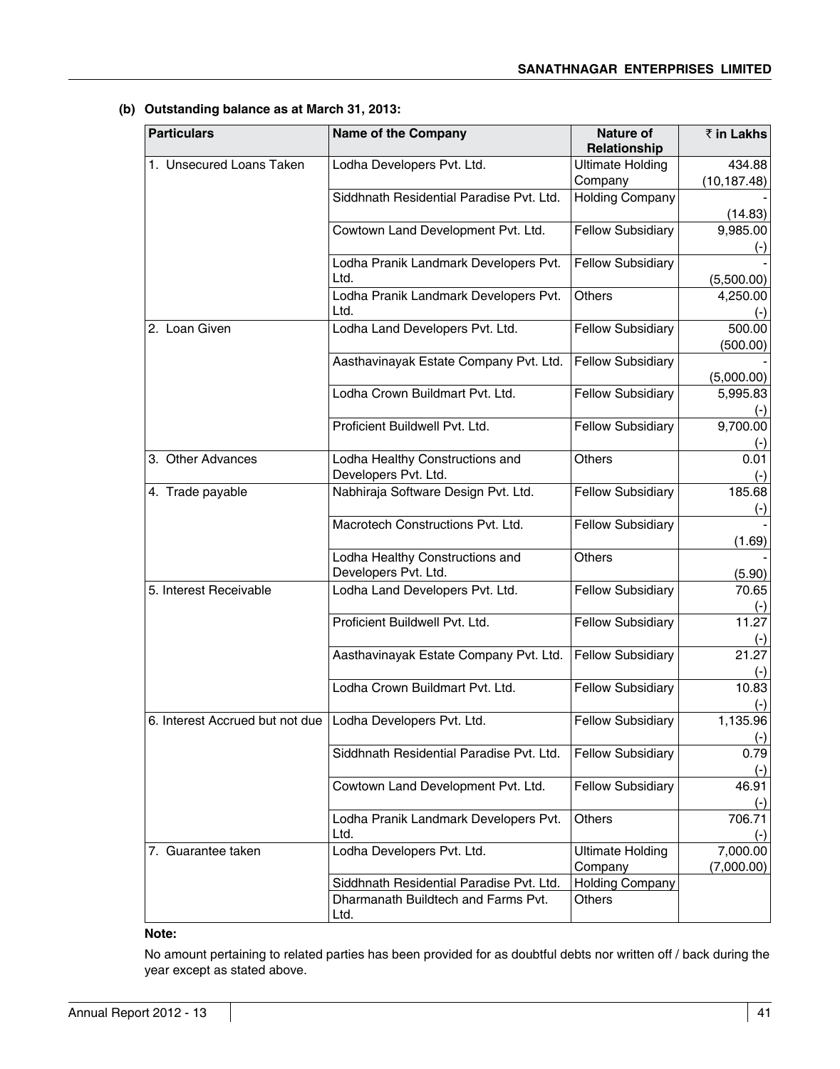**(b) Outstanding balance as at March 31, 2013:**

| Particulars | Name of the Company | Nature of Relationship | ₹ in Lakhs |
|---|---|---|---|
| 1. Unsecured Loans Taken | Lodha Developers Pvt. Ltd. | Ultimate Holding Company | 434.88 (10,187.48) |
| | Siddhnath Residential Paradise Pvt. Ltd. | Holding Company | - (14.83) |
| | Cowtown Land Development Pvt. Ltd. | Fellow Subsidiary | 9,985.00 (-) |
| | Lodha Pranik Landmark Developers Pvt. Ltd. | Fellow Subsidiary | - (5,500.00) |
| | Lodha Pranik Landmark Developers Pvt. Ltd. | Others | 4,250.00 (-) |
| 2. Loan Given | Lodha Land Developers Pvt. Ltd. | Fellow Subsidiary | 500.00 (500.00) |
| | Aasthavinayak Estate Company Pvt. Ltd. | Fellow Subsidiary | - (5,000.00) |
| | Lodha Crown Buildmart Pvt. Ltd. | Fellow Subsidiary | 5,995.83 (-) |
| | Proficient Buildwell Pvt. Ltd. | Fellow Subsidiary | 9,700.00 (-) |
| 3. Other Advances | Lodha Healthy Constructions and Developers Pvt. Ltd. | Others | 0.01 (-) |
| 4. Trade payable | Nabhiraja Software Design Pvt. Ltd. | Fellow Subsidiary | 185.68 (-) |
| | Macrotech Constructions Pvt. Ltd. | Fellow Subsidiary | - (1.69) |
| | Lodha Healthy Constructions and Developers Pvt. Ltd. | Others | - (5.90) |
| 5. Interest Receivable | Lodha Land Developers Pvt. Ltd. | Fellow Subsidiary | 70.65 (-) |
| | Proficient Buildwell Pvt. Ltd. | Fellow Subsidiary | 11.27 (-) |
| | Aasthavinayak Estate Company Pvt. Ltd. | Fellow Subsidiary | 21.27 (-) |
| | Lodha Crown Buildmart Pvt. Ltd. | Fellow Subsidiary | 10.83 (-) |
| 6. Interest Accrued but not due | Lodha Developers Pvt. Ltd. | Fellow Subsidiary | 1,135.96 (-) |
| | Siddhnath Residential Paradise Pvt. Ltd. | Fellow Subsidiary | 0.79 (-) |
| | Cowtown Land Development Pvt. Ltd. | Fellow Subsidiary | 46.91 (-) |
| | Lodha Pranik Landmark Developers Pvt. Ltd. | Others | 706.71 (-) |
| 7. Guarantee taken | Lodha Developers Pvt. Ltd. | Ultimate Holding Company | 7,000.00 (7,000.00) |
| | Siddhnath Residential Paradise Pvt. Ltd. | Holding Company | |
| | Dharmanath Buildtech and Farms Pvt. Ltd. | Others | |

**Note:**

No amount pertaining to related parties has been provided for as doubtful debts nor written off / back during the year except as stated above.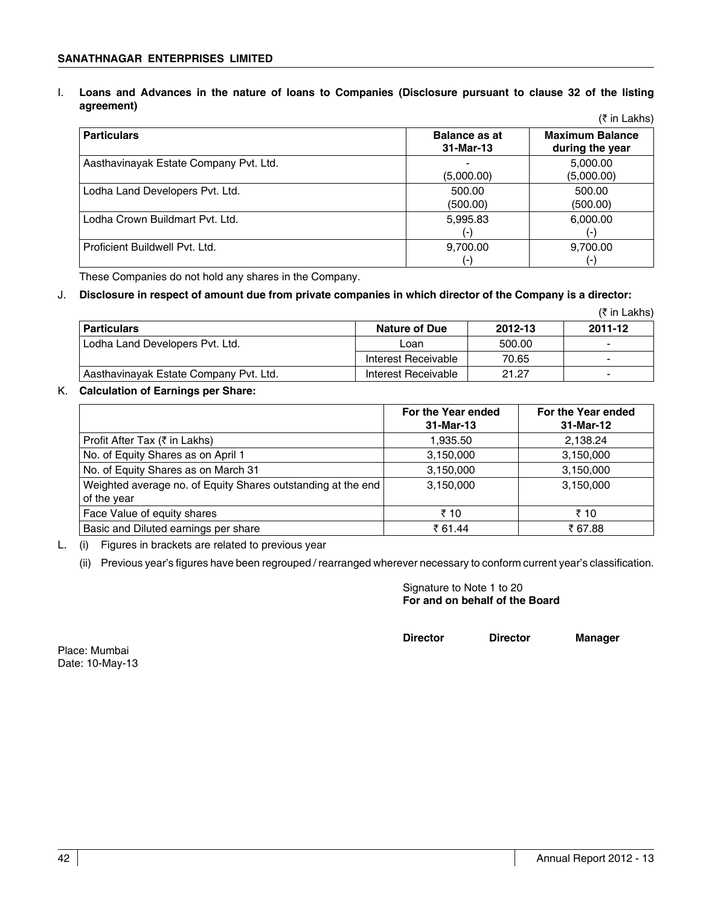I. **Loans and Advances in the nature of loans to Companies (Disclosure pursuant to clause 32 of the listing agreement)**

(₹ in Lakhs)

| Particulars | Balance as at 31-Mar-13 | Maximum Balance during the year |
|---|---|---|
| Aasthavinayak Estate Company Pvt. Ltd. | - (5,000.00) | 5,000.00 (5,000.00) |
| Lodha Land Developers Pvt. Ltd. | 500.00 (500.00) | 500.00 (500.00) |
| Lodha Crown Buildmart Pvt. Ltd. | 5,995.83 (-) | 6,000.00 (-) |
| Proficient Buildwell Pvt. Ltd. | 9,700.00 (-) | 9,700.00 (-) |

These Companies do not hold any shares in the Company.

J. **Disclosure in respect of amount due from private companies in which director of the Company is a director:**

(₹ in Lakhs)

| Particulars | Nature of Due | 2012-13 | 2011-12 |
|---|---|---|---|
| Lodha Land Developers Pvt. Ltd. | Loan | 500.00 | - |
| | Interest Receivable | 70.65 | - |
| Aasthavinayak Estate Company Pvt. Ltd. | Interest Receivable | 21.27 | - |

K. **Calculation of Earnings per Share:**

| | For the Year ended 31-Mar-13 | For the Year ended 31-Mar-12 |
|---|---|---|
| Profit After Tax (₹ in Lakhs) | 1,935.50 | 2,138.24 |
| No. of Equity Shares as on April 1 | 3,150,000 | 3,150,000 |
| No. of Equity Shares as on March 31 | 3,150,000 | 3,150,000 |
| Weighted average no. of Equity Shares outstanding at the end of the year | 3,150,000 | 3,150,000 |
| Face Value of equity shares | ₹ 10 | ₹ 10 |
| Basic and Diluted earnings per share | ₹ 61.44 | ₹ 67.88 |

L. (i) Figures in brackets are related to previous year

(ii) Previous year's figures have been regrouped / rearranged wherever necessary to conform current year's classification.

Signature to Note 1 to 20
**For and on behalf of the Board**

**Director** **Director** **Manager**

Place: Mumbai
Date: 10-May-13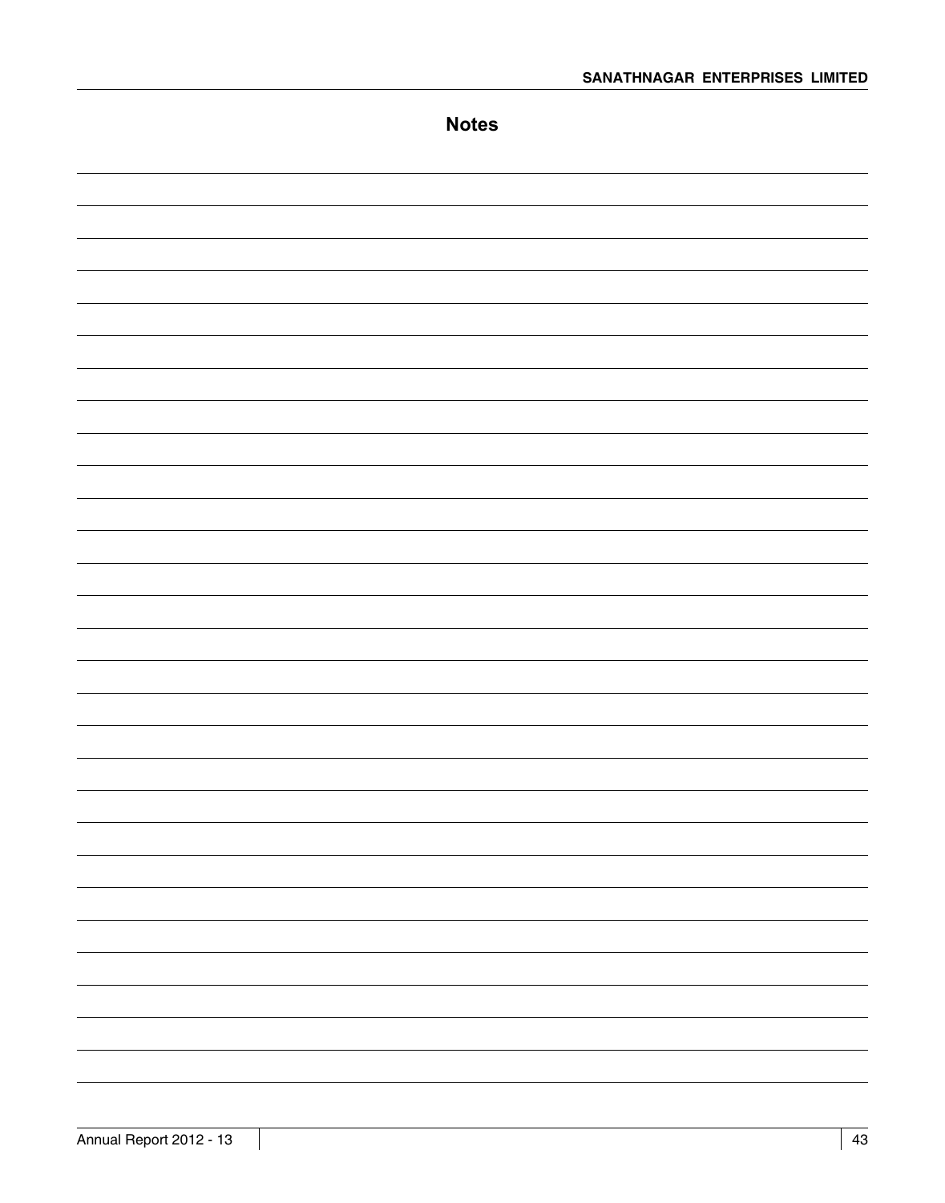# Notes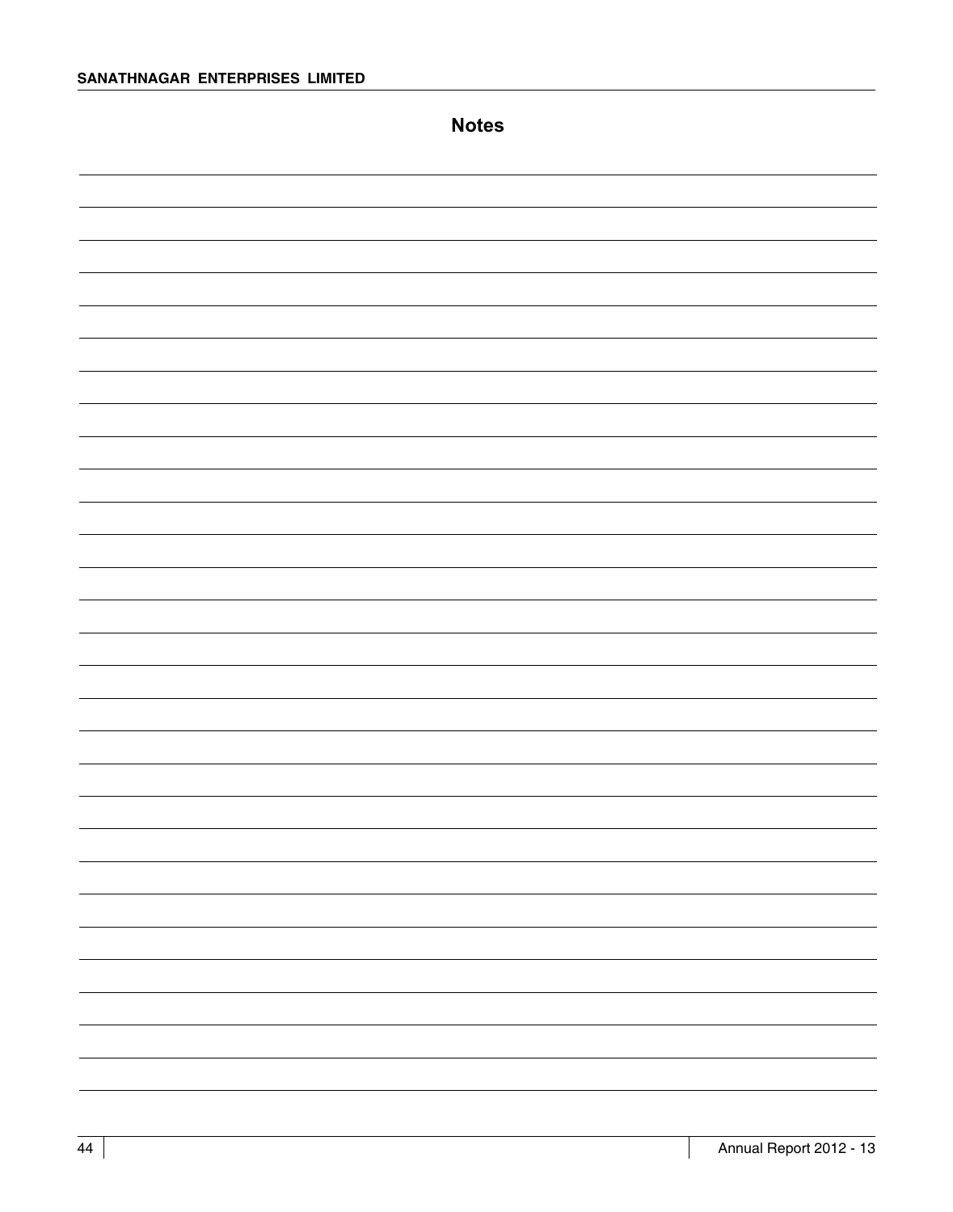## Notes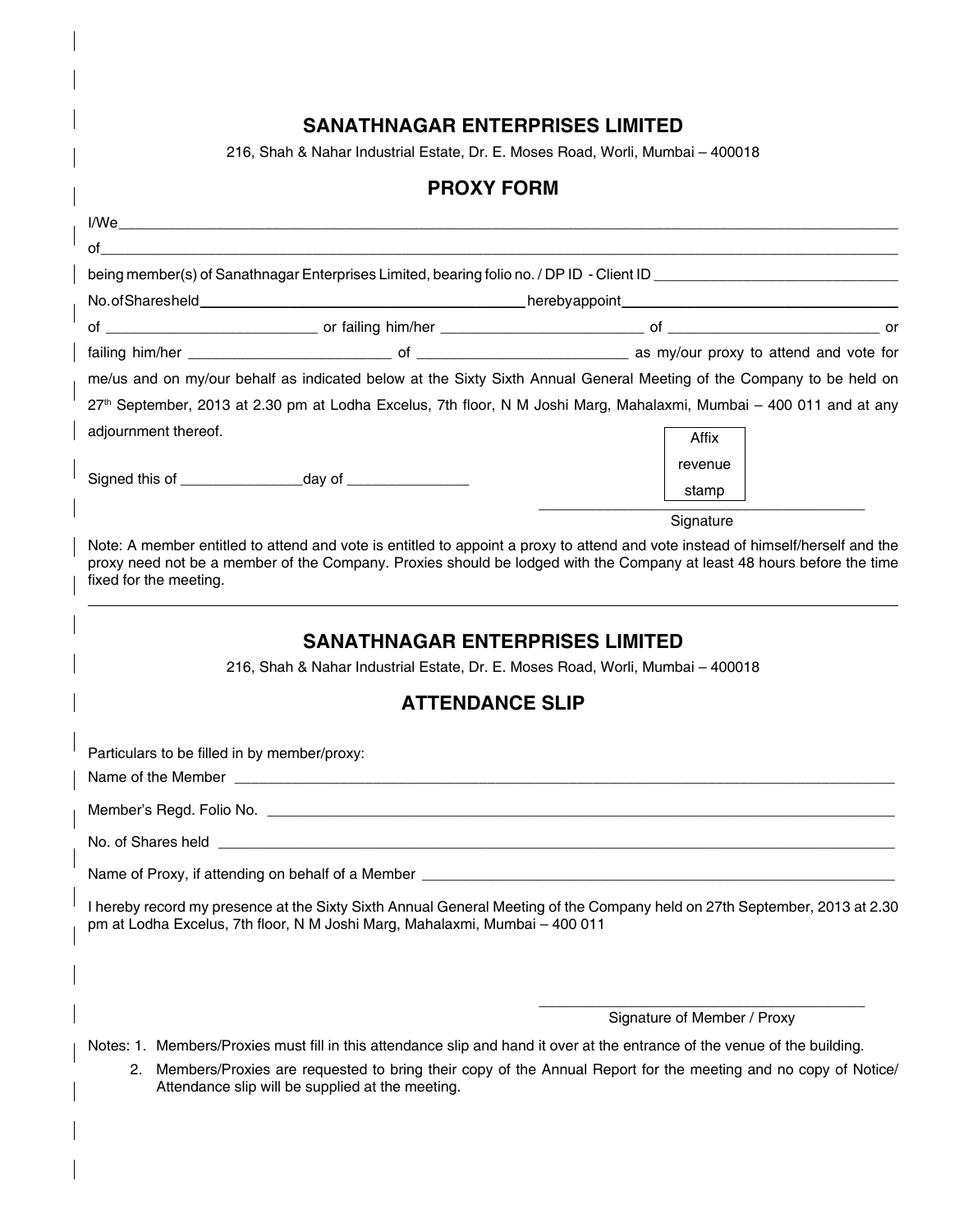## SANATHNAGAR ENTERPRISES LIMITED

216, Shah & Nahar Industrial Estate, Dr. E. Moses Road, Worli, Mumbai – 400018

## PROXY FORM

I/We_______________________________________________________________________________

of_________________________________________________________________________________

being member(s) of Sanathnagar Enterprises Limited, bearing folio no. / DP ID - Client ID ______________________________

No. of Shares held ________________________________________ hereby appoint ________________________________

of __________________________ or failing him/her __________________________ of __________________________ or failing him/her __________________________ of __________________________ as my/our proxy to attend and vote for me/us and on my/our behalf as indicated below at the Sixty Sixth Annual General Meeting of the Company to be held on 27th September, 2013 at 2.30 pm at Lodha Excelus, 7th floor, N M Joshi Marg, Mahalaxmi, Mumbai – 400 011 and at any adjournment thereof.

Signed this of _______________day of _______________

Affix revenue stamp

_______________________________________

Signature

Note: A member entitled to attend and vote is entitled to appoint a proxy to attend and vote instead of himself/herself and the proxy need not be a member of the Company. Proxies should be lodged with the Company at least 48 hours before the time fixed for the meeting.

---

## SANATHNAGAR ENTERPRISES LIMITED

216, Shah & Nahar Industrial Estate, Dr. E. Moses Road, Worli, Mumbai – 400018

## ATTENDANCE SLIP

Particulars to be filled in by member/proxy:

Name of the Member ____________________________________________________________________

Member's Regd. Folio No. _______________________________________________________________

No. of Shares held _____________________________________________________________________

Name of Proxy, if attending on behalf of a Member ___________________________________________

I hereby record my presence at the Sixty Sixth Annual General Meeting of the Company held on 27th September, 2013 at 2.30 pm at Lodha Excelus, 7th floor, N M Joshi Marg, Mahalaxmi, Mumbai – 400 011

_______________________________________

Signature of Member / Proxy

Notes: 1. Members/Proxies must fill in this attendance slip and hand it over at the entrance of the venue of the building.

2. Members/Proxies are requested to bring their copy of the Annual Report for the meeting and no copy of Notice/ Attendance slip will be supplied at the meeting.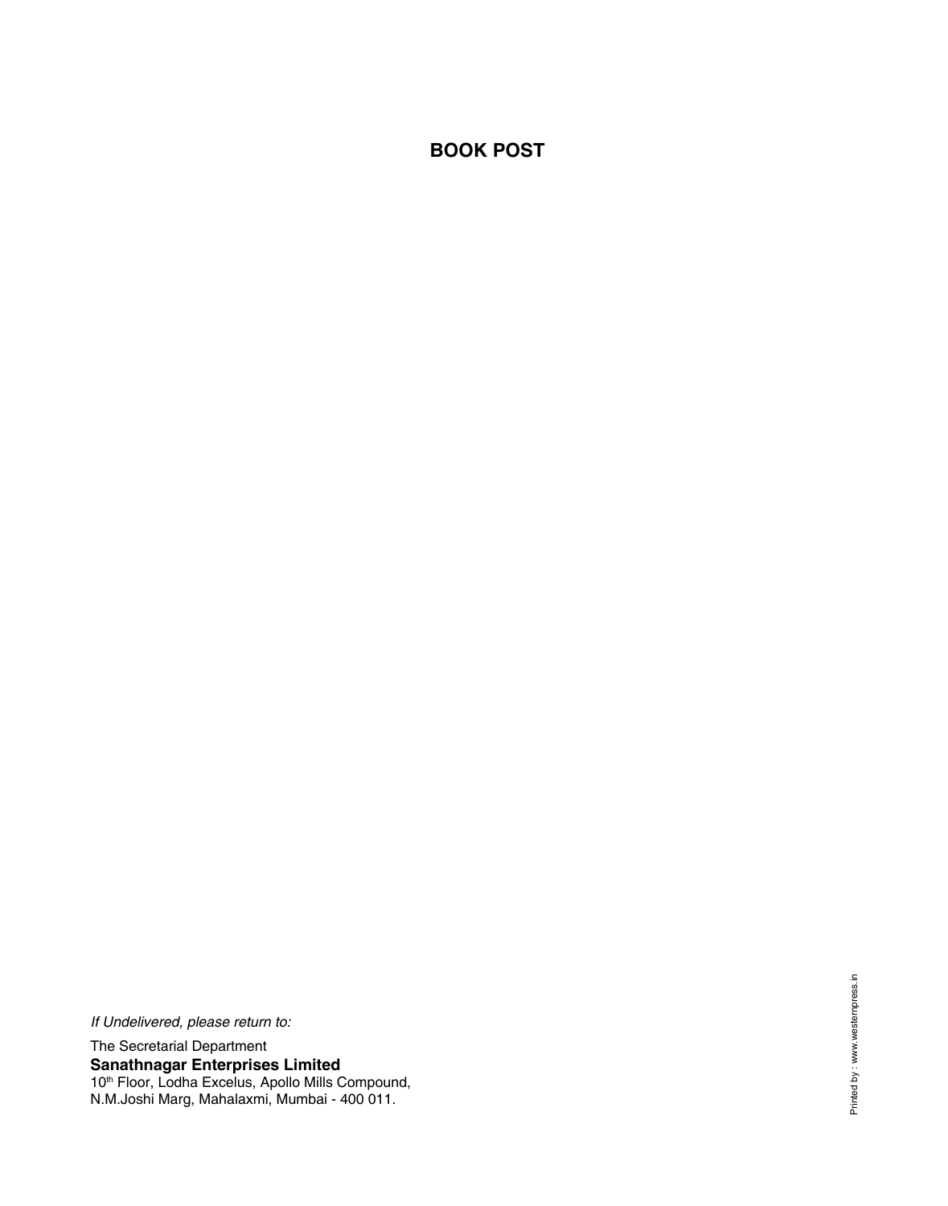**BOOK POST**

*If Undelivered, please return to:*

The Secretarial Department
**Sanathnagar Enterprises Limited**
10th Floor, Lodha Excelus, Apollo Mills Compound,
N.M.Joshi Marg, Mahalaxmi, Mumbai - 400 011.

Printed by : www.westernpress.in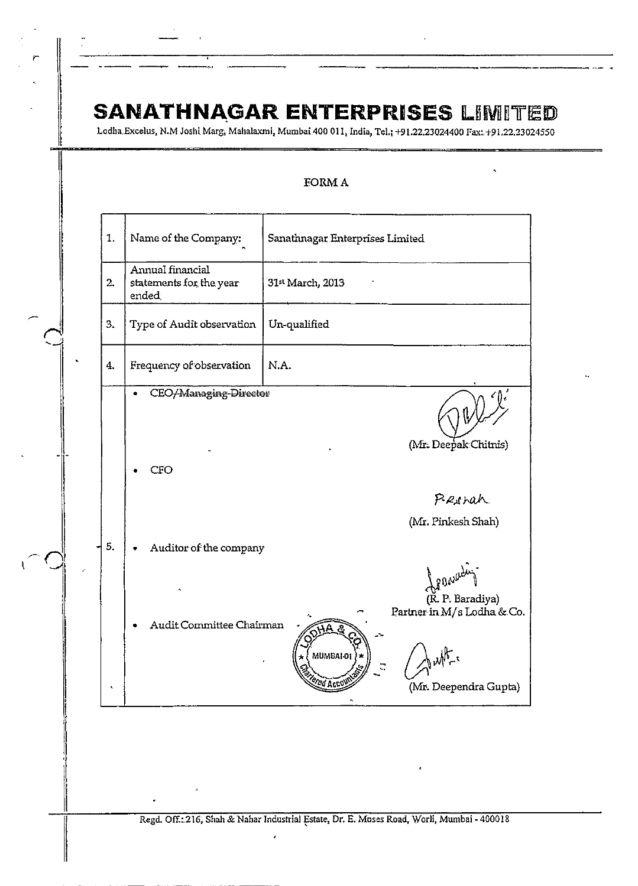# SANATHNAGAR ENTERPRISES LIMITED

Lodha Excelus, N.M Joshi Marg, Mahalaxmi, Mumbai 400 011, India, Tel.: +91.22.23024400 Fax: +91.22.23024550

## FORM A

| | | |
|---|---|---|
| 1. | Name of the Company: | Sanathnagar Enterprises Limited |
| 2. | Annual financial statements for the year ended | 31st March, 2013 |
| 3. | Type of Audit observation | Un-qualified |
| 4. | Frequency of observation | N.A. |
| 5. | • CEO/~~Managing Director~~ | (Mr. Deepak Chitnis) |
| | • CFO | (Mr. Pinkesh Shah) |
| | • Auditor of the company | (R. P. Baradiya) Partner in M/s Lodha & Co. |
| | • Audit Committee Chairman | (Mr. Deependra Gupta) |

Regd. Off.: 216, Shah & Nahar Industrial Estate, Dr. E. Moses Road, Worli, Mumbai - 400018